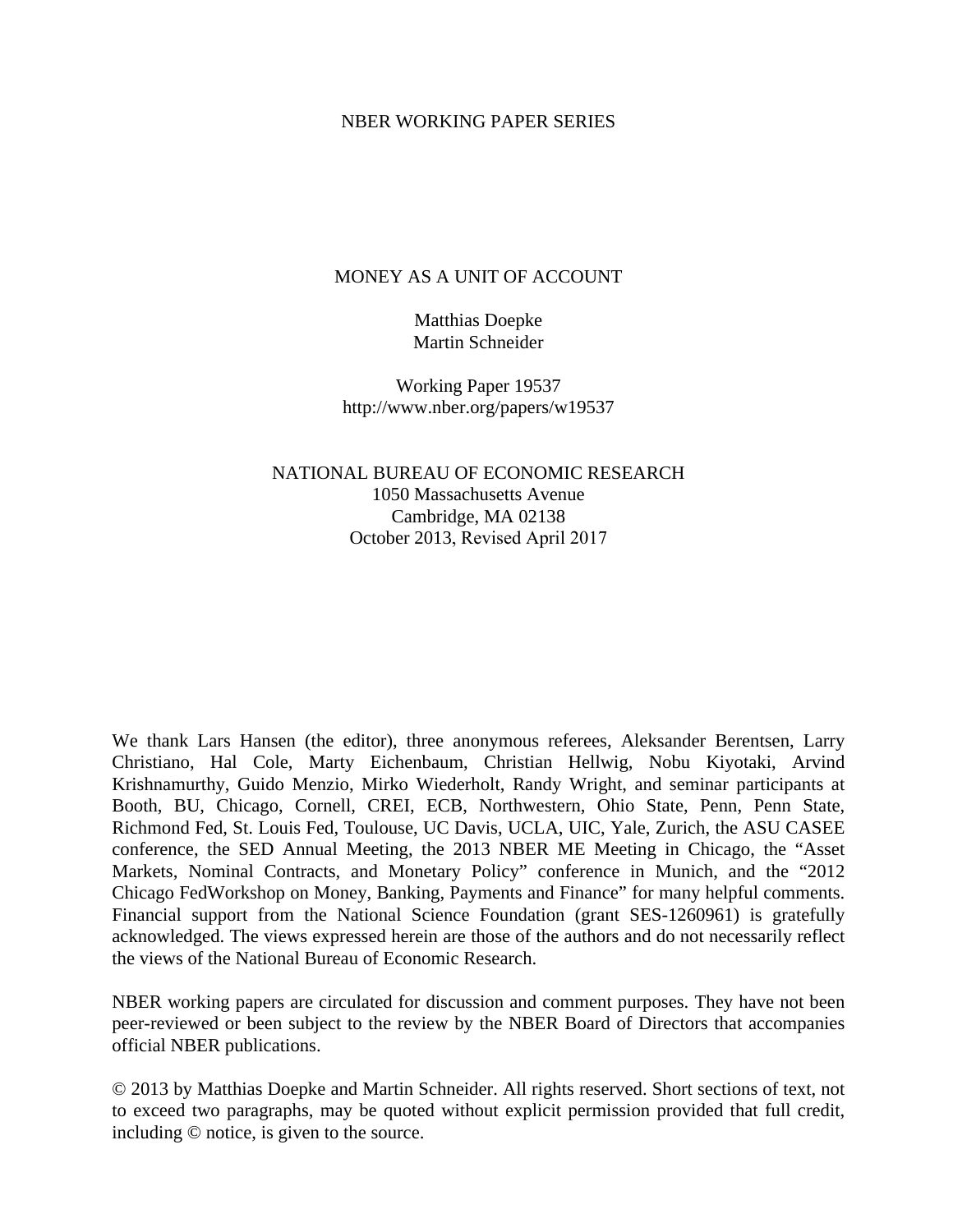NBER WORKING PAPER SERIES

# MONEY AS A UNIT OF ACCOUNT

Matthias Doepke
Martin Schneider

Working Paper 19537
http://www.nber.org/papers/w19537

NATIONAL BUREAU OF ECONOMIC RESEARCH
1050 Massachusetts Avenue
Cambridge, MA 02138
October 2013, Revised April 2017

We thank Lars Hansen (the editor), three anonymous referees, Aleksander Berentsen, Larry Christiano, Hal Cole, Marty Eichenbaum, Christian Hellwig, Nobu Kiyotaki, Arvind Krishnamurthy, Guido Menzio, Mirko Wiederholt, Randy Wright, and seminar participants at Booth, BU, Chicago, Cornell, CREI, ECB, Northwestern, Ohio State, Penn, Penn State, Richmond Fed, St. Louis Fed, Toulouse, UC Davis, UCLA, UIC, Yale, Zurich, the ASU CASEE conference, the SED Annual Meeting, the 2013 NBER ME Meeting in Chicago, the "Asset Markets, Nominal Contracts, and Monetary Policy" conference in Munich, and the "2012 Chicago FedWorkshop on Money, Banking, Payments and Finance" for many helpful comments. Financial support from the National Science Foundation (grant SES-1260961) is gratefully acknowledged. The views expressed herein are those of the authors and do not necessarily reflect the views of the National Bureau of Economic Research.

NBER working papers are circulated for discussion and comment purposes. They have not been peer-reviewed or been subject to the review by the NBER Board of Directors that accompanies official NBER publications.

© 2013 by Matthias Doepke and Martin Schneider. All rights reserved. Short sections of text, not to exceed two paragraphs, may be quoted without explicit permission provided that full credit, including © notice, is given to the source.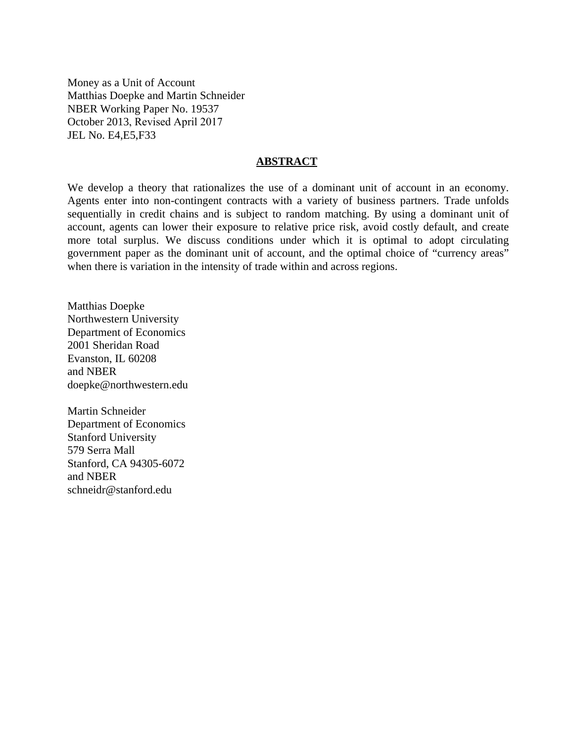Money as a Unit of Account
Matthias Doepke and Martin Schneider
NBER Working Paper No. 19537
October 2013, Revised April 2017
JEL No. E4,E5,F33

## ABSTRACT

We develop a theory that rationalizes the use of a dominant unit of account in an economy. Agents enter into non-contingent contracts with a variety of business partners. Trade unfolds sequentially in credit chains and is subject to random matching. By using a dominant unit of account, agents can lower their exposure to relative price risk, avoid costly default, and create more total surplus. We discuss conditions under which it is optimal to adopt circulating government paper as the dominant unit of account, and the optimal choice of "currency areas" when there is variation in the intensity of trade within and across regions.

Matthias Doepke
Northwestern University
Department of Economics
2001 Sheridan Road
Evanston, IL 60208
and NBER
doepke@northwestern.edu

Martin Schneider
Department of Economics
Stanford University
579 Serra Mall
Stanford, CA 94305-6072
and NBER
schneidr@stanford.edu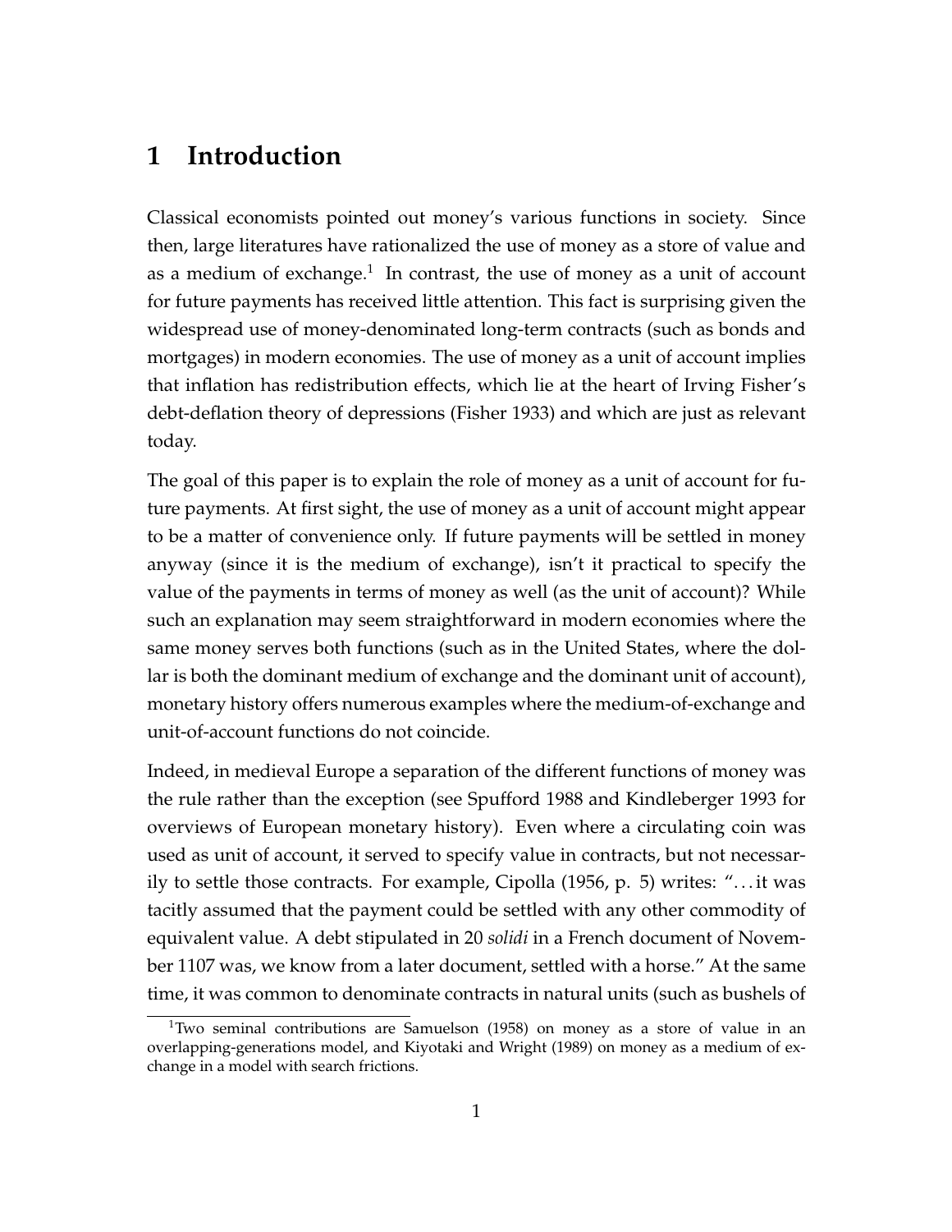# 1 Introduction

Classical economists pointed out money's various functions in society. Since then, large literatures have rationalized the use of money as a store of value and as a medium of exchange.[1] In contrast, the use of money as a unit of account for future payments has received little attention. This fact is surprising given the widespread use of money-denominated long-term contracts (such as bonds and mortgages) in modern economies. The use of money as a unit of account implies that inflation has redistribution effects, which lie at the heart of Irving Fisher's debt-deflation theory of depressions (Fisher 1933) and which are just as relevant today.

The goal of this paper is to explain the role of money as a unit of account for future payments. At first sight, the use of money as a unit of account might appear to be a matter of convenience only. If future payments will be settled in money anyway (since it is the medium of exchange), isn't it practical to specify the value of the payments in terms of money as well (as the unit of account)? While such an explanation may seem straightforward in modern economies where the same money serves both functions (such as in the United States, where the dollar is both the dominant medium of exchange and the dominant unit of account), monetary history offers numerous examples where the medium-of-exchange and unit-of-account functions do not coincide.

Indeed, in medieval Europe a separation of the different functions of money was the rule rather than the exception (see Spufford 1988 and Kindleberger 1993 for overviews of European monetary history). Even where a circulating coin was used as unit of account, it served to specify value in contracts, but not necessarily to settle those contracts. For example, Cipolla (1956, p. 5) writes: "...it was tacitly assumed that the payment could be settled with any other commodity of equivalent value. A debt stipulated in 20 *solidi* in a French document of November 1107 was, we know from a later document, settled with a horse." At the same time, it was common to denominate contracts in natural units (such as bushels of

[1] Two seminal contributions are Samuelson (1958) on money as a store of value in an overlapping-generations model, and Kiyotaki and Wright (1989) on money as a medium of exchange in a model with search frictions.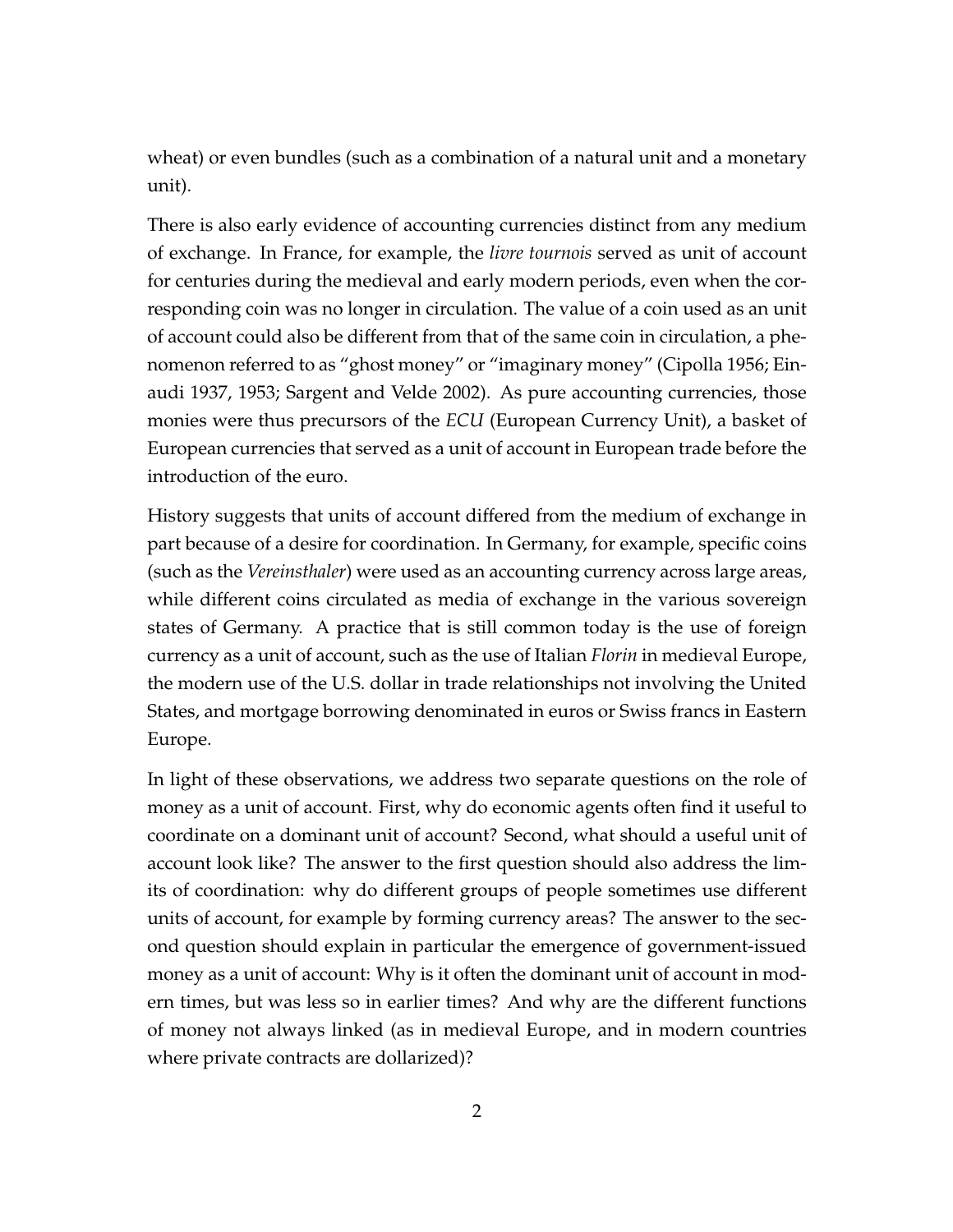wheat) or even bundles (such as a combination of a natural unit and a monetary unit).

There is also early evidence of accounting currencies distinct from any medium of exchange. In France, for example, the *livre tournois* served as unit of account for centuries during the medieval and early modern periods, even when the corresponding coin was no longer in circulation. The value of a coin used as an unit of account could also be different from that of the same coin in circulation, a phenomenon referred to as "ghost money" or "imaginary money" (Cipolla 1956; Einaudi 1937, 1953; Sargent and Velde 2002). As pure accounting currencies, those monies were thus precursors of the *ECU* (European Currency Unit), a basket of European currencies that served as a unit of account in European trade before the introduction of the euro.

History suggests that units of account differed from the medium of exchange in part because of a desire for coordination. In Germany, for example, specific coins (such as the *Vereinsthaler*) were used as an accounting currency across large areas, while different coins circulated as media of exchange in the various sovereign states of Germany. A practice that is still common today is the use of foreign currency as a unit of account, such as the use of Italian *Florin* in medieval Europe, the modern use of the U.S. dollar in trade relationships not involving the United States, and mortgage borrowing denominated in euros or Swiss francs in Eastern Europe.

In light of these observations, we address two separate questions on the role of money as a unit of account. First, why do economic agents often find it useful to coordinate on a dominant unit of account? Second, what should a useful unit of account look like? The answer to the first question should also address the limits of coordination: why do different groups of people sometimes use different units of account, for example by forming currency areas? The answer to the second question should explain in particular the emergence of government-issued money as a unit of account: Why is it often the dominant unit of account in modern times, but was less so in earlier times? And why are the different functions of money not always linked (as in medieval Europe, and in modern countries where private contracts are dollarized)?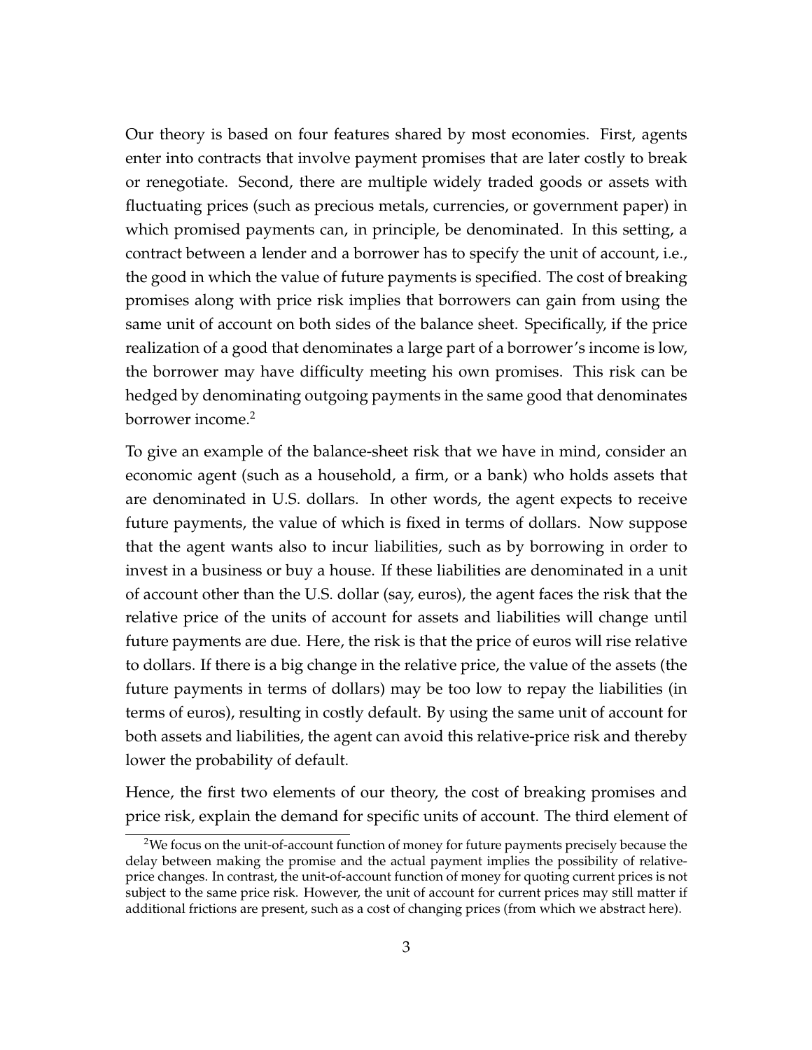Our theory is based on four features shared by most economies. First, agents enter into contracts that involve payment promises that are later costly to break or renegotiate. Second, there are multiple widely traded goods or assets with fluctuating prices (such as precious metals, currencies, or government paper) in which promised payments can, in principle, be denominated. In this setting, a contract between a lender and a borrower has to specify the unit of account, i.e., the good in which the value of future payments is specified. The cost of breaking promises along with price risk implies that borrowers can gain from using the same unit of account on both sides of the balance sheet. Specifically, if the price realization of a good that denominates a large part of a borrower's income is low, the borrower may have difficulty meeting his own promises. This risk can be hedged by denominating outgoing payments in the same good that denominates borrower income.[2]

To give an example of the balance-sheet risk that we have in mind, consider an economic agent (such as a household, a firm, or a bank) who holds assets that are denominated in U.S. dollars. In other words, the agent expects to receive future payments, the value of which is fixed in terms of dollars. Now suppose that the agent wants also to incur liabilities, such as by borrowing in order to invest in a business or buy a house. If these liabilities are denominated in a unit of account other than the U.S. dollar (say, euros), the agent faces the risk that the relative price of the units of account for assets and liabilities will change until future payments are due. Here, the risk is that the price of euros will rise relative to dollars. If there is a big change in the relative price, the value of the assets (the future payments in terms of dollars) may be too low to repay the liabilities (in terms of euros), resulting in costly default. By using the same unit of account for both assets and liabilities, the agent can avoid this relative-price risk and thereby lower the probability of default.

Hence, the first two elements of our theory, the cost of breaking promises and price risk, explain the demand for specific units of account. The third element of

[2] We focus on the unit-of-account function of money for future payments precisely because the delay between making the promise and the actual payment implies the possibility of relative-price changes. In contrast, the unit-of-account function of money for quoting current prices is not subject to the same price risk. However, the unit of account for current prices may still matter if additional frictions are present, such as a cost of changing prices (from which we abstract here).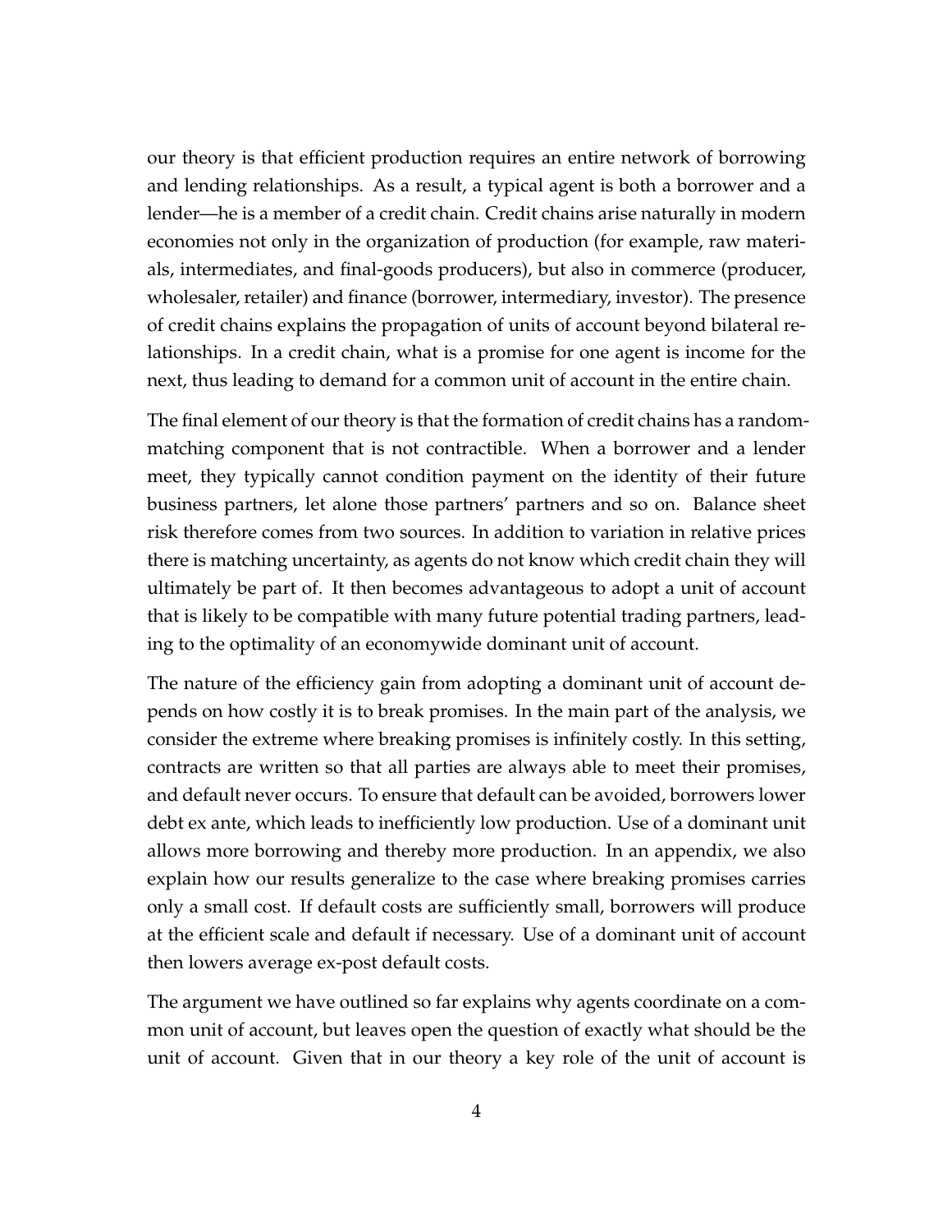our theory is that efficient production requires an entire network of borrowing and lending relationships. As a result, a typical agent is both a borrower and a lender—he is a member of a credit chain. Credit chains arise naturally in modern economies not only in the organization of production (for example, raw materials, intermediates, and final-goods producers), but also in commerce (producer, wholesaler, retailer) and finance (borrower, intermediary, investor). The presence of credit chains explains the propagation of units of account beyond bilateral relationships. In a credit chain, what is a promise for one agent is income for the next, thus leading to demand for a common unit of account in the entire chain.

The final element of our theory is that the formation of credit chains has a random-matching component that is not contractible. When a borrower and a lender meet, they typically cannot condition payment on the identity of their future business partners, let alone those partners' partners and so on. Balance sheet risk therefore comes from two sources. In addition to variation in relative prices there is matching uncertainty, as agents do not know which credit chain they will ultimately be part of. It then becomes advantageous to adopt a unit of account that is likely to be compatible with many future potential trading partners, leading to the optimality of an economywide dominant unit of account.

The nature of the efficiency gain from adopting a dominant unit of account depends on how costly it is to break promises. In the main part of the analysis, we consider the extreme where breaking promises is infinitely costly. In this setting, contracts are written so that all parties are always able to meet their promises, and default never occurs. To ensure that default can be avoided, borrowers lower debt ex ante, which leads to inefficiently low production. Use of a dominant unit allows more borrowing and thereby more production. In an appendix, we also explain how our results generalize to the case where breaking promises carries only a small cost. If default costs are sufficiently small, borrowers will produce at the efficient scale and default if necessary. Use of a dominant unit of account then lowers average ex-post default costs.

The argument we have outlined so far explains why agents coordinate on a common unit of account, but leaves open the question of exactly what should be the unit of account. Given that in our theory a key role of the unit of account is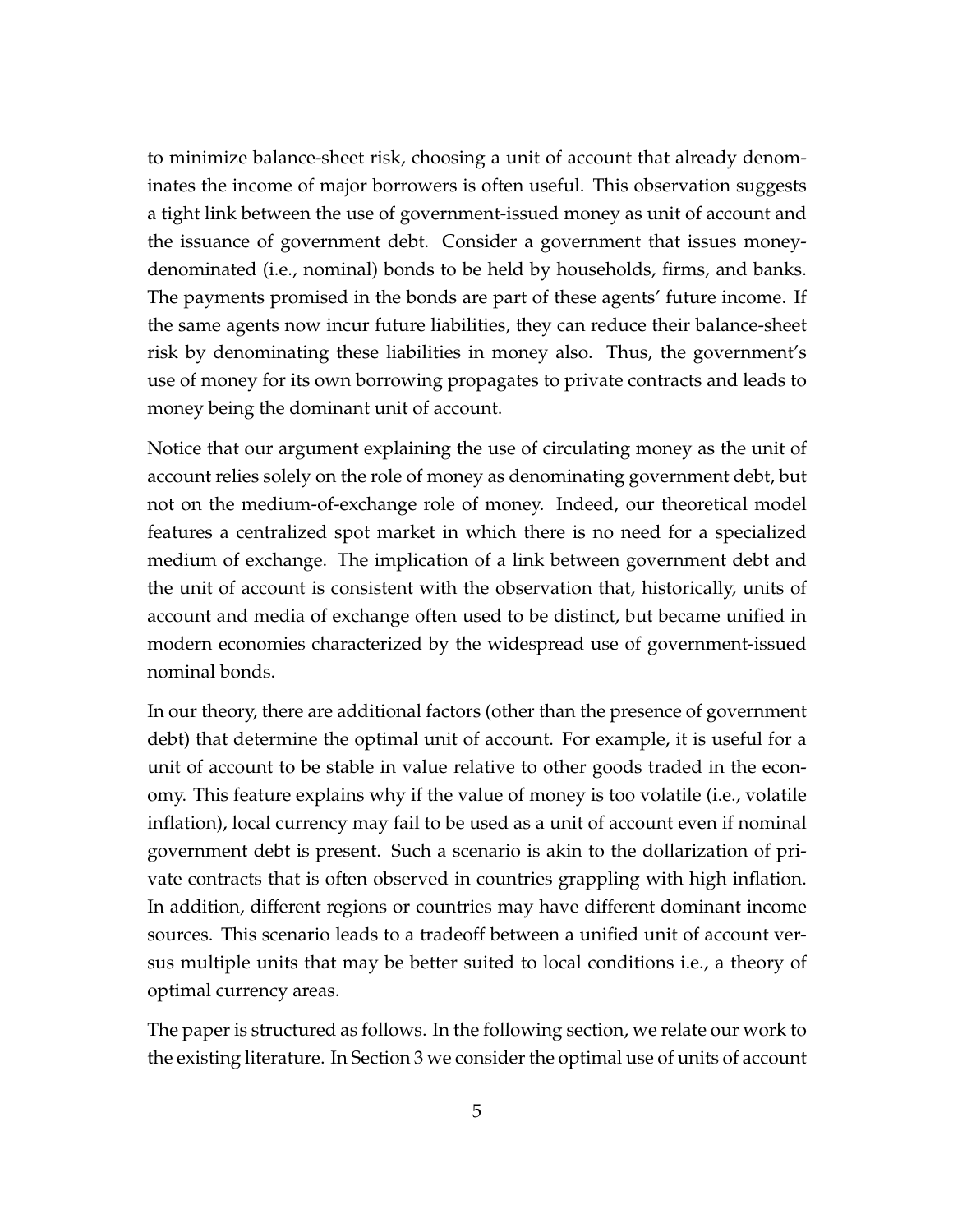to minimize balance-sheet risk, choosing a unit of account that already denominates the income of major borrowers is often useful. This observation suggests a tight link between the use of government-issued money as unit of account and the issuance of government debt. Consider a government that issues money-denominated (i.e., nominal) bonds to be held by households, firms, and banks. The payments promised in the bonds are part of these agents' future income. If the same agents now incur future liabilities, they can reduce their balance-sheet risk by denominating these liabilities in money also. Thus, the government's use of money for its own borrowing propagates to private contracts and leads to money being the dominant unit of account.

Notice that our argument explaining the use of circulating money as the unit of account relies solely on the role of money as denominating government debt, but not on the medium-of-exchange role of money. Indeed, our theoretical model features a centralized spot market in which there is no need for a specialized medium of exchange. The implication of a link between government debt and the unit of account is consistent with the observation that, historically, units of account and media of exchange often used to be distinct, but became unified in modern economies characterized by the widespread use of government-issued nominal bonds.

In our theory, there are additional factors (other than the presence of government debt) that determine the optimal unit of account. For example, it is useful for a unit of account to be stable in value relative to other goods traded in the economy. This feature explains why if the value of money is too volatile (i.e., volatile inflation), local currency may fail to be used as a unit of account even if nominal government debt is present. Such a scenario is akin to the dollarization of private contracts that is often observed in countries grappling with high inflation. In addition, different regions or countries may have different dominant income sources. This scenario leads to a tradeoff between a unified unit of account versus multiple units that may be better suited to local conditions i.e., a theory of optimal currency areas.

The paper is structured as follows. In the following section, we relate our work to the existing literature. In Section 3 we consider the optimal use of units of account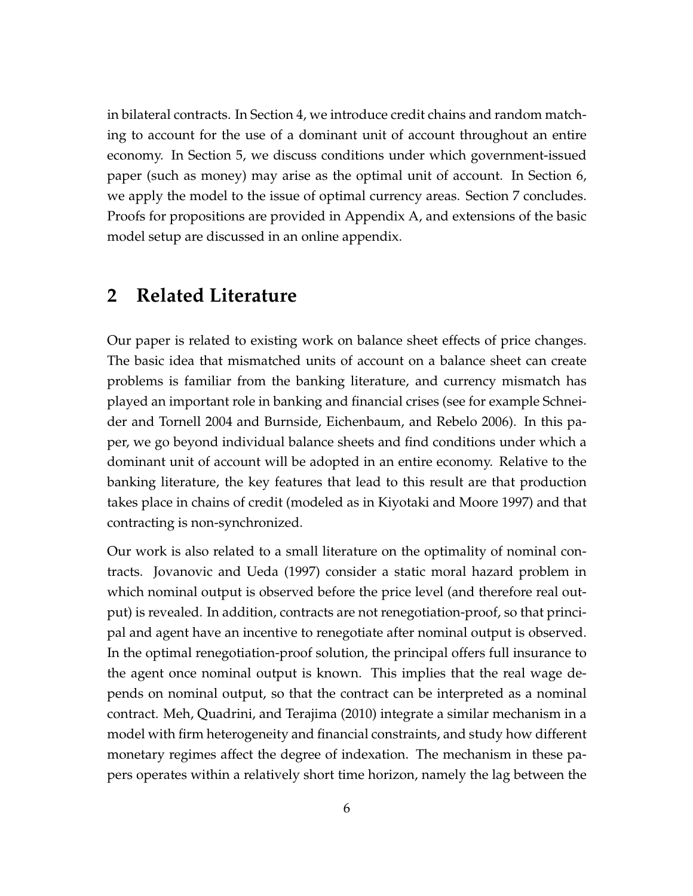in bilateral contracts. In Section 4, we introduce credit chains and random matching to account for the use of a dominant unit of account throughout an entire economy. In Section 5, we discuss conditions under which government-issued paper (such as money) may arise as the optimal unit of account. In Section 6, we apply the model to the issue of optimal currency areas. Section 7 concludes. Proofs for propositions are provided in Appendix A, and extensions of the basic model setup are discussed in an online appendix.

## 2 Related Literature

Our paper is related to existing work on balance sheet effects of price changes. The basic idea that mismatched units of account on a balance sheet can create problems is familiar from the banking literature, and currency mismatch has played an important role in banking and financial crises (see for example Schneider and Tornell 2004 and Burnside, Eichenbaum, and Rebelo 2006). In this paper, we go beyond individual balance sheets and find conditions under which a dominant unit of account will be adopted in an entire economy. Relative to the banking literature, the key features that lead to this result are that production takes place in chains of credit (modeled as in Kiyotaki and Moore 1997) and that contracting is non-synchronized.

Our work is also related to a small literature on the optimality of nominal contracts. Jovanovic and Ueda (1997) consider a static moral hazard problem in which nominal output is observed before the price level (and therefore real output) is revealed. In addition, contracts are not renegotiation-proof, so that principal and agent have an incentive to renegotiate after nominal output is observed. In the optimal renegotiation-proof solution, the principal offers full insurance to the agent once nominal output is known. This implies that the real wage depends on nominal output, so that the contract can be interpreted as a nominal contract. Meh, Quadrini, and Terajima (2010) integrate a similar mechanism in a model with firm heterogeneity and financial constraints, and study how different monetary regimes affect the degree of indexation. The mechanism in these papers operates within a relatively short time horizon, namely the lag between the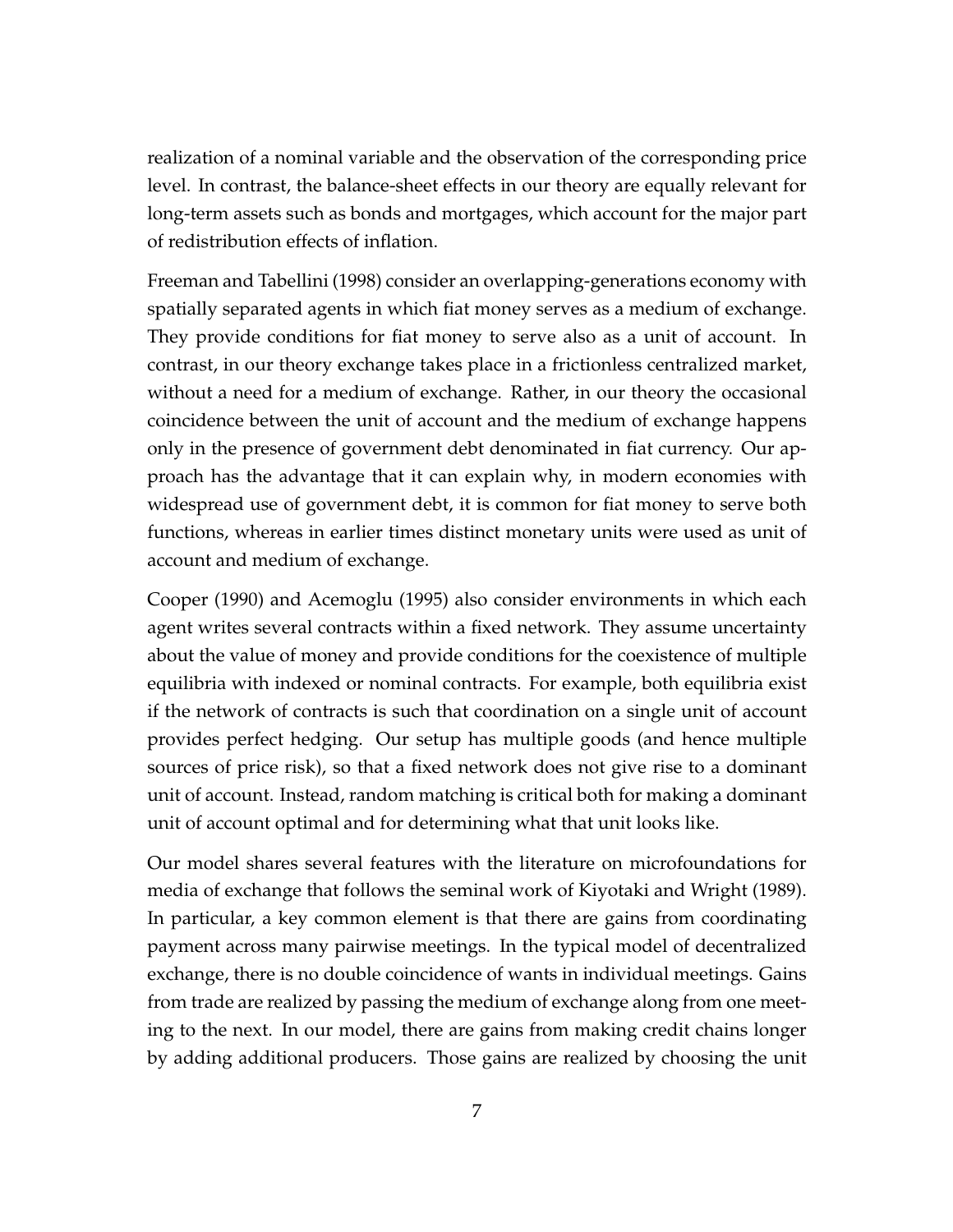realization of a nominal variable and the observation of the corresponding price level. In contrast, the balance-sheet effects in our theory are equally relevant for long-term assets such as bonds and mortgages, which account for the major part of redistribution effects of inflation.

Freeman and Tabellini (1998) consider an overlapping-generations economy with spatially separated agents in which fiat money serves as a medium of exchange. They provide conditions for fiat money to serve also as a unit of account. In contrast, in our theory exchange takes place in a frictionless centralized market, without a need for a medium of exchange. Rather, in our theory the occasional coincidence between the unit of account and the medium of exchange happens only in the presence of government debt denominated in fiat currency. Our approach has the advantage that it can explain why, in modern economies with widespread use of government debt, it is common for fiat money to serve both functions, whereas in earlier times distinct monetary units were used as unit of account and medium of exchange.

Cooper (1990) and Acemoglu (1995) also consider environments in which each agent writes several contracts within a fixed network. They assume uncertainty about the value of money and provide conditions for the coexistence of multiple equilibria with indexed or nominal contracts. For example, both equilibria exist if the network of contracts is such that coordination on a single unit of account provides perfect hedging. Our setup has multiple goods (and hence multiple sources of price risk), so that a fixed network does not give rise to a dominant unit of account. Instead, random matching is critical both for making a dominant unit of account optimal and for determining what that unit looks like.

Our model shares several features with the literature on microfoundations for media of exchange that follows the seminal work of Kiyotaki and Wright (1989). In particular, a key common element is that there are gains from coordinating payment across many pairwise meetings. In the typical model of decentralized exchange, there is no double coincidence of wants in individual meetings. Gains from trade are realized by passing the medium of exchange along from one meeting to the next. In our model, there are gains from making credit chains longer by adding additional producers. Those gains are realized by choosing the unit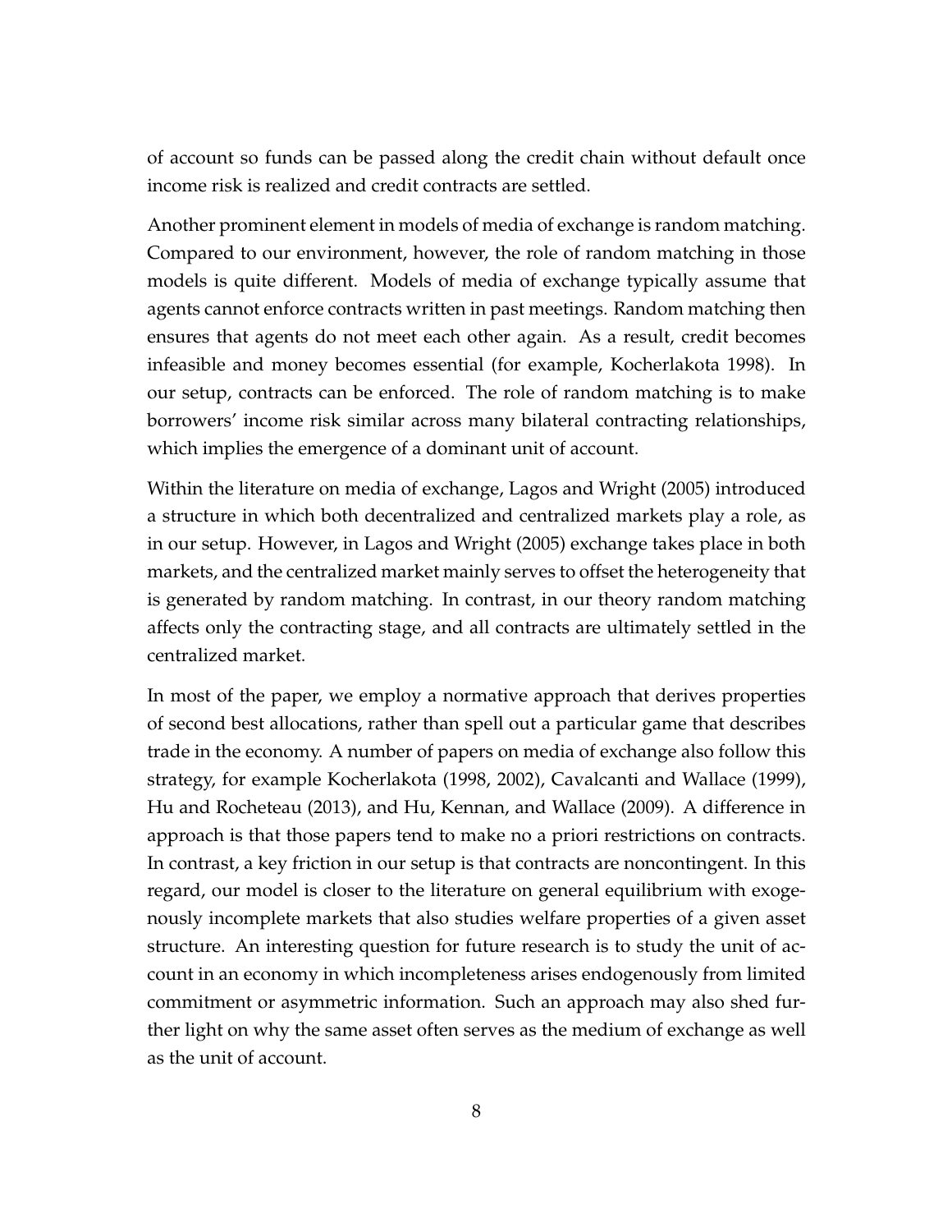of account so funds can be passed along the credit chain without default once income risk is realized and credit contracts are settled.

Another prominent element in models of media of exchange is random matching. Compared to our environment, however, the role of random matching in those models is quite different. Models of media of exchange typically assume that agents cannot enforce contracts written in past meetings. Random matching then ensures that agents do not meet each other again. As a result, credit becomes infeasible and money becomes essential (for example, Kocherlakota 1998). In our setup, contracts can be enforced. The role of random matching is to make borrowers' income risk similar across many bilateral contracting relationships, which implies the emergence of a dominant unit of account.

Within the literature on media of exchange, Lagos and Wright (2005) introduced a structure in which both decentralized and centralized markets play a role, as in our setup. However, in Lagos and Wright (2005) exchange takes place in both markets, and the centralized market mainly serves to offset the heterogeneity that is generated by random matching. In contrast, in our theory random matching affects only the contracting stage, and all contracts are ultimately settled in the centralized market.

In most of the paper, we employ a normative approach that derives properties of second best allocations, rather than spell out a particular game that describes trade in the economy. A number of papers on media of exchange also follow this strategy, for example Kocherlakota (1998, 2002), Cavalcanti and Wallace (1999), Hu and Rocheteau (2013), and Hu, Kennan, and Wallace (2009). A difference in approach is that those papers tend to make no a priori restrictions on contracts. In contrast, a key friction in our setup is that contracts are noncontingent. In this regard, our model is closer to the literature on general equilibrium with exogenously incomplete markets that also studies welfare properties of a given asset structure. An interesting question for future research is to study the unit of account in an economy in which incompleteness arises endogenously from limited commitment or asymmetric information. Such an approach may also shed further light on why the same asset often serves as the medium of exchange as well as the unit of account.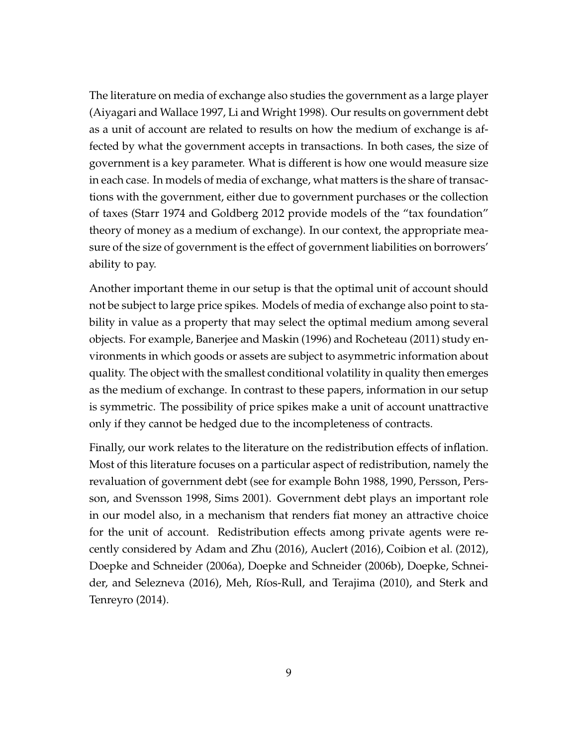The literature on media of exchange also studies the government as a large player (Aiyagari and Wallace 1997, Li and Wright 1998). Our results on government debt as a unit of account are related to results on how the medium of exchange is affected by what the government accepts in transactions. In both cases, the size of government is a key parameter. What is different is how one would measure size in each case. In models of media of exchange, what matters is the share of transactions with the government, either due to government purchases or the collection of taxes (Starr 1974 and Goldberg 2012 provide models of the "tax foundation" theory of money as a medium of exchange). In our context, the appropriate measure of the size of government is the effect of government liabilities on borrowers' ability to pay.

Another important theme in our setup is that the optimal unit of account should not be subject to large price spikes. Models of media of exchange also point to stability in value as a property that may select the optimal medium among several objects. For example, Banerjee and Maskin (1996) and Rocheteau (2011) study environments in which goods or assets are subject to asymmetric information about quality. The object with the smallest conditional volatility in quality then emerges as the medium of exchange. In contrast to these papers, information in our setup is symmetric. The possibility of price spikes make a unit of account unattractive only if they cannot be hedged due to the incompleteness of contracts.

Finally, our work relates to the literature on the redistribution effects of inflation. Most of this literature focuses on a particular aspect of redistribution, namely the revaluation of government debt (see for example Bohn 1988, 1990, Persson, Persson, and Svensson 1998, Sims 2001). Government debt plays an important role in our model also, in a mechanism that renders fiat money an attractive choice for the unit of account. Redistribution effects among private agents were recently considered by Adam and Zhu (2016), Auclert (2016), Coibion et al. (2012), Doepke and Schneider (2006a), Doepke and Schneider (2006b), Doepke, Schneider, and Selezneva (2016), Meh, Ríos-Rull, and Terajima (2010), and Sterk and Tenreyro (2014).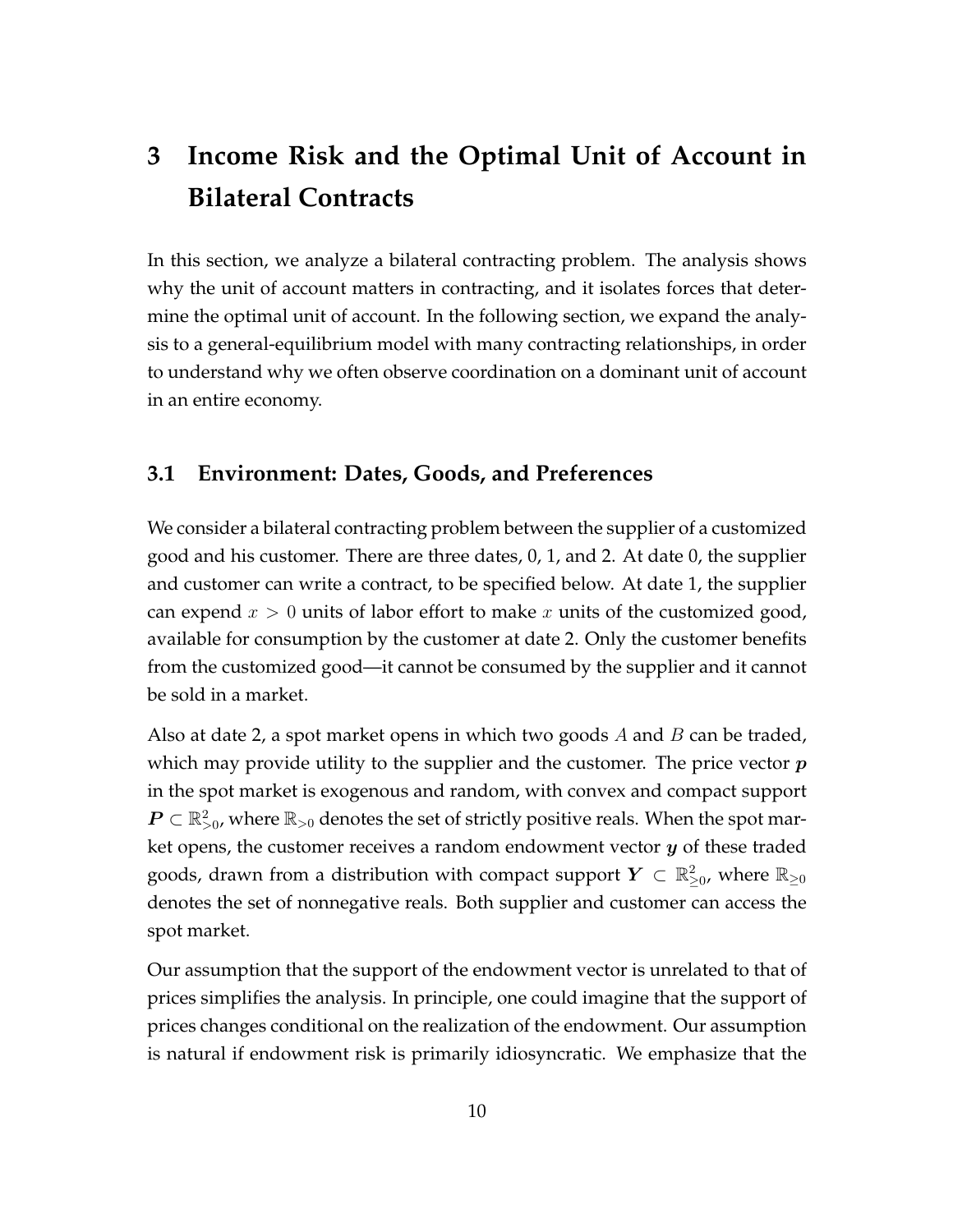# 3 Income Risk and the Optimal Unit of Account in Bilateral Contracts

In this section, we analyze a bilateral contracting problem. The analysis shows why the unit of account matters in contracting, and it isolates forces that determine the optimal unit of account. In the following section, we expand the analysis to a general-equilibrium model with many contracting relationships, in order to understand why we often observe coordination on a dominant unit of account in an entire economy.

## 3.1 Environment: Dates, Goods, and Preferences

We consider a bilateral contracting problem between the supplier of a customized good and his customer. There are three dates, 0, 1, and 2. At date 0, the supplier and customer can write a contract, to be specified below. At date 1, the supplier can expend $x > 0$ units of labor effort to make $x$ units of the customized good, available for consumption by the customer at date 2. Only the customer benefits from the customized good—it cannot be consumed by the supplier and it cannot be sold in a market.

Also at date 2, a spot market opens in which two goods $A$ and $B$ can be traded, which may provide utility to the supplier and the customer. The price vector $\boldsymbol{p}$ in the spot market is exogenous and random, with convex and compact support $\boldsymbol{P} \subset \mathbb{R}^2_{>0}$, where $\mathbb{R}_{>0}$ denotes the set of strictly positive reals. When the spot market opens, the customer receives a random endowment vector $\boldsymbol{y}$ of these traded goods, drawn from a distribution with compact support $\boldsymbol{Y} \subset \mathbb{R}^2_{\geq 0}$, where $\mathbb{R}_{\geq 0}$ denotes the set of nonnegative reals. Both supplier and customer can access the spot market.

Our assumption that the support of the endowment vector is unrelated to that of prices simplifies the analysis. In principle, one could imagine that the support of prices changes conditional on the realization of the endowment. Our assumption is natural if endowment risk is primarily idiosyncratic. We emphasize that the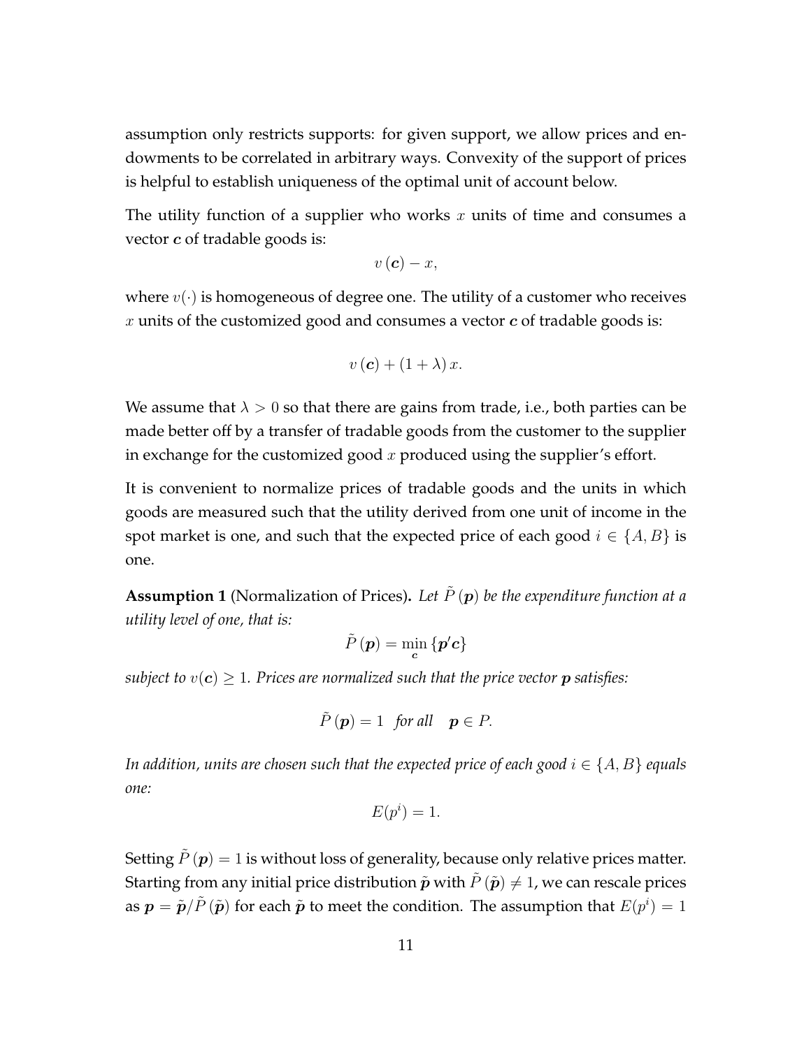assumption only restricts supports: for given support, we allow prices and endowments to be correlated in arbitrary ways. Convexity of the support of prices is helpful to establish uniqueness of the optimal unit of account below.

The utility function of a supplier who works $x$ units of time and consumes a vector $\boldsymbol{c}$ of tradable goods is:

$$v(\boldsymbol{c}) - x,$$

where $v(\cdot)$ is homogeneous of degree one. The utility of a customer who receives $x$ units of the customized good and consumes a vector $\boldsymbol{c}$ of tradable goods is:

$$v(\boldsymbol{c}) + (1 + \lambda)\, x.$$

We assume that $\lambda > 0$ so that there are gains from trade, i.e., both parties can be made better off by a transfer of tradable goods from the customer to the supplier in exchange for the customized good $x$ produced using the supplier's effort.

It is convenient to normalize prices of tradable goods and the units in which goods are measured such that the utility derived from one unit of income in the spot market is one, and such that the expected price of each good $i \in \{A, B\}$ is one.

**Assumption 1** (Normalization of Prices)**.** *Let $\tilde{P}(\boldsymbol{p})$ be the expenditure function at a utility level of one, that is:*

$$\tilde{P}(\boldsymbol{p}) = \min_{\boldsymbol{c}} \{\boldsymbol{p}'\boldsymbol{c}\}$$

*subject to $v(\boldsymbol{c}) \geq 1$. Prices are normalized such that the price vector $\boldsymbol{p}$ satisfies:*

$$\tilde{P}(\boldsymbol{p}) = 1 \quad \textit{for all} \quad \boldsymbol{p} \in P.$$

*In addition, units are chosen such that the expected price of each good $i \in \{A, B\}$ equals one:*

$$E(p^i) = 1.$$

Setting $\tilde{P}(\boldsymbol{p}) = 1$ is without loss of generality, because only relative prices matter. Starting from any initial price distribution $\tilde{\boldsymbol{p}}$ with $\tilde{P}(\tilde{\boldsymbol{p}}) \neq 1$, we can rescale prices as $\boldsymbol{p} = \tilde{\boldsymbol{p}}/\tilde{P}(\tilde{\boldsymbol{p}})$ for each $\tilde{\boldsymbol{p}}$ to meet the condition. The assumption that $E(p^i) = 1$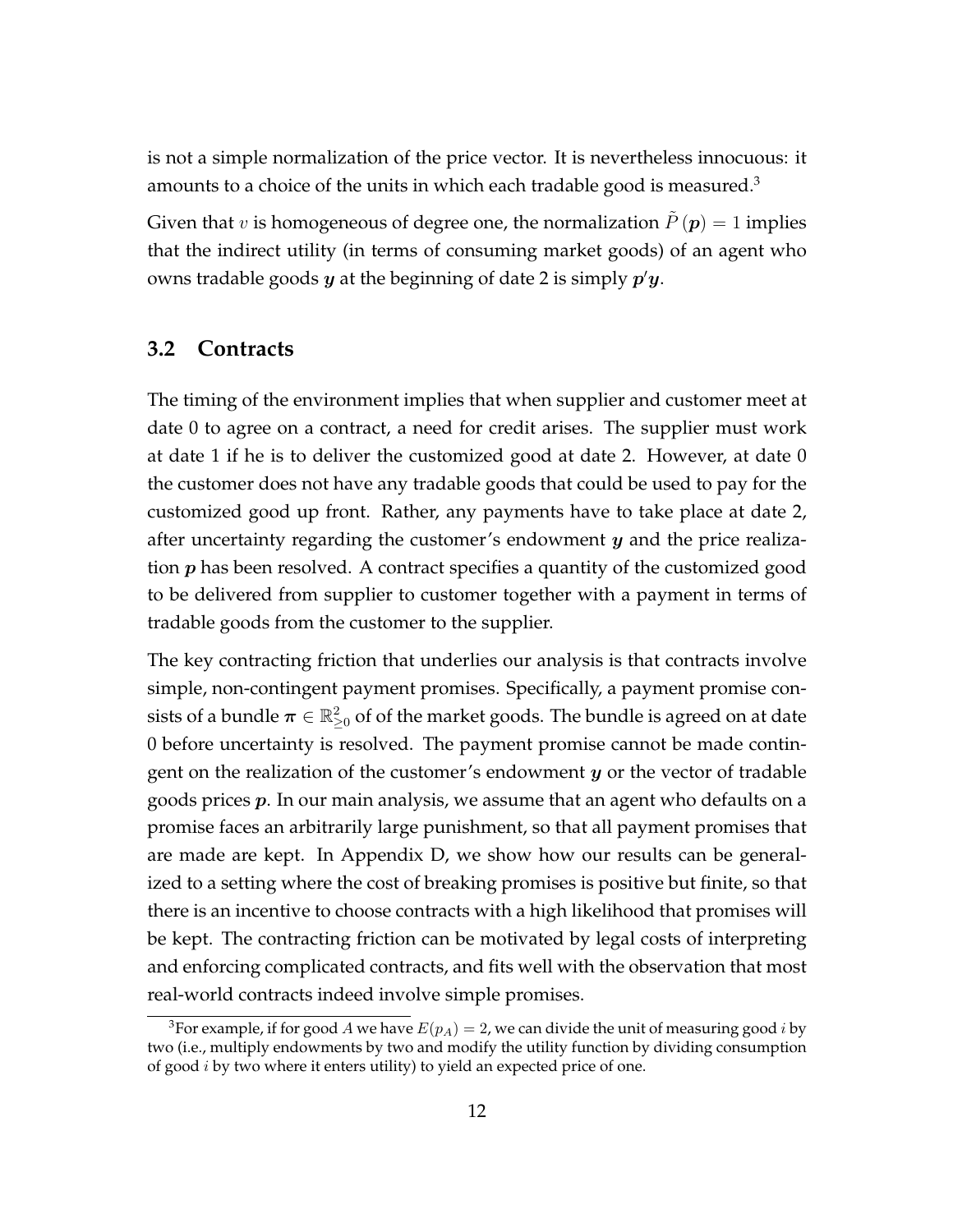is not a simple normalization of the price vector. It is nevertheless innocuous: it amounts to a choice of the units in which each tradable good is measured.[3]

Given that $v$ is homogeneous of degree one, the normalization $\tilde{P}(\boldsymbol{p}) = 1$ implies that the indirect utility (in terms of consuming market goods) of an agent who owns tradable goods $\boldsymbol{y}$ at the beginning of date 2 is simply $\boldsymbol{p}'\boldsymbol{y}$.

## 3.2 Contracts

The timing of the environment implies that when supplier and customer meet at date 0 to agree on a contract, a need for credit arises. The supplier must work at date 1 if he is to deliver the customized good at date 2. However, at date 0 the customer does not have any tradable goods that could be used to pay for the customized good up front. Rather, any payments have to take place at date 2, after uncertainty regarding the customer's endowment $\boldsymbol{y}$ and the price realization $\boldsymbol{p}$ has been resolved. A contract specifies a quantity of the customized good to be delivered from supplier to customer together with a payment in terms of tradable goods from the customer to the supplier.

The key contracting friction that underlies our analysis is that contracts involve simple, non-contingent payment promises. Specifically, a payment promise consists of a bundle $\boldsymbol{\pi} \in \mathbb{R}^2_{\geq 0}$ of of the market goods. The bundle is agreed on at date 0 before uncertainty is resolved. The payment promise cannot be made contingent on the realization of the customer's endowment $\boldsymbol{y}$ or the vector of tradable goods prices $\boldsymbol{p}$. In our main analysis, we assume that an agent who defaults on a promise faces an arbitrarily large punishment, so that all payment promises that are made are kept. In Appendix D, we show how our results can be generalized to a setting where the cost of breaking promises is positive but finite, so that there is an incentive to choose contracts with a high likelihood that promises will be kept. The contracting friction can be motivated by legal costs of interpreting and enforcing complicated contracts, and fits well with the observation that most real-world contracts indeed involve simple promises.

[3] For example, if for good $A$ we have $E(p_A) = 2$, we can divide the unit of measuring good $i$ by two (i.e., multiply endowments by two and modify the utility function by dividing consumption of good $i$ by two where it enters utility) to yield an expected price of one.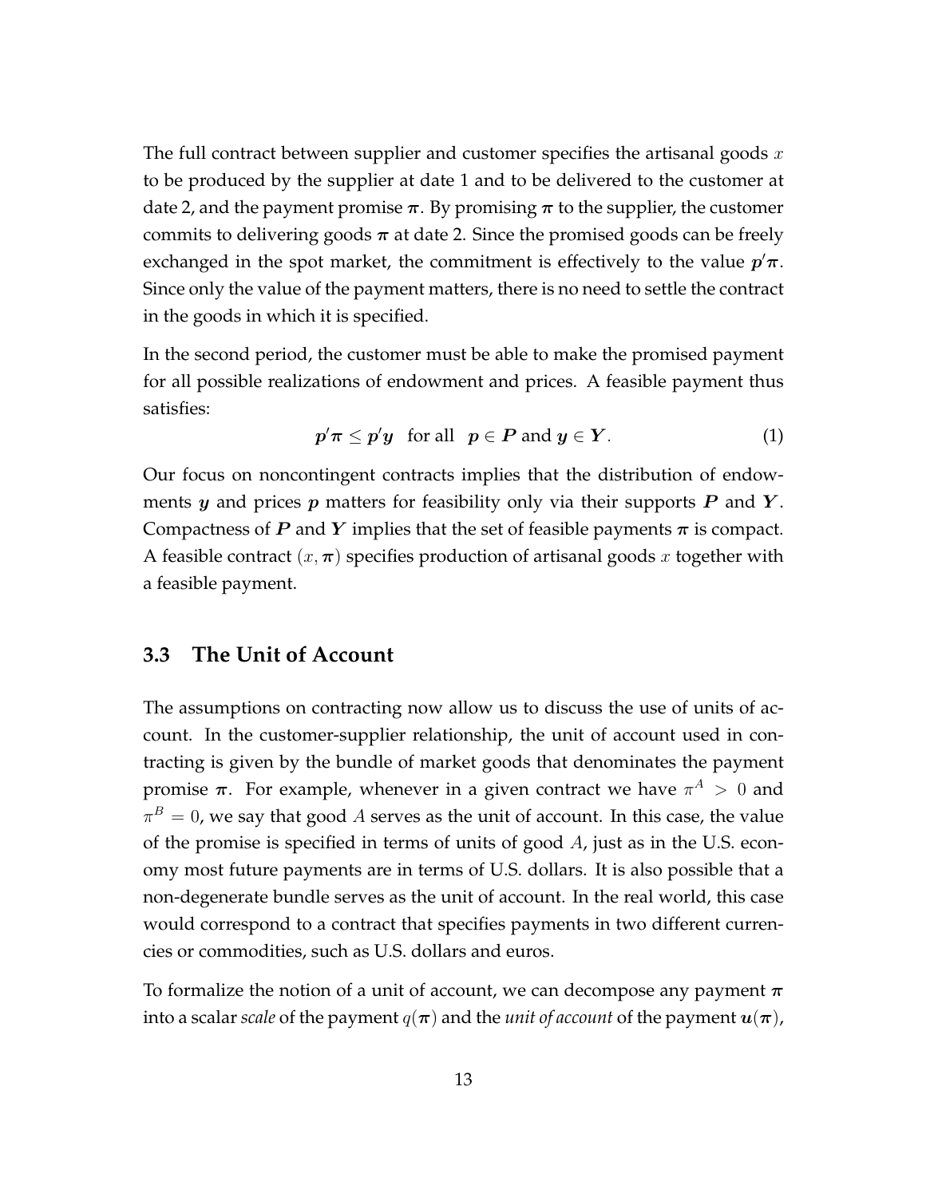The full contract between supplier and customer specifies the artisanal goods $x$ to be produced by the supplier at date 1 and to be delivered to the customer at date 2, and the payment promise $\boldsymbol{\pi}$. By promising $\boldsymbol{\pi}$ to the supplier, the customer commits to delivering goods $\boldsymbol{\pi}$ at date 2. Since the promised goods can be freely exchanged in the spot market, the commitment is effectively to the value $\boldsymbol{p}'\boldsymbol{\pi}$. Since only the value of the payment matters, there is no need to settle the contract in the goods in which it is specified.

In the second period, the customer must be able to make the promised payment for all possible realizations of endowment and prices. A feasible payment thus satisfies:

$$\boldsymbol{p}'\boldsymbol{\pi} \leq \boldsymbol{p}'\boldsymbol{y} \quad \text{for all} \quad \boldsymbol{p} \in \boldsymbol{P} \text{ and } \boldsymbol{y} \in \boldsymbol{Y}. \tag{1}$$

Our focus on noncontingent contracts implies that the distribution of endowments $\boldsymbol{y}$ and prices $\boldsymbol{p}$ matters for feasibility only via their supports $\boldsymbol{P}$ and $\boldsymbol{Y}$. Compactness of $\boldsymbol{P}$ and $\boldsymbol{Y}$ implies that the set of feasible payments $\boldsymbol{\pi}$ is compact. A feasible contract $(x, \boldsymbol{\pi})$ specifies production of artisanal goods $x$ together with a feasible payment.

### 3.3 The Unit of Account

The assumptions on contracting now allow us to discuss the use of units of account. In the customer-supplier relationship, the unit of account used in contracting is given by the bundle of market goods that denominates the payment promise $\boldsymbol{\pi}$. For example, whenever in a given contract we have $\pi^A > 0$ and $\pi^B = 0$, we say that good $A$ serves as the unit of account. In this case, the value of the promise is specified in terms of units of good $A$, just as in the U.S. economy most future payments are in terms of U.S. dollars. It is also possible that a non-degenerate bundle serves as the unit of account. In the real world, this case would correspond to a contract that specifies payments in two different currencies or commodities, such as U.S. dollars and euros.

To formalize the notion of a unit of account, we can decompose any payment $\boldsymbol{\pi}$ into a scalar *scale* of the payment $q(\boldsymbol{\pi})$ and the *unit of account* of the payment $\boldsymbol{u}(\boldsymbol{\pi})$,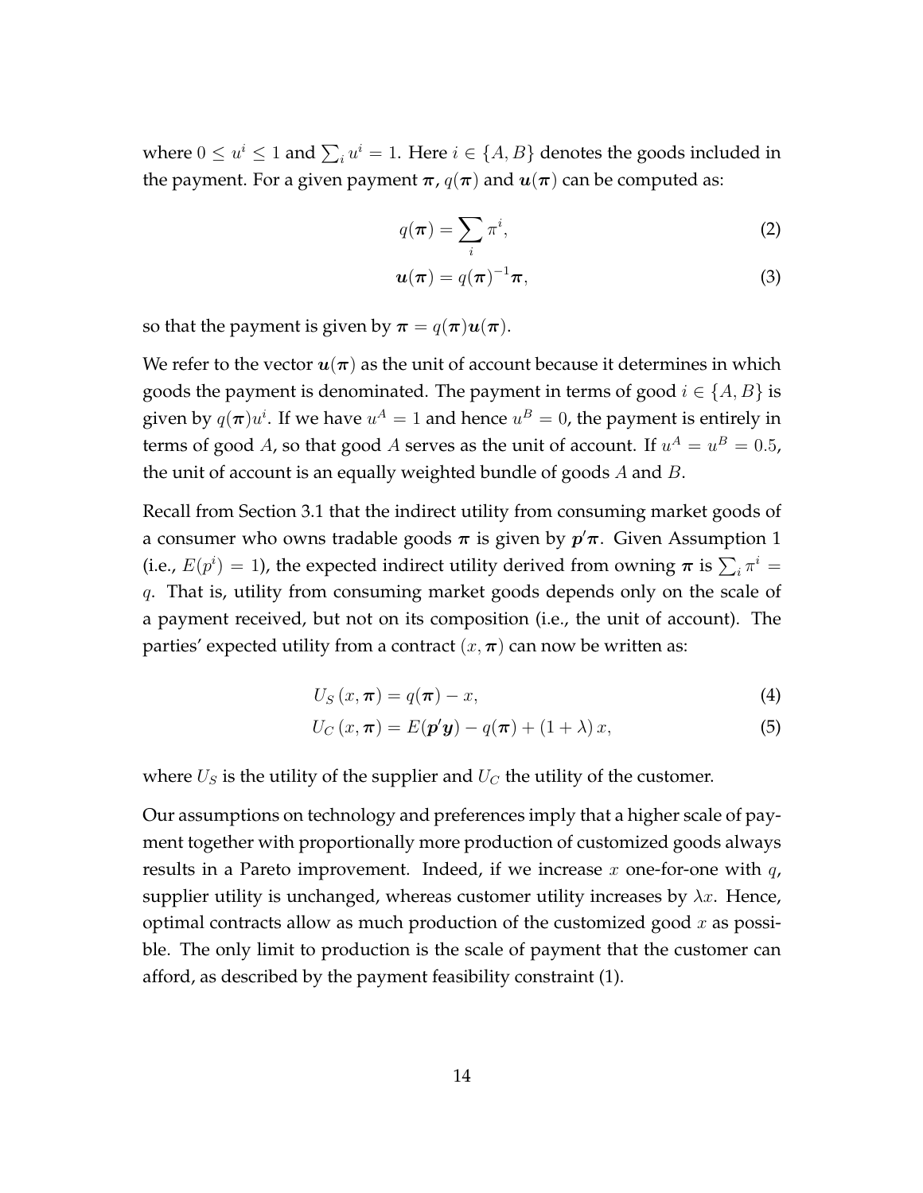where $0 \leq u^i \leq 1$ and $\sum_i u^i = 1$. Here $i \in \{A, B\}$ denotes the goods included in the payment. For a given payment $\boldsymbol{\pi}$, $q(\boldsymbol{\pi})$ and $\boldsymbol{u}(\boldsymbol{\pi})$ can be computed as:

$$q(\boldsymbol{\pi}) = \sum_i \pi^i, \tag{2}$$

$$\boldsymbol{u}(\boldsymbol{\pi}) = q(\boldsymbol{\pi})^{-1}\boldsymbol{\pi}, \tag{3}$$

so that the payment is given by $\boldsymbol{\pi} = q(\boldsymbol{\pi})\boldsymbol{u}(\boldsymbol{\pi})$.

We refer to the vector $\boldsymbol{u}(\boldsymbol{\pi})$ as the unit of account because it determines in which goods the payment is denominated. The payment in terms of good $i \in \{A, B\}$ is given by $q(\boldsymbol{\pi})u^i$. If we have $u^A = 1$ and hence $u^B = 0$, the payment is entirely in terms of good $A$, so that good $A$ serves as the unit of account. If $u^A = u^B = 0.5$, the unit of account is an equally weighted bundle of goods $A$ and $B$.

Recall from Section 3.1 that the indirect utility from consuming market goods of a consumer who owns tradable goods $\boldsymbol{\pi}$ is given by $\boldsymbol{p}'\boldsymbol{\pi}$. Given Assumption 1 (i.e., $E(p^i) = 1$), the expected indirect utility derived from owning $\boldsymbol{\pi}$ is $\sum_i \pi^i = q$. That is, utility from consuming market goods depends only on the scale of a payment received, but not on its composition (i.e., the unit of account). The parties' expected utility from a contract $(x, \boldsymbol{\pi})$ can now be written as:

$$U_S(x, \boldsymbol{\pi}) = q(\boldsymbol{\pi}) - x, \tag{4}$$

$$U_C(x, \boldsymbol{\pi}) = E(\boldsymbol{p}'\boldsymbol{y}) - q(\boldsymbol{\pi}) + (1 + \lambda)x, \tag{5}$$

where $U_S$ is the utility of the supplier and $U_C$ the utility of the customer.

Our assumptions on technology and preferences imply that a higher scale of payment together with proportionally more production of customized goods always results in a Pareto improvement. Indeed, if we increase $x$ one-for-one with $q$, supplier utility is unchanged, whereas customer utility increases by $\lambda x$. Hence, optimal contracts allow as much production of the customized good $x$ as possible. The only limit to production is the scale of payment that the customer can afford, as described by the payment feasibility constraint (1).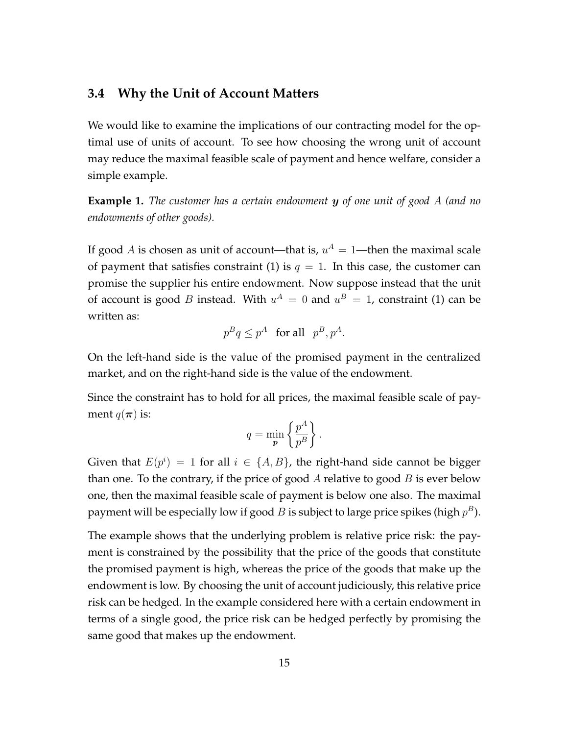### 3.4 Why the Unit of Account Matters

We would like to examine the implications of our contracting model for the optimal use of units of account. To see how choosing the wrong unit of account may reduce the maximal feasible scale of payment and hence welfare, consider a simple example.

**Example 1.** *The customer has a certain endowment $\boldsymbol{y}$ of one unit of good $A$ (and no endowments of other goods).*

If good $A$ is chosen as unit of account—that is, $u^A = 1$—then the maximal scale of payment that satisfies constraint (1) is $q = 1$. In this case, the customer can promise the supplier his entire endowment. Now suppose instead that the unit of account is good $B$ instead. With $u^A = 0$ and $u^B = 1$, constraint (1) can be written as:

$$p^B q \leq p^A \quad \text{for all} \quad p^B, p^A.$$

On the left-hand side is the value of the promised payment in the centralized market, and on the right-hand side is the value of the endowment.

Since the constraint has to hold for all prices, the maximal feasible scale of payment $q(\boldsymbol{\pi})$ is:

$$q = \min_{\boldsymbol{p}} \left\{ \frac{p^A}{p^B} \right\}.$$

Given that $E(p^i) = 1$ for all $i \in \{A, B\}$, the right-hand side cannot be bigger than one. To the contrary, if the price of good $A$ relative to good $B$ is ever below one, then the maximal feasible scale of payment is below one also. The maximal payment will be especially low if good $B$ is subject to large price spikes (high $p^B$).

The example shows that the underlying problem is relative price risk: the payment is constrained by the possibility that the price of the goods that constitute the promised payment is high, whereas the price of the goods that make up the endowment is low. By choosing the unit of account judiciously, this relative price risk can be hedged. In the example considered here with a certain endowment in terms of a single good, the price risk can be hedged perfectly by promising the same good that makes up the endowment.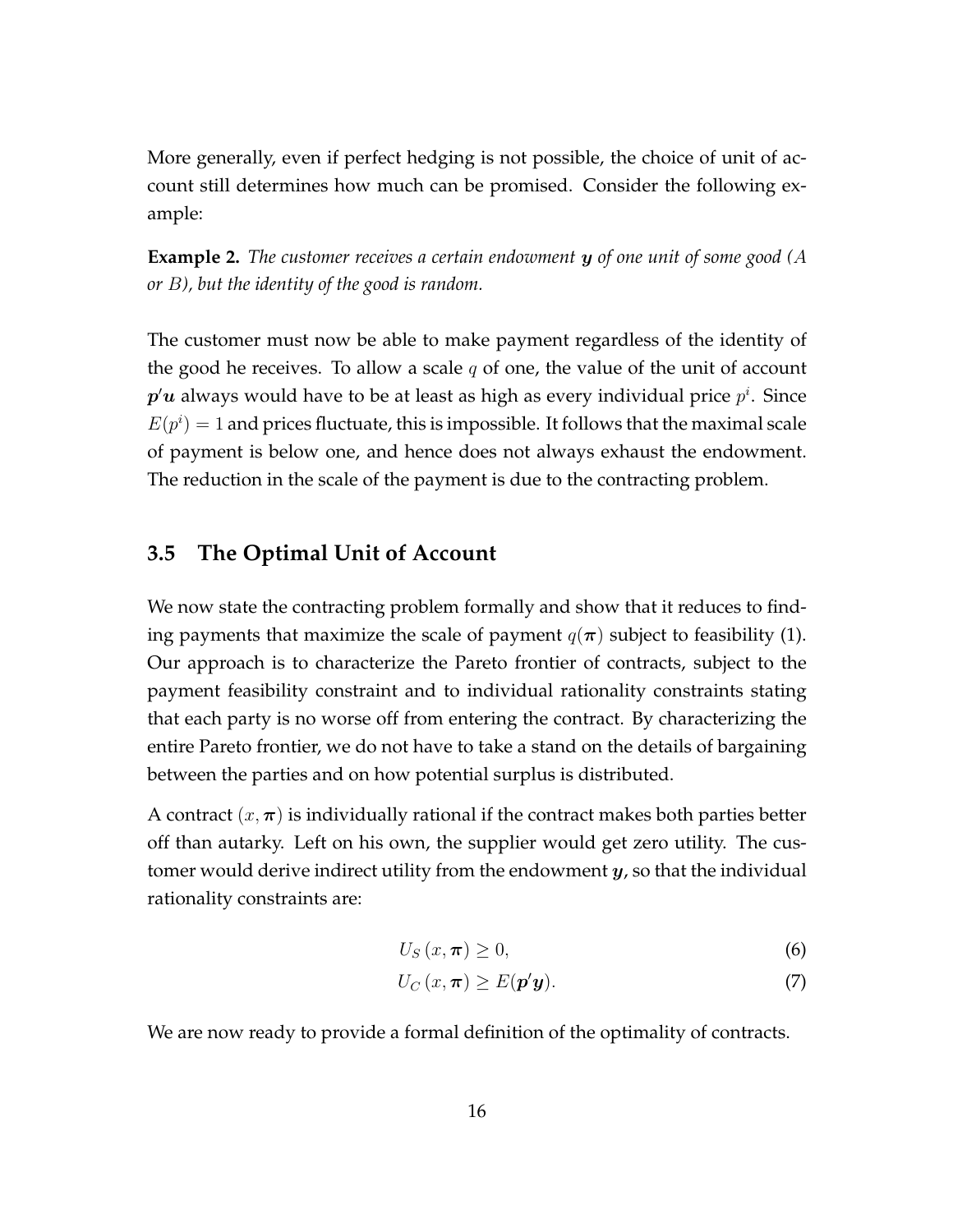More generally, even if perfect hedging is not possible, the choice of unit of account still determines how much can be promised. Consider the following example:

**Example 2.** *The customer receives a certain endowment* $\boldsymbol{y}$ *of one unit of some good (A or B), but the identity of the good is random.*

The customer must now be able to make payment regardless of the identity of the good he receives. To allow a scale $q$ of one, the value of the unit of account $\boldsymbol{p}'\boldsymbol{u}$ always would have to be at least as high as every individual price $p^i$. Since $E(p^i) = 1$ and prices fluctuate, this is impossible. It follows that the maximal scale of payment is below one, and hence does not always exhaust the endowment. The reduction in the scale of the payment is due to the contracting problem.

## 3.5 The Optimal Unit of Account

We now state the contracting problem formally and show that it reduces to finding payments that maximize the scale of payment $q(\boldsymbol{\pi})$ subject to feasibility (1). Our approach is to characterize the Pareto frontier of contracts, subject to the payment feasibility constraint and to individual rationality constraints stating that each party is no worse off from entering the contract. By characterizing the entire Pareto frontier, we do not have to take a stand on the details of bargaining between the parties and on how potential surplus is distributed.

A contract $(x, \boldsymbol{\pi})$ is individually rational if the contract makes both parties better off than autarky. Left on his own, the supplier would get zero utility. The customer would derive indirect utility from the endowment $\boldsymbol{y}$, so that the individual rationality constraints are:

$$U_S\left(x, \boldsymbol{\pi}\right) \geq 0, \tag{6}$$

$$U_C\left(x, \boldsymbol{\pi}\right) \geq E(\boldsymbol{p}'\boldsymbol{y}). \tag{7}$$

We are now ready to provide a formal definition of the optimality of contracts.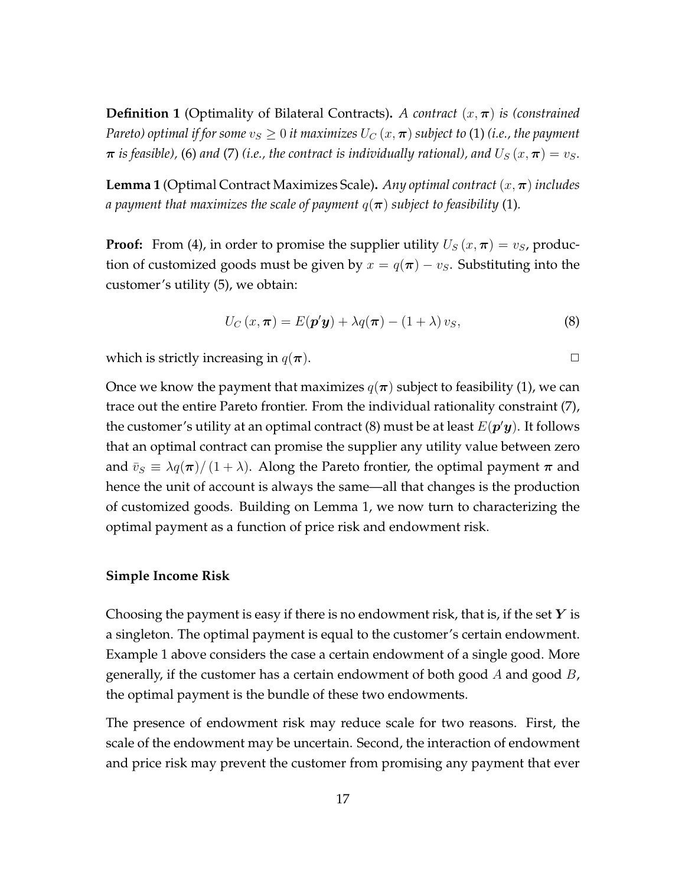**Definition 1** (Optimality of Bilateral Contracts)**.** *A contract $(x, \boldsymbol{\pi})$ is (constrained Pareto) optimal if for some $v_S \geq 0$ it maximizes $U_C(x, \boldsymbol{\pi})$ subject to* (1) *(i.e., the payment $\boldsymbol{\pi}$ is feasible),* (6) *and* (7) *(i.e., the contract is individually rational), and $U_S(x, \boldsymbol{\pi}) = v_S$.*

**Lemma 1** (Optimal Contract Maximizes Scale)**.** *Any optimal contract $(x, \boldsymbol{\pi})$ includes a payment that maximizes the scale of payment $q(\boldsymbol{\pi})$ subject to feasibility* (1)*.*

**Proof:** From (4), in order to promise the supplier utility $U_S(x, \boldsymbol{\pi}) = v_S$, production of customized goods must be given by $x = q(\boldsymbol{\pi}) - v_S$. Substituting into the customer's utility (5), we obtain:

$$U_C(x, \boldsymbol{\pi}) = E(\boldsymbol{p}'\boldsymbol{y}) + \lambda q(\boldsymbol{\pi}) - (1 + \lambda) v_S, \tag{8}$$

which is strictly increasing in $q(\boldsymbol{\pi})$. □

Once we know the payment that maximizes $q(\boldsymbol{\pi})$ subject to feasibility (1), we can trace out the entire Pareto frontier. From the individual rationality constraint (7), the customer's utility at an optimal contract (8) must be at least $E(\boldsymbol{p}'\boldsymbol{y})$. It follows that an optimal contract can promise the supplier any utility value between zero and $\bar{v}_S \equiv \lambda q(\boldsymbol{\pi}) / (1 + \lambda)$. Along the Pareto frontier, the optimal payment $\boldsymbol{\pi}$ and hence the unit of account is always the same—all that changes is the production of customized goods. Building on Lemma 1, we now turn to characterizing the optimal payment as a function of price risk and endowment risk.

### Simple Income Risk

Choosing the payment is easy if there is no endowment risk, that is, if the set $\boldsymbol{Y}$ is a singleton. The optimal payment is equal to the customer's certain endowment. Example 1 above considers the case a certain endowment of a single good. More generally, if the customer has a certain endowment of both good $A$ and good $B$, the optimal payment is the bundle of these two endowments.

The presence of endowment risk may reduce scale for two reasons. First, the scale of the endowment may be uncertain. Second, the interaction of endowment and price risk may prevent the customer from promising any payment that ever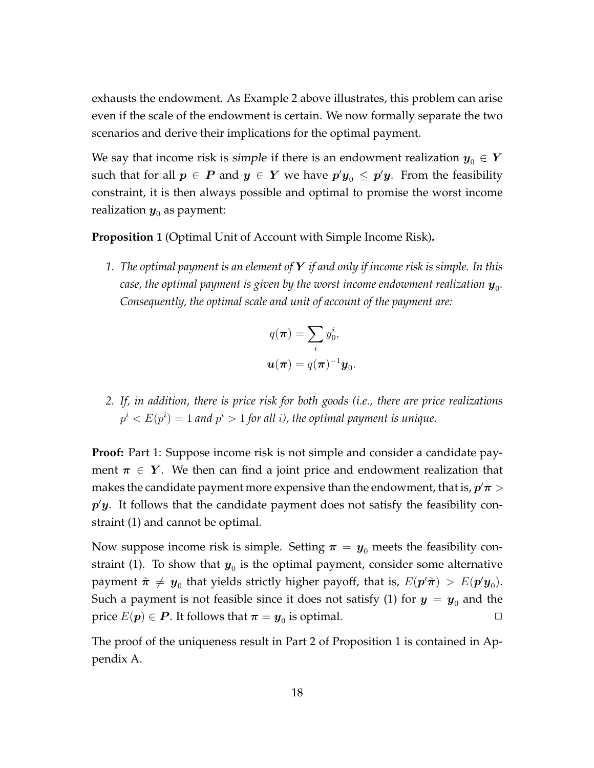exhausts the endowment. As Example 2 above illustrates, this problem can arise even if the scale of the endowment is certain. We now formally separate the two scenarios and derive their implications for the optimal payment.

We say that income risk is *simple* if there is an endowment realization $\boldsymbol{y}_0 \in \boldsymbol{Y}$ such that for all $\boldsymbol{p} \in \boldsymbol{P}$ and $\boldsymbol{y} \in \boldsymbol{Y}$ we have $\boldsymbol{p}'\boldsymbol{y}_0 \leq \boldsymbol{p}'\boldsymbol{y}$. From the feasibility constraint, it is then always possible and optimal to promise the worst income realization $\boldsymbol{y}_0$ as payment:

**Proposition 1** (Optimal Unit of Account with Simple Income Risk)**.**

1. *The optimal payment is an element of $\boldsymbol{Y}$ if and only if income risk is simple. In this case, the optimal payment is given by the worst income endowment realization $\boldsymbol{y}_0$. Consequently, the optimal scale and unit of account of the payment are:*

$$q(\boldsymbol{\pi}) = \sum_i y_0^i,$$
$$\boldsymbol{u}(\boldsymbol{\pi}) = q(\boldsymbol{\pi})^{-1}\boldsymbol{y}_0.$$

2. *If, in addition, there is price risk for both goods (i.e., there are price realizations $p^i < E(p^i) = 1$ and $p^i > 1$ for all $i$), the optimal payment is unique.*

**Proof:** Part 1: Suppose income risk is not simple and consider a candidate payment $\boldsymbol{\pi} \in \boldsymbol{Y}$. We then can find a joint price and endowment realization that makes the candidate payment more expensive than the endowment, that is, $\boldsymbol{p}'\boldsymbol{\pi} > \boldsymbol{p}'\boldsymbol{y}$. It follows that the candidate payment does not satisfy the feasibility constraint (1) and cannot be optimal.

Now suppose income risk is simple. Setting $\boldsymbol{\pi} = \boldsymbol{y}_0$ meets the feasibility constraint (1). To show that $\boldsymbol{y}_0$ is the optimal payment, consider some alternative payment $\tilde{\boldsymbol{\pi}} \neq \boldsymbol{y}_0$ that yields strictly higher payoff, that is, $E(\boldsymbol{p}'\tilde{\boldsymbol{\pi}}) > E(\boldsymbol{p}'\boldsymbol{y}_0)$. Such a payment is not feasible since it does not satisfy (1) for $\boldsymbol{y} = \boldsymbol{y}_0$ and the price $E(\boldsymbol{p}) \in \boldsymbol{P}$. It follows that $\boldsymbol{\pi} = \boldsymbol{y}_0$ is optimal. □

The proof of the uniqueness result in Part 2 of Proposition 1 is contained in Appendix A.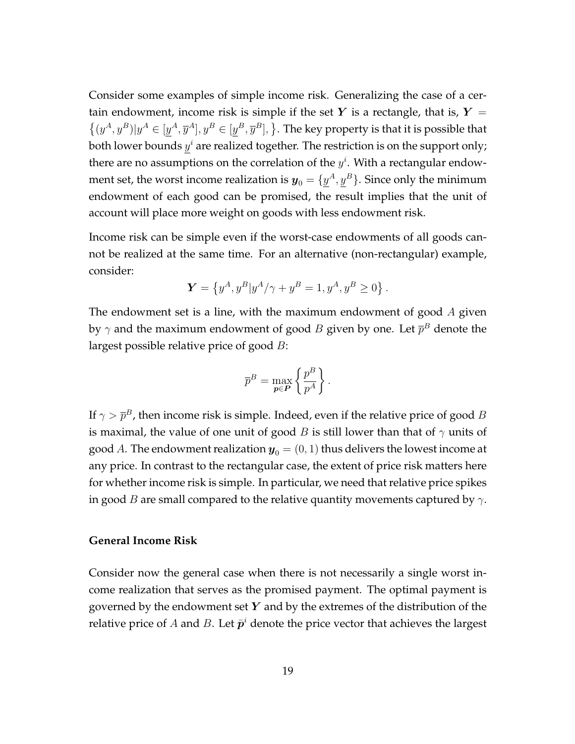Consider some examples of simple income risk. Generalizing the case of a certain endowment, income risk is simple if the set $\boldsymbol{Y}$ is a rectangle, that is, $\boldsymbol{Y} = \left\{(y^A, y^B)|y^A \in [\underline{y}^A, \overline{y}^A], y^B \in [\underline{y}^B, \overline{y}^B], \right\}$. The key property is that it is possible that both lower bounds $\underline{y}^i$ are realized together. The restriction is on the support only; there are no assumptions on the correlation of the $y^i$. With a rectangular endowment set, the worst income realization is $\boldsymbol{y}_0 = \{\underline{y}^A, \underline{y}^B\}$. Since only the minimum endowment of each good can be promised, the result implies that the unit of account will place more weight on goods with less endowment risk.

Income risk can be simple even if the worst-case endowments of all goods cannot be realized at the same time. For an alternative (non-rectangular) example, consider:

$$\boldsymbol{Y} = \left\{y^A, y^B | y^A/\gamma + y^B = 1, y^A, y^B \geq 0\right\}.$$

The endowment set is a line, with the maximum endowment of good $A$ given by $\gamma$ and the maximum endowment of good $B$ given by one. Let $\overline{p}^B$ denote the largest possible relative price of good $B$:

$$\overline{p}^B = \max_{\boldsymbol{p} \in \boldsymbol{P}} \left\{\frac{p^B}{p^A}\right\}.$$

If $\gamma > \overline{p}^B$, then income risk is simple. Indeed, even if the relative price of good $B$ is maximal, the value of one unit of good $B$ is still lower than that of $\gamma$ units of good $A$. The endowment realization $\boldsymbol{y}_0 = (0, 1)$ thus delivers the lowest income at any price. In contrast to the rectangular case, the extent of price risk matters here for whether income risk is simple. In particular, we need that relative price spikes in good $B$ are small compared to the relative quantity movements captured by $\gamma$.

**General Income Risk**

Consider now the general case when there is not necessarily a single worst income realization that serves as the promised payment. The optimal payment is governed by the endowment set $\boldsymbol{Y}$ and by the extremes of the distribution of the relative price of $A$ and $B$. Let $\bar{\boldsymbol{p}}^i$ denote the price vector that achieves the largest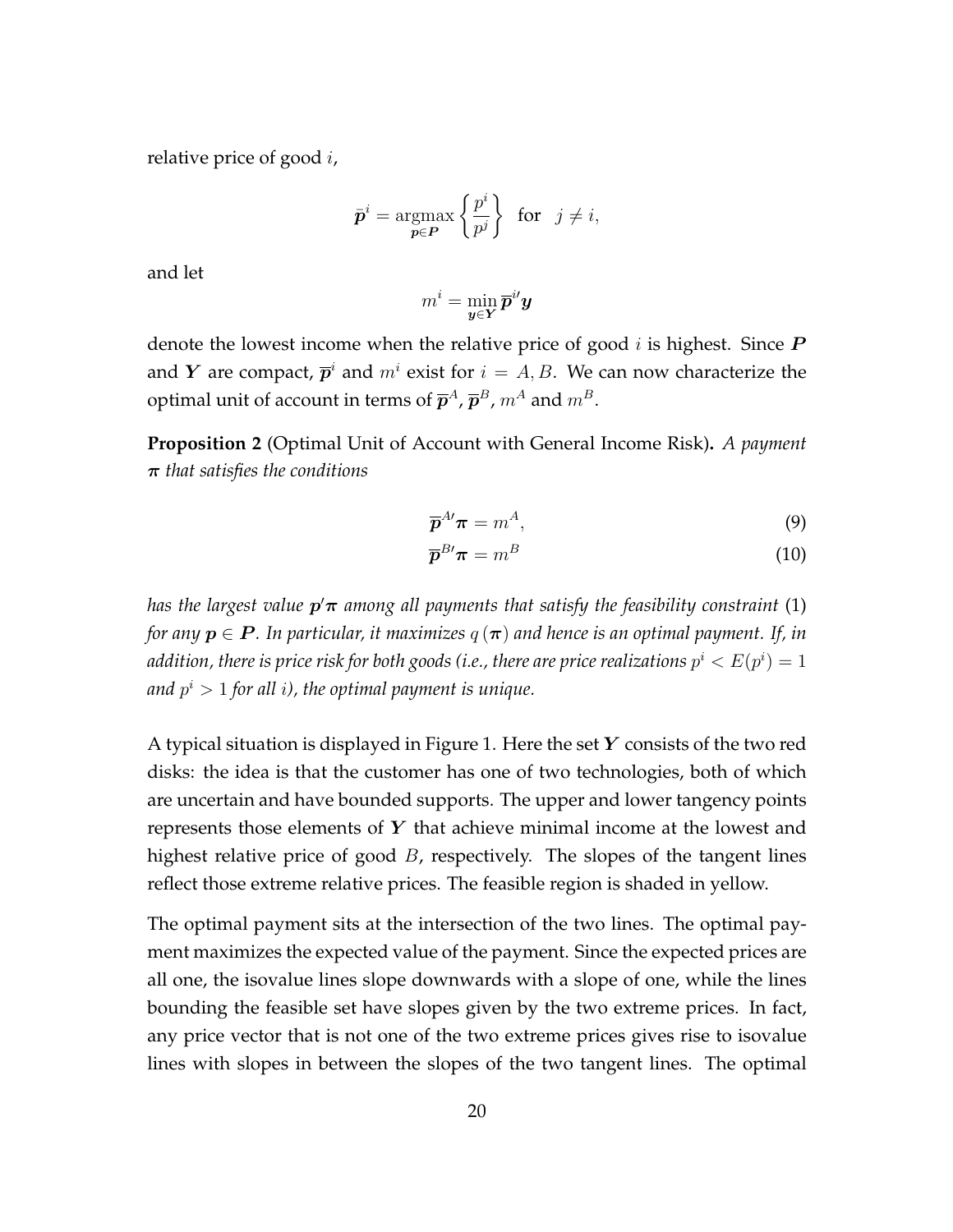relative price of good $i$,

$$\overline{\boldsymbol{p}}^{i} = \underset{\boldsymbol{p}\in\boldsymbol{P}}{\operatorname{argmax}} \left\{ \frac{p^{i}}{p^{j}} \right\} \quad \text{for} \quad j \neq i,$$

and let

$$m^{i} = \min_{\boldsymbol{y}\in\boldsymbol{Y}} \overline{\boldsymbol{p}}^{i\prime} \boldsymbol{y}$$

denote the lowest income when the relative price of good $i$ is highest. Since $\boldsymbol{P}$ and $\boldsymbol{Y}$ are compact, $\overline{\boldsymbol{p}}^{i}$ and $m^{i}$ exist for $i = A, B$. We can now characterize the optimal unit of account in terms of $\overline{\boldsymbol{p}}^{A}$, $\overline{\boldsymbol{p}}^{B}$, $m^{A}$ and $m^{B}$.

**Proposition 2** (Optimal Unit of Account with General Income Risk)**.** *A payment $\boldsymbol{\pi}$ that satisfies the conditions*

$$\overline{\boldsymbol{p}}^{A\prime} \boldsymbol{\pi} = m^{A}, \tag{9}$$

$$\overline{\boldsymbol{p}}^{B\prime} \boldsymbol{\pi} = m^{B} \tag{10}$$

*has the largest value $\boldsymbol{p}'\boldsymbol{\pi}$ among all payments that satisfy the feasibility constraint* (1) *for any $\boldsymbol{p} \in \boldsymbol{P}$. In particular, it maximizes $q(\boldsymbol{\pi})$ and hence is an optimal payment. If, in addition, there is price risk for both goods (i.e., there are price realizations $p^{i} < E(p^{i}) = 1$ and $p^{i} > 1$ for all $i$), the optimal payment is unique.*

A typical situation is displayed in Figure 1. Here the set $\boldsymbol{Y}$ consists of the two red disks: the idea is that the customer has one of two technologies, both of which are uncertain and have bounded supports. The upper and lower tangency points represents those elements of $\boldsymbol{Y}$ that achieve minimal income at the lowest and highest relative price of good $B$, respectively. The slopes of the tangent lines reflect those extreme relative prices. The feasible region is shaded in yellow.

The optimal payment sits at the intersection of the two lines. The optimal payment maximizes the expected value of the payment. Since the expected prices are all one, the isovalue lines slope downwards with a slope of one, while the lines bounding the feasible set have slopes given by the two extreme prices. In fact, any price vector that is not one of the two extreme prices gives rise to isovalue lines with slopes in between the slopes of the two tangent lines. The optimal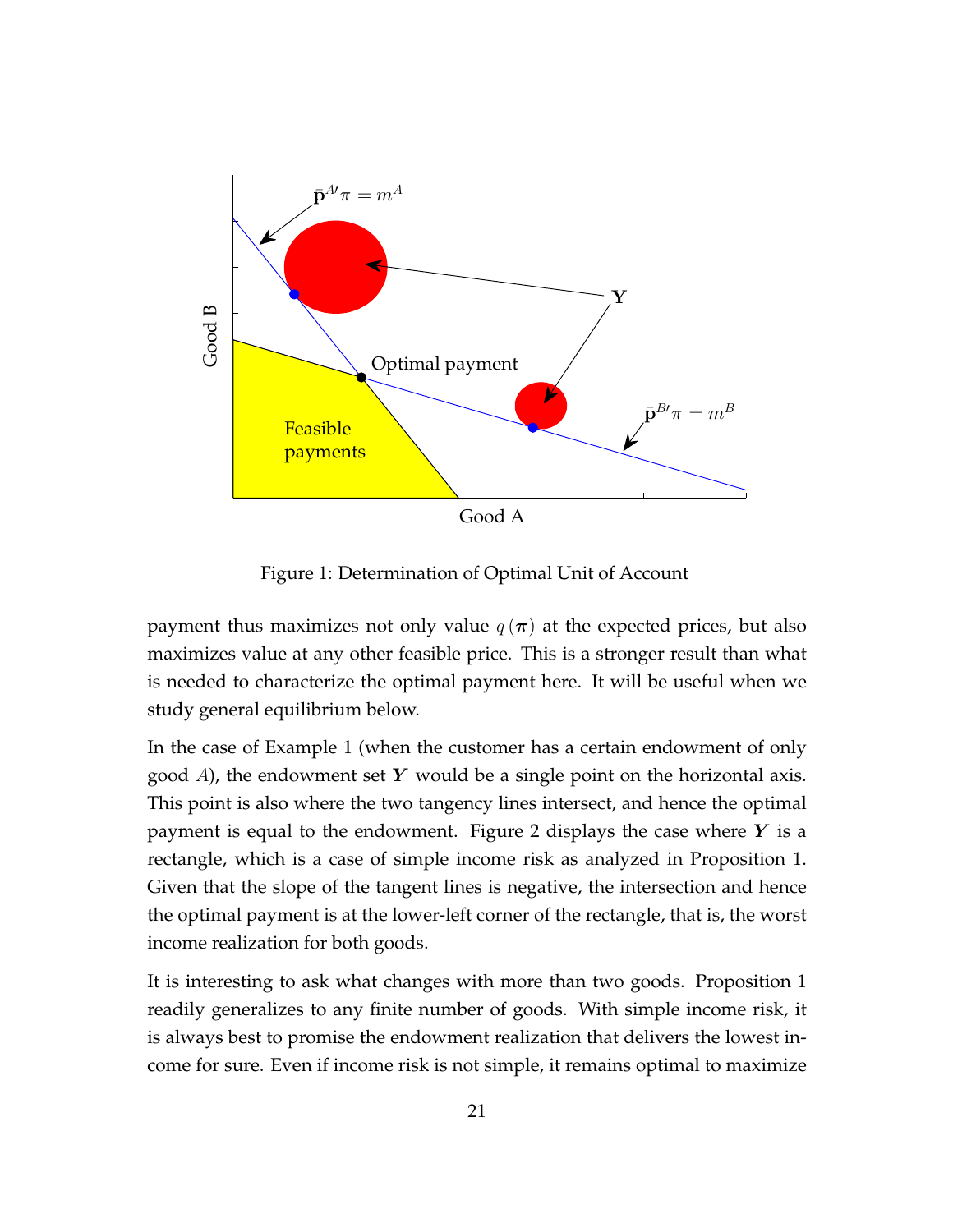Figure 1: Determination of Optimal Unit of Account

payment thus maximizes not only value $q(\boldsymbol{\pi})$ at the expected prices, but also maximizes value at any other feasible price. This is a stronger result than what is needed to characterize the optimal payment here. It will be useful when we study general equilibrium below.

In the case of Example 1 (when the customer has a certain endowment of only good $A$), the endowment set $\boldsymbol{Y}$ would be a single point on the horizontal axis. This point is also where the two tangency lines intersect, and hence the optimal payment is equal to the endowment. Figure 2 displays the case where $\boldsymbol{Y}$ is a rectangle, which is a case of simple income risk as analyzed in Proposition 1. Given that the slope of the tangent lines is negative, the intersection and hence the optimal payment is at the lower-left corner of the rectangle, that is, the worst income realization for both goods.

It is interesting to ask what changes with more than two goods. Proposition 1 readily generalizes to any finite number of goods. With simple income risk, it is always best to promise the endowment realization that delivers the lowest income for sure. Even if income risk is not simple, it remains optimal to maximize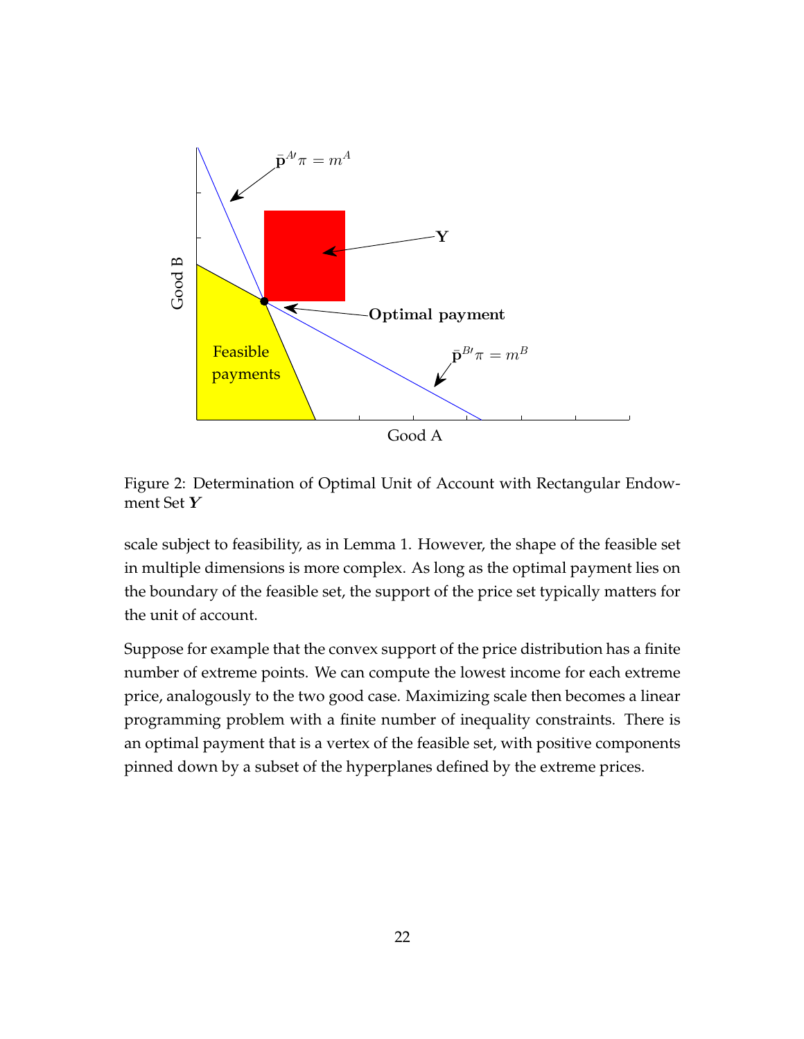Figure 2: Determination of Optimal Unit of Account with Rectangular Endowment Set $\boldsymbol{Y}$

scale subject to feasibility, as in Lemma 1. However, the shape of the feasible set in multiple dimensions is more complex. As long as the optimal payment lies on the boundary of the feasible set, the support of the price set typically matters for the unit of account.

Suppose for example that the convex support of the price distribution has a finite number of extreme points. We can compute the lowest income for each extreme price, analogously to the two good case. Maximizing scale then becomes a linear programming problem with a finite number of inequality constraints. There is an optimal payment that is a vertex of the feasible set, with positive components pinned down by a subset of the hyperplanes defined by the extreme prices.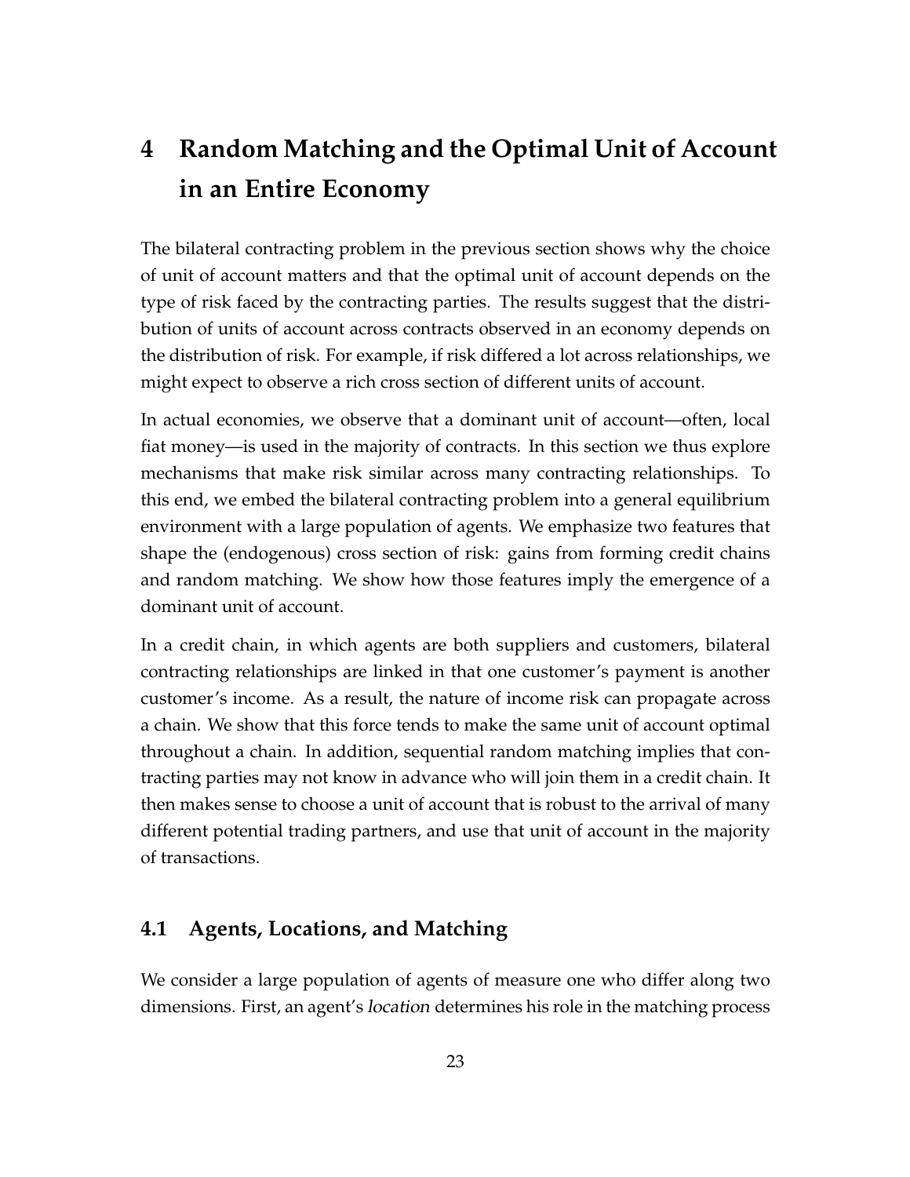# 4 Random Matching and the Optimal Unit of Account in an Entire Economy

The bilateral contracting problem in the previous section shows why the choice of unit of account matters and that the optimal unit of account depends on the type of risk faced by the contracting parties. The results suggest that the distribution of units of account across contracts observed in an economy depends on the distribution of risk. For example, if risk differed a lot across relationships, we might expect to observe a rich cross section of different units of account.

In actual economies, we observe that a dominant unit of account—often, local fiat money—is used in the majority of contracts. In this section we thus explore mechanisms that make risk similar across many contracting relationships. To this end, we embed the bilateral contracting problem into a general equilibrium environment with a large population of agents. We emphasize two features that shape the (endogenous) cross section of risk: gains from forming credit chains and random matching. We show how those features imply the emergence of a dominant unit of account.

In a credit chain, in which agents are both suppliers and customers, bilateral contracting relationships are linked in that one customer's payment is another customer's income. As a result, the nature of income risk can propagate across a chain. We show that this force tends to make the same unit of account optimal throughout a chain. In addition, sequential random matching implies that contracting parties may not know in advance who will join them in a credit chain. It then makes sense to choose a unit of account that is robust to the arrival of many different potential trading partners, and use that unit of account in the majority of transactions.

## 4.1 Agents, Locations, and Matching

We consider a large population of agents of measure one who differ along two dimensions. First, an agent's *location* determines his role in the matching process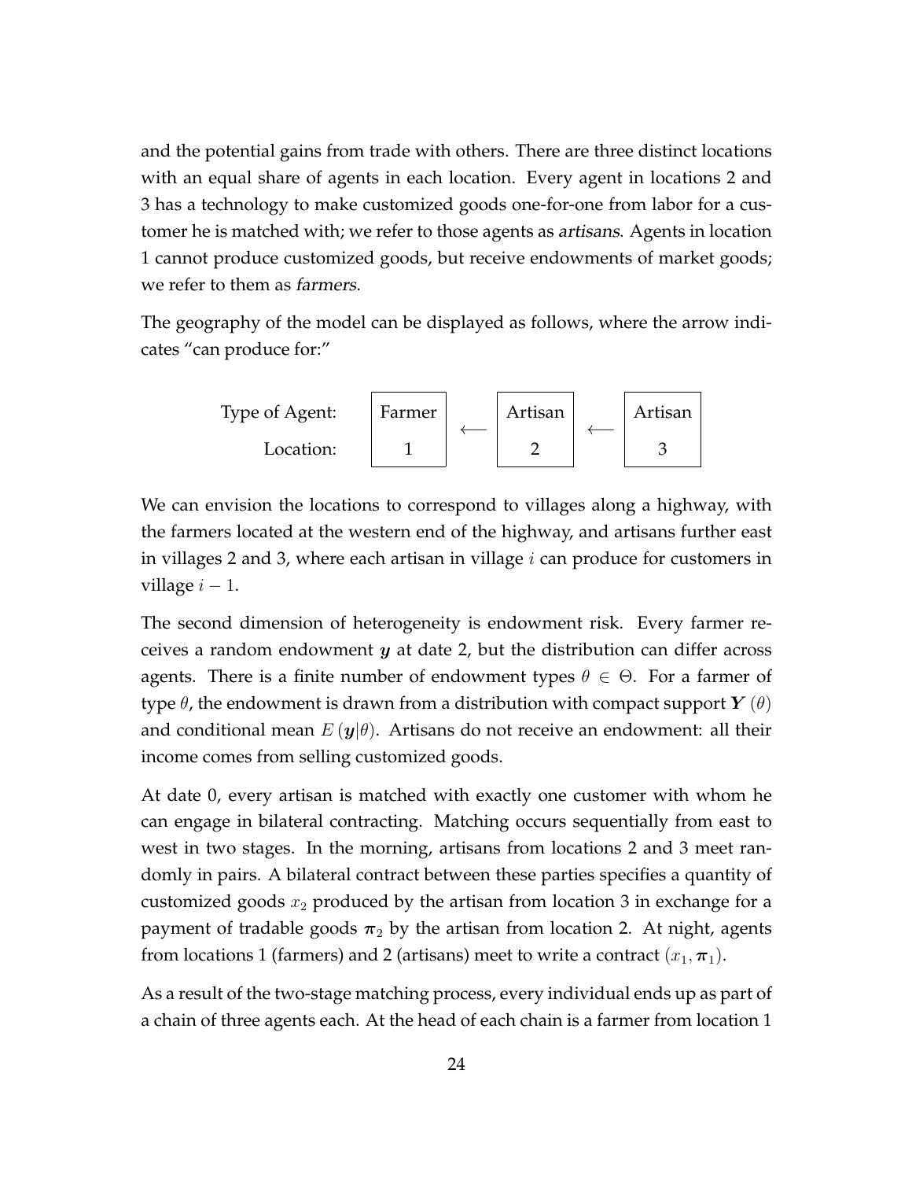and the potential gains from trade with others. There are three distinct locations with an equal share of agents in each location. Every agent in locations 2 and 3 has a technology to make customized goods one-for-one from labor for a customer he is matched with; we refer to those agents as *artisans*. Agents in location 1 cannot produce customized goods, but receive endowments of market goods; we refer to them as *farmers*.

The geography of the model can be displayed as follows, where the arrow indicates "can produce for:"

| Type of Agent: | Farmer | $\longleftarrow$ | Artisan | $\longleftarrow$ | Artisan |
|---|---|---|---|---|---|
| Location: | 1 | | 2 | | 3 |

We can envision the locations to correspond to villages along a highway, with the farmers located at the western end of the highway, and artisans further east in villages 2 and 3, where each artisan in village $i$ can produce for customers in village $i-1$.

The second dimension of heterogeneity is endowment risk. Every farmer receives a random endowment $\boldsymbol{y}$ at date 2, but the distribution can differ across agents. There is a finite number of endowment types $\theta \in \Theta$. For a farmer of type $\theta$, the endowment is drawn from a distribution with compact support $\boldsymbol{Y}(\theta)$ and conditional mean $E(\boldsymbol{y}|\theta)$. Artisans do not receive an endowment: all their income comes from selling customized goods.

At date 0, every artisan is matched with exactly one customer with whom he can engage in bilateral contracting. Matching occurs sequentially from east to west in two stages. In the morning, artisans from locations 2 and 3 meet randomly in pairs. A bilateral contract between these parties specifies a quantity of customized goods $x_2$ produced by the artisan from location 3 in exchange for a payment of tradable goods $\boldsymbol{\pi}_2$ by the artisan from location 2. At night, agents from locations 1 (farmers) and 2 (artisans) meet to write a contract $(x_1, \boldsymbol{\pi}_1)$.

As a result of the two-stage matching process, every individual ends up as part of a chain of three agents each. At the head of each chain is a farmer from location 1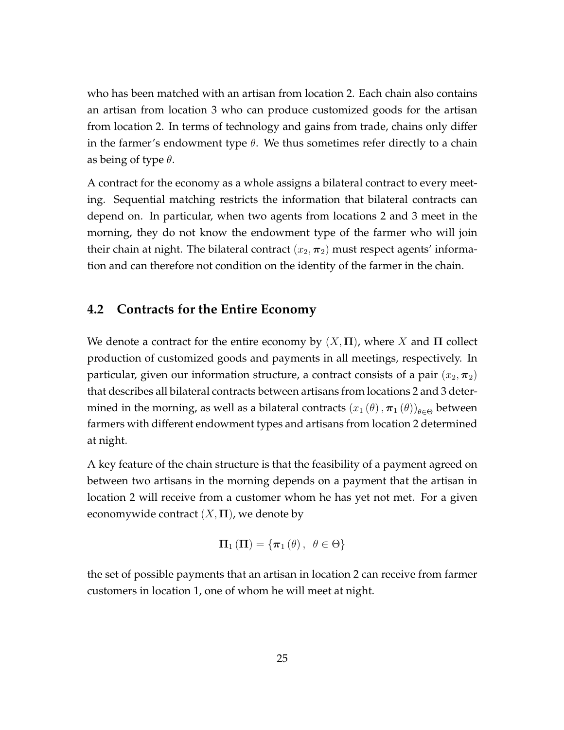who has been matched with an artisan from location 2. Each chain also contains an artisan from location 3 who can produce customized goods for the artisan from location 2. In terms of technology and gains from trade, chains only differ in the farmer's endowment type $\theta$. We thus sometimes refer directly to a chain as being of type $\theta$.

A contract for the economy as a whole assigns a bilateral contract to every meeting. Sequential matching restricts the information that bilateral contracts can depend on. In particular, when two agents from locations 2 and 3 meet in the morning, they do not know the endowment type of the farmer who will join their chain at night. The bilateral contract $(x_2, \boldsymbol{\pi}_2)$ must respect agents' information and can therefore not condition on the identity of the farmer in the chain.

## 4.2 Contracts for the Entire Economy

We denote a contract for the entire economy by $(X, \boldsymbol{\Pi})$, where $X$ and $\boldsymbol{\Pi}$ collect production of customized goods and payments in all meetings, respectively. In particular, given our information structure, a contract consists of a pair $(x_2, \boldsymbol{\pi}_2)$ that describes all bilateral contracts between artisans from locations 2 and 3 determined in the morning, as well as a bilateral contracts $(x_1(\theta), \boldsymbol{\pi}_1(\theta))_{\theta \in \Theta}$ between farmers with different endowment types and artisans from location 2 determined at night.

A key feature of the chain structure is that the feasibility of a payment agreed on between two artisans in the morning depends on a payment that the artisan in location 2 will receive from a customer whom he has yet not met. For a given economywide contract $(X, \boldsymbol{\Pi})$, we denote by

$$\boldsymbol{\Pi}_1(\boldsymbol{\Pi}) = \{\boldsymbol{\pi}_1(\theta), \ \ \theta \in \Theta\}$$

the set of possible payments that an artisan in location 2 can receive from farmer customers in location 1, one of whom he will meet at night.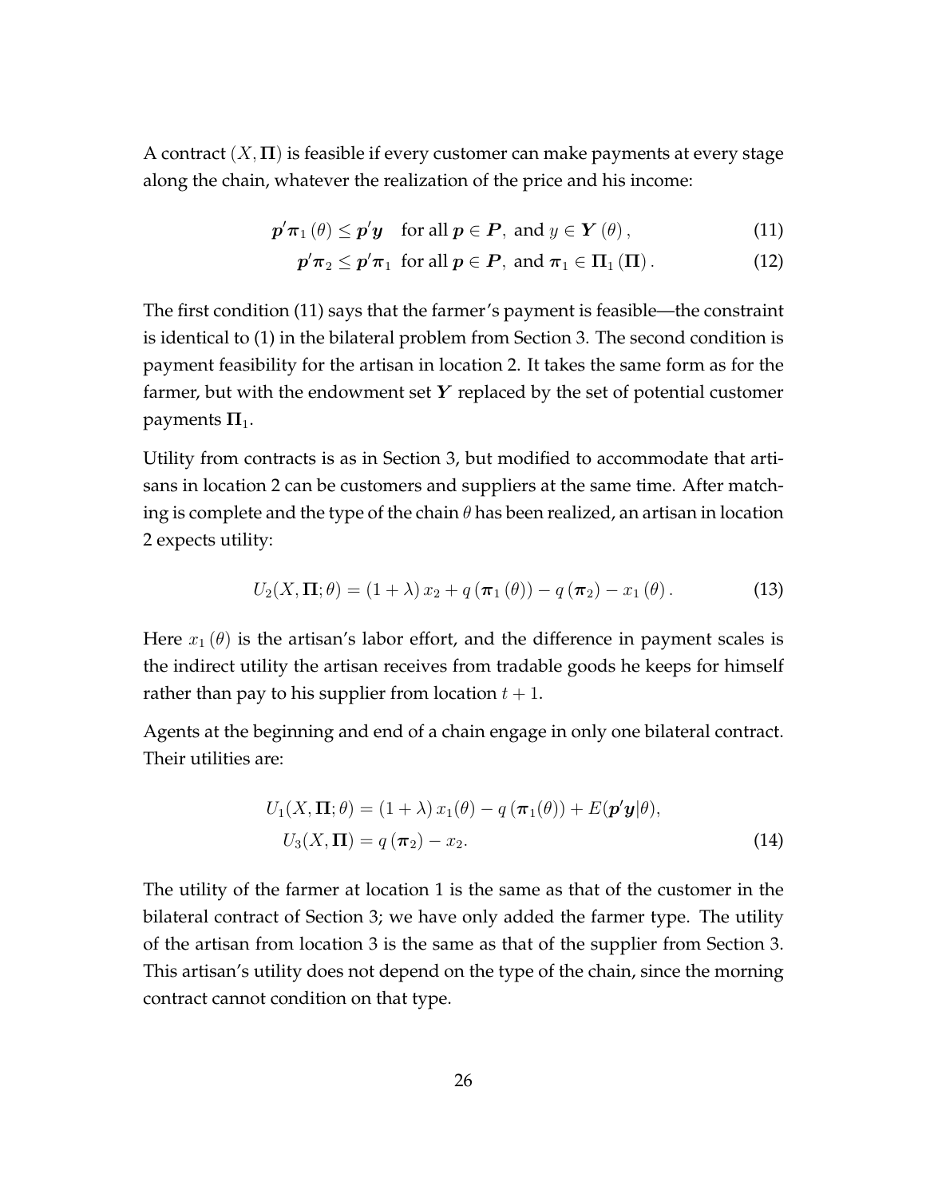A contract $(X, \mathbf{\Pi})$ is feasible if every customer can make payments at every stage along the chain, whatever the realization of the price and his income:

$$\boldsymbol{p}'\boldsymbol{\pi}_1(\theta) \leq \boldsymbol{p}'\boldsymbol{y} \quad \text{for all } \boldsymbol{p} \in \boldsymbol{P}, \text{ and } y \in \boldsymbol{Y}(\theta), \tag{11}$$

$$\boldsymbol{p}'\boldsymbol{\pi}_2 \leq \boldsymbol{p}'\boldsymbol{\pi}_1 \;\; \text{for all } \boldsymbol{p} \in \boldsymbol{P}, \text{ and } \boldsymbol{\pi}_1 \in \mathbf{\Pi}_1(\mathbf{\Pi}). \tag{12}$$

The first condition (11) says that the farmer's payment is feasible—the constraint is identical to (1) in the bilateral problem from Section 3. The second condition is payment feasibility for the artisan in location 2. It takes the same form as for the farmer, but with the endowment set $\boldsymbol{Y}$ replaced by the set of potential customer payments $\mathbf{\Pi}_1$.

Utility from contracts is as in Section 3, but modified to accommodate that artisans in location 2 can be customers and suppliers at the same time. After matching is complete and the type of the chain $\theta$ has been realized, an artisan in location 2 expects utility:

$$U_2(X, \mathbf{\Pi}; \theta) = (1 + \lambda)\, x_2 + q\left(\boldsymbol{\pi}_1(\theta)\right) - q\left(\boldsymbol{\pi}_2\right) - x_1(\theta). \tag{13}$$

Here $x_1(\theta)$ is the artisan's labor effort, and the difference in payment scales is the indirect utility the artisan receives from tradable goods he keeps for himself rather than pay to his supplier from location $t + 1$.

Agents at the beginning and end of a chain engage in only one bilateral contract. Their utilities are:

$$\begin{aligned} U_1(X, \mathbf{\Pi}; \theta) &= (1 + \lambda)\, x_1(\theta) - q\left(\boldsymbol{\pi}_1(\theta)\right) + E(\boldsymbol{p}'\boldsymbol{y}|\theta), \\ U_3(X, \mathbf{\Pi}) &= q\left(\boldsymbol{\pi}_2\right) - x_2. \end{aligned} \tag{14}$$

The utility of the farmer at location 1 is the same as that of the customer in the bilateral contract of Section 3; we have only added the farmer type. The utility of the artisan from location 3 is the same as that of the supplier from Section 3. This artisan's utility does not depend on the type of the chain, since the morning contract cannot condition on that type.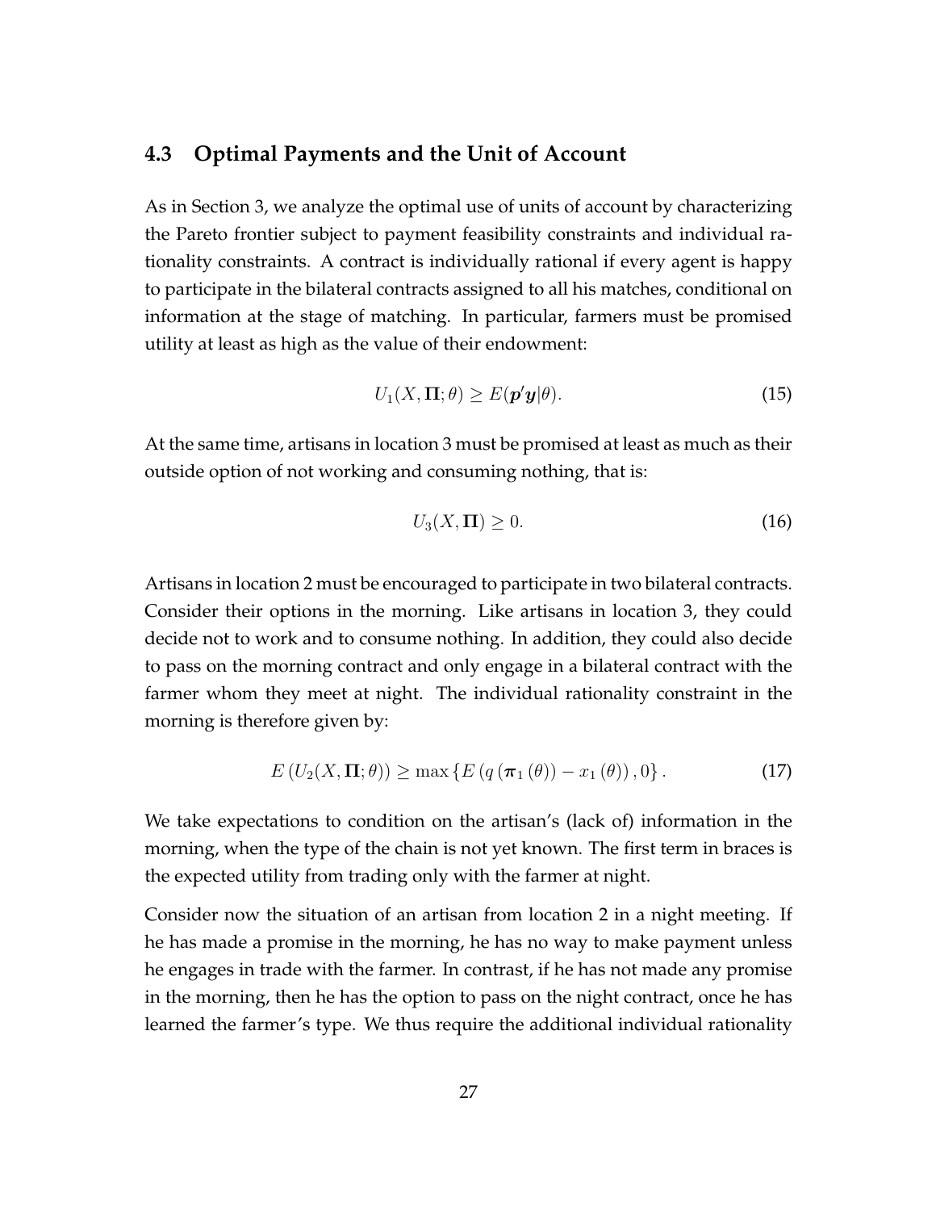### 4.3 Optimal Payments and the Unit of Account

As in Section 3, we analyze the optimal use of units of account by characterizing the Pareto frontier subject to payment feasibility constraints and individual rationality constraints. A contract is individually rational if every agent is happy to participate in the bilateral contracts assigned to all his matches, conditional on information at the stage of matching. In particular, farmers must be promised utility at least as high as the value of their endowment:

$$U_1(X, \mathbf{\Pi}; \theta) \geq E(\boldsymbol{p}'\boldsymbol{y}|\theta). \tag{15}$$

At the same time, artisans in location 3 must be promised at least as much as their outside option of not working and consuming nothing, that is:

$$U_3(X, \mathbf{\Pi}) \geq 0. \tag{16}$$

Artisans in location 2 must be encouraged to participate in two bilateral contracts. Consider their options in the morning. Like artisans in location 3, they could decide not to work and to consume nothing. In addition, they could also decide to pass on the morning contract and only engage in a bilateral contract with the farmer whom they meet at night. The individual rationality constraint in the morning is therefore given by:

$$E\left(U_2(X, \mathbf{\Pi}; \theta)\right) \geq \max\left\{E\left(q\left(\boldsymbol{\pi}_1\left(\theta\right)\right) - x_1\left(\theta\right)\right), 0\right\}. \tag{17}$$

We take expectations to condition on the artisan's (lack of) information in the morning, when the type of the chain is not yet known. The first term in braces is the expected utility from trading only with the farmer at night.

Consider now the situation of an artisan from location 2 in a night meeting. If he has made a promise in the morning, he has no way to make payment unless he engages in trade with the farmer. In contrast, if he has not made any promise in the morning, then he has the option to pass on the night contract, once he has learned the farmer's type. We thus require the additional individual rationality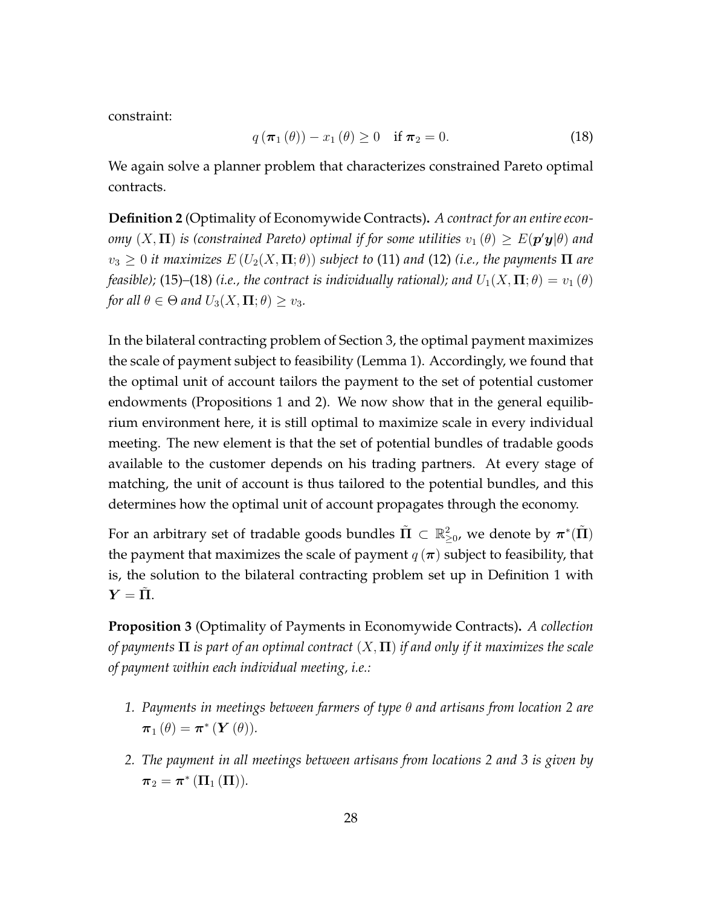constraint:

$$q(\boldsymbol{\pi}_1(\theta)) - x_1(\theta) \geq 0 \quad \text{if } \boldsymbol{\pi}_2 = 0. \tag{18}$$

We again solve a planner problem that characterizes constrained Pareto optimal contracts.

**Definition 2** (Optimality of Economywide Contracts)**.** *A contract for an entire economy $(X, \boldsymbol{\Pi})$ is (constrained Pareto) optimal if for some utilities $v_1(\theta) \geq E(\boldsymbol{p}'\boldsymbol{y}|\theta)$ and $v_3 \geq 0$ it maximizes $E(U_2(X, \boldsymbol{\Pi}; \theta))$ subject to* (11) *and* (12) *(i.e., the payments $\boldsymbol{\Pi}$ are feasible);* (15)–(18) *(i.e., the contract is individually rational); and $U_1(X, \boldsymbol{\Pi}; \theta) = v_1(\theta)$ for all $\theta \in \Theta$ and $U_3(X, \boldsymbol{\Pi}; \theta) \geq v_3$.*

In the bilateral contracting problem of Section 3, the optimal payment maximizes the scale of payment subject to feasibility (Lemma 1). Accordingly, we found that the optimal unit of account tailors the payment to the set of potential customer endowments (Propositions 1 and 2). We now show that in the general equilibrium environment here, it is still optimal to maximize scale in every individual meeting. The new element is that the set of potential bundles of tradable goods available to the customer depends on his trading partners. At every stage of matching, the unit of account is thus tailored to the potential bundles, and this determines how the optimal unit of account propagates through the economy.

For an arbitrary set of tradable goods bundles $\tilde{\boldsymbol{\Pi}} \subset \mathbb{R}^2_{\geq 0}$, we denote by $\boldsymbol{\pi}^*(\tilde{\boldsymbol{\Pi}})$ the payment that maximizes the scale of payment $q(\boldsymbol{\pi})$ subject to feasibility, that is, the solution to the bilateral contracting problem set up in Definition 1 with $\boldsymbol{Y} = \tilde{\boldsymbol{\Pi}}$.

**Proposition 3** (Optimality of Payments in Economywide Contracts)**.** *A collection of payments $\boldsymbol{\Pi}$ is part of an optimal contract $(X, \boldsymbol{\Pi})$ if and only if it maximizes the scale of payment within each individual meeting, i.e.:*

1. *Payments in meetings between farmers of type $\theta$ and artisans from location 2 are $\boldsymbol{\pi}_1(\theta) = \boldsymbol{\pi}^*(\boldsymbol{Y}(\theta))$.*

2. *The payment in all meetings between artisans from locations 2 and 3 is given by $\boldsymbol{\pi}_2 = \boldsymbol{\pi}^*(\boldsymbol{\Pi}_1(\boldsymbol{\Pi}))$.*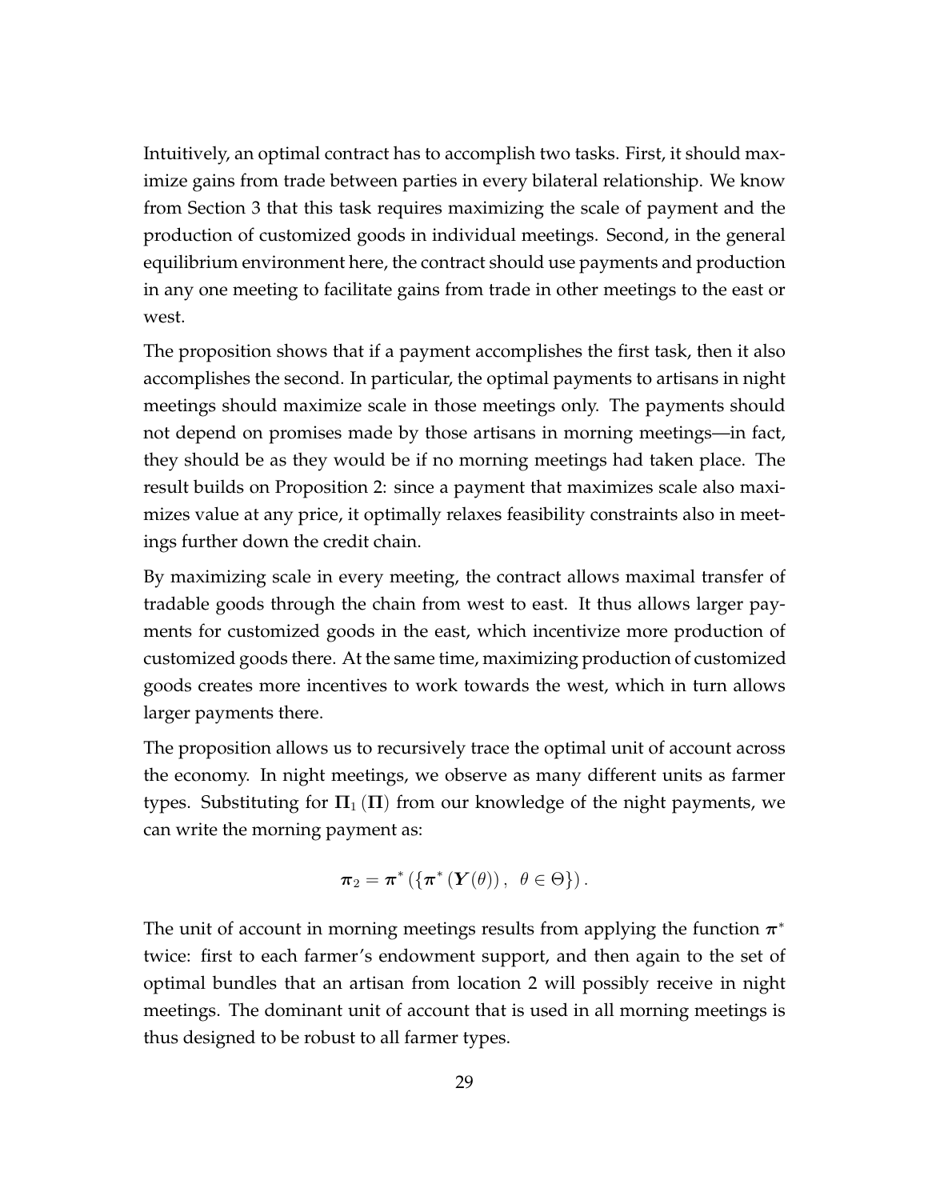Intuitively, an optimal contract has to accomplish two tasks. First, it should maximize gains from trade between parties in every bilateral relationship. We know from Section 3 that this task requires maximizing the scale of payment and the production of customized goods in individual meetings. Second, in the general equilibrium environment here, the contract should use payments and production in any one meeting to facilitate gains from trade in other meetings to the east or west.

The proposition shows that if a payment accomplishes the first task, then it also accomplishes the second. In particular, the optimal payments to artisans in night meetings should maximize scale in those meetings only. The payments should not depend on promises made by those artisans in morning meetings—in fact, they should be as they would be if no morning meetings had taken place. The result builds on Proposition 2: since a payment that maximizes scale also maximizes value at any price, it optimally relaxes feasibility constraints also in meetings further down the credit chain.

By maximizing scale in every meeting, the contract allows maximal transfer of tradable goods through the chain from west to east. It thus allows larger payments for customized goods in the east, which incentivize more production of customized goods there. At the same time, maximizing production of customized goods creates more incentives to work towards the west, which in turn allows larger payments there.

The proposition allows us to recursively trace the optimal unit of account across the economy. In night meetings, we observe as many different units as farmer types. Substituting for $\mathbf{\Pi}_1(\mathbf{\Pi})$ from our knowledge of the night payments, we can write the morning payment as:

$$\boldsymbol{\pi}_2 = \boldsymbol{\pi}^* \left( \left\{ \boldsymbol{\pi}^* \left( \boldsymbol{Y}(\theta) \right), \ \ \theta \in \Theta \right\} \right).$$

The unit of account in morning meetings results from applying the function $\boldsymbol{\pi}^*$ twice: first to each farmer's endowment support, and then again to the set of optimal bundles that an artisan from location 2 will possibly receive in night meetings. The dominant unit of account that is used in all morning meetings is thus designed to be robust to all farmer types.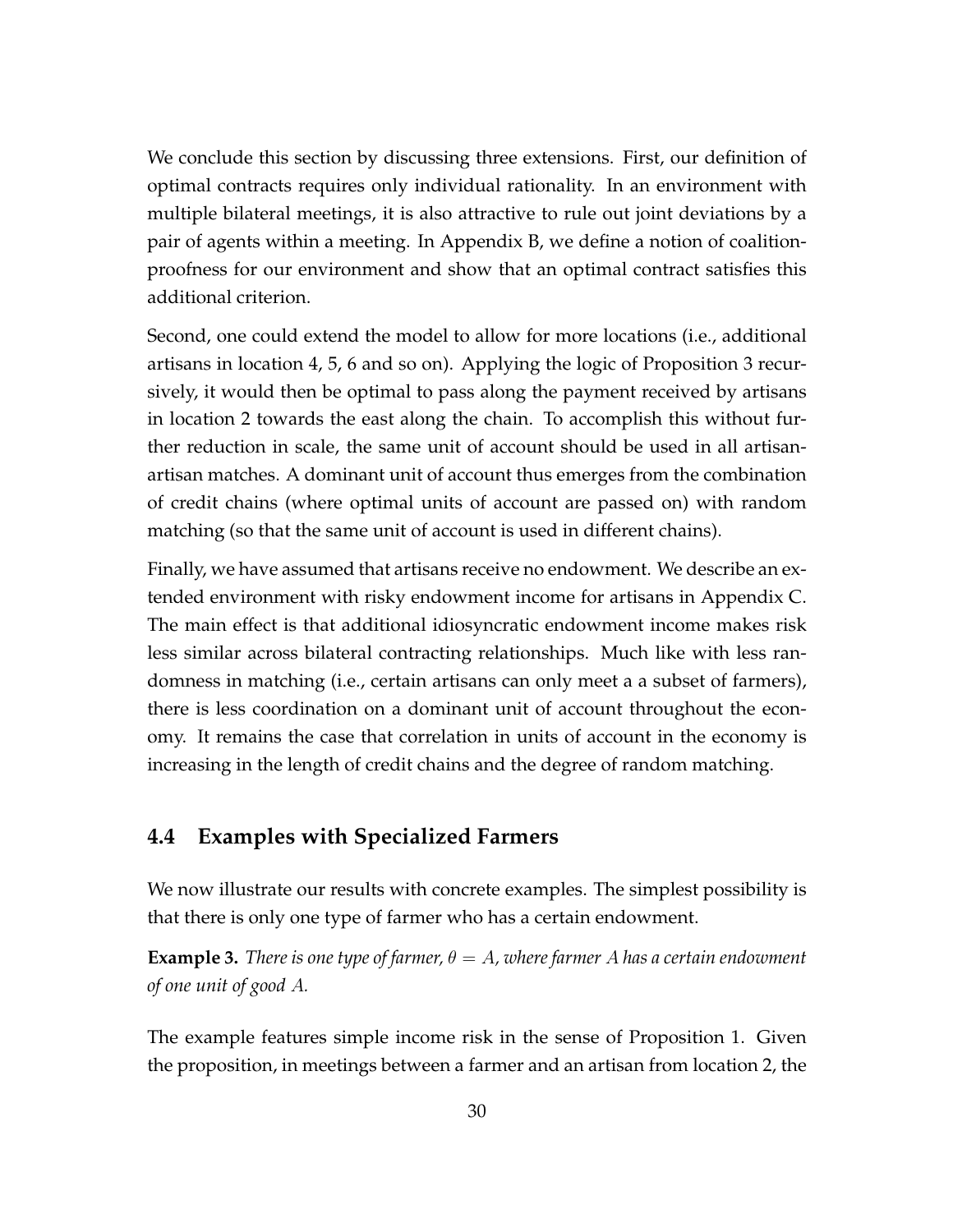We conclude this section by discussing three extensions. First, our definition of optimal contracts requires only individual rationality. In an environment with multiple bilateral meetings, it is also attractive to rule out joint deviations by a pair of agents within a meeting. In Appendix B, we define a notion of coalition-proofness for our environment and show that an optimal contract satisfies this additional criterion.

Second, one could extend the model to allow for more locations (i.e., additional artisans in location 4, 5, 6 and so on). Applying the logic of Proposition 3 recursively, it would then be optimal to pass along the payment received by artisans in location 2 towards the east along the chain. To accomplish this without further reduction in scale, the same unit of account should be used in all artisan-artisan matches. A dominant unit of account thus emerges from the combination of credit chains (where optimal units of account are passed on) with random matching (so that the same unit of account is used in different chains).

Finally, we have assumed that artisans receive no endowment. We describe an extended environment with risky endowment income for artisans in Appendix C. The main effect is that additional idiosyncratic endowment income makes risk less similar across bilateral contracting relationships. Much like with less randomness in matching (i.e., certain artisans can only meet a a subset of farmers), there is less coordination on a dominant unit of account throughout the economy. It remains the case that correlation in units of account in the economy is increasing in the length of credit chains and the degree of random matching.

### 4.4 Examples with Specialized Farmers

We now illustrate our results with concrete examples. The simplest possibility is that there is only one type of farmer who has a certain endowment.

**Example 3.** *There is one type of farmer, $\theta = A$, where farmer $A$ has a certain endowment of one unit of good $A$.*

The example features simple income risk in the sense of Proposition 1. Given the proposition, in meetings between a farmer and an artisan from location 2, the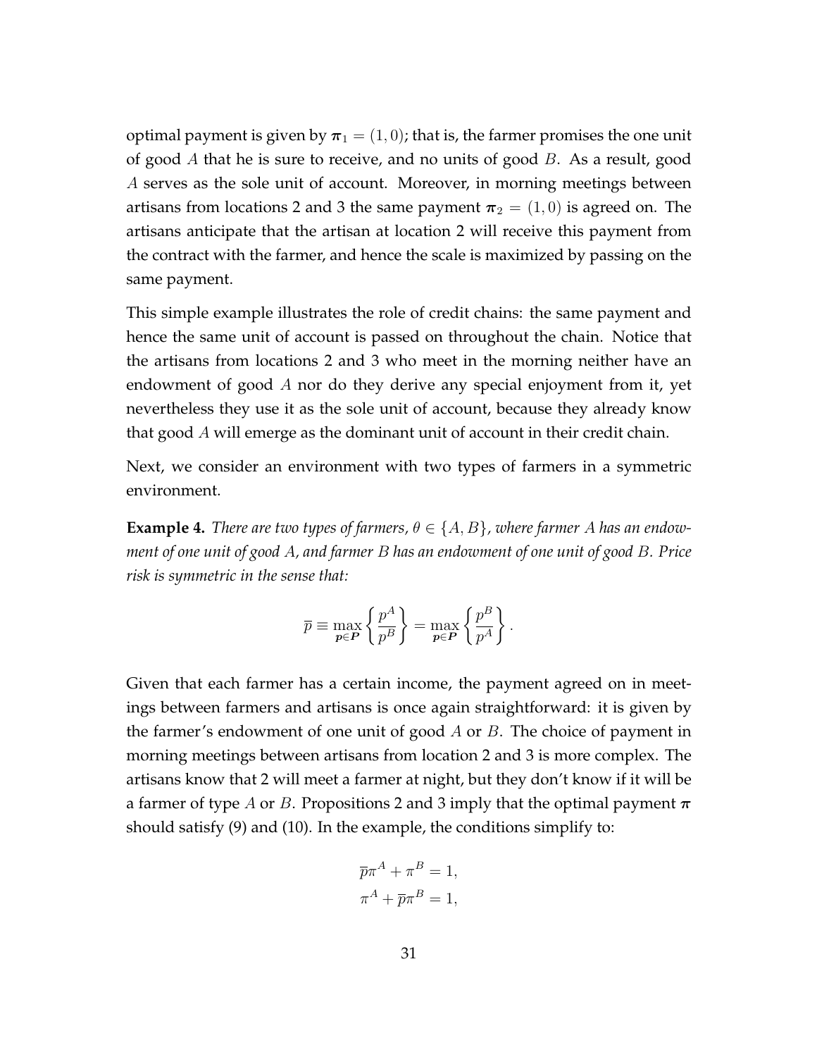optimal payment is given by $\boldsymbol{\pi}_1 = (1, 0)$; that is, the farmer promises the one unit of good $A$ that he is sure to receive, and no units of good $B$. As a result, good $A$ serves as the sole unit of account. Moreover, in morning meetings between artisans from locations 2 and 3 the same payment $\boldsymbol{\pi}_2 = (1, 0)$ is agreed on. The artisans anticipate that the artisan at location 2 will receive this payment from the contract with the farmer, and hence the scale is maximized by passing on the same payment.

This simple example illustrates the role of credit chains: the same payment and hence the same unit of account is passed on throughout the chain. Notice that the artisans from locations 2 and 3 who meet in the morning neither have an endowment of good $A$ nor do they derive any special enjoyment from it, yet nevertheless they use it as the sole unit of account, because they already know that good $A$ will emerge as the dominant unit of account in their credit chain.

Next, we consider an environment with two types of farmers in a symmetric environment.

**Example 4.** *There are two types of farmers, $\theta \in \{A, B\}$, where farmer $A$ has an endowment of one unit of good $A$, and farmer $B$ has an endowment of one unit of good $B$. Price risk is symmetric in the sense that:*

$$\overline{p} \equiv \max_{\boldsymbol{p} \in \boldsymbol{P}} \left\{ \frac{p^A}{p^B} \right\} = \max_{\boldsymbol{p} \in \boldsymbol{P}} \left\{ \frac{p^B}{p^A} \right\}.$$

Given that each farmer has a certain income, the payment agreed on in meetings between farmers and artisans is once again straightforward: it is given by the farmer's endowment of one unit of good $A$ or $B$. The choice of payment in morning meetings between artisans from location 2 and 3 is more complex. The artisans know that 2 will meet a farmer at night, but they don't know if it will be a farmer of type $A$ or $B$. Propositions 2 and 3 imply that the optimal payment $\boldsymbol{\pi}$ should satisfy (9) and (10). In the example, the conditions simplify to:

$$\overline{p}\pi^A + \pi^B = 1,$$
$$\pi^A + \overline{p}\pi^B = 1,$$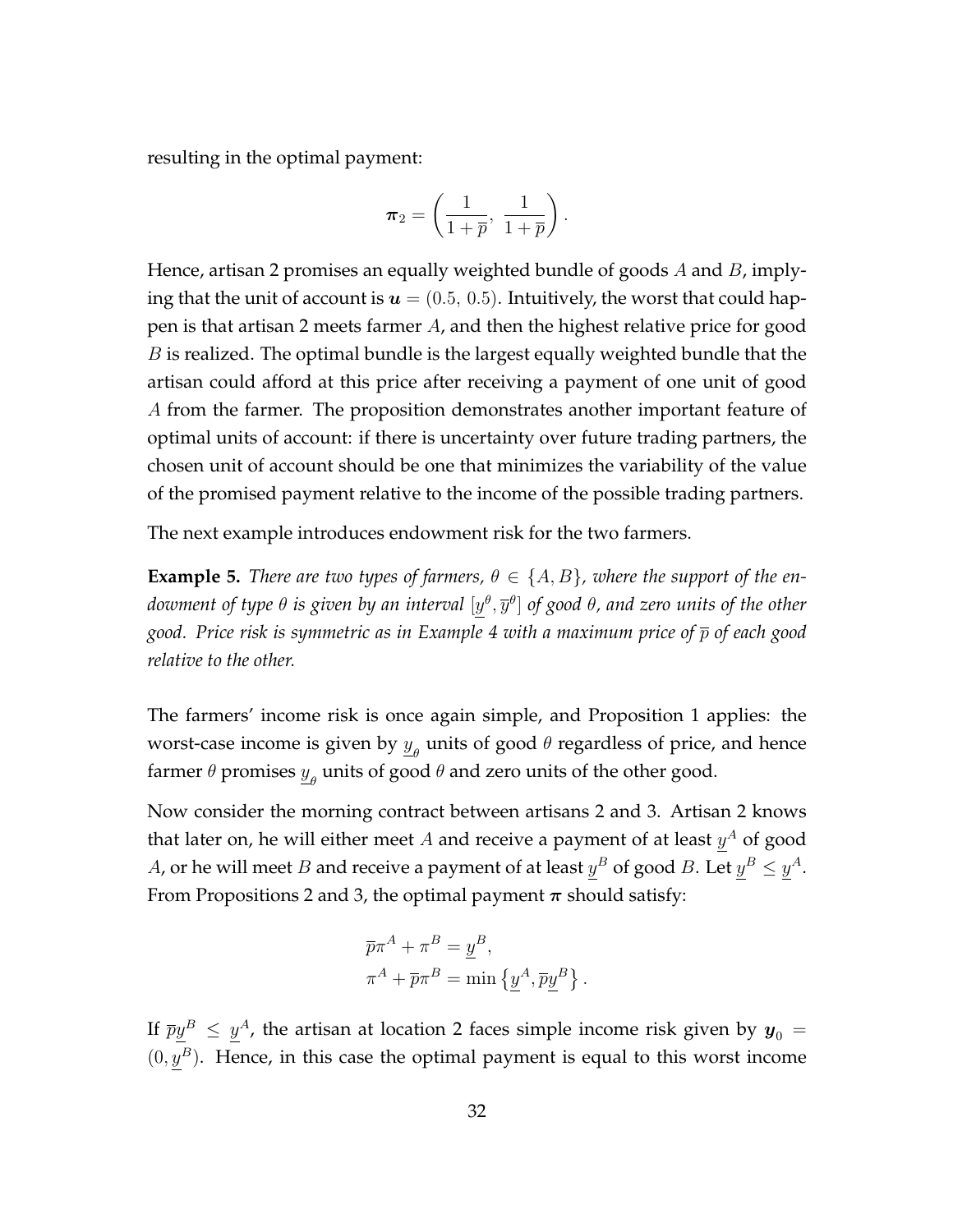resulting in the optimal payment:

$$\boldsymbol{\pi}_2 = \left( \frac{1}{1+\overline{p}},\ \frac{1}{1+\overline{p}} \right).$$

Hence, artisan 2 promises an equally weighted bundle of goods $A$ and $B$, implying that the unit of account is $\boldsymbol{u} = (0.5,\ 0.5)$. Intuitively, the worst that could happen is that artisan 2 meets farmer $A$, and then the highest relative price for good $B$ is realized. The optimal bundle is the largest equally weighted bundle that the artisan could afford at this price after receiving a payment of one unit of good $A$ from the farmer. The proposition demonstrates another important feature of optimal units of account: if there is uncertainty over future trading partners, the chosen unit of account should be one that minimizes the variability of the value of the promised payment relative to the income of the possible trading partners.

The next example introduces endowment risk for the two farmers.

**Example 5.** *There are two types of farmers, $\theta \in \{A, B\}$, where the support of the endowment of type $\theta$ is given by an interval $[\underline{y}^{\theta}, \overline{y}^{\theta}]$ of good $\theta$, and zero units of the other good. Price risk is symmetric as in Example 4 with a maximum price of $\overline{p}$ of each good relative to the other.*

The farmers' income risk is once again simple, and Proposition 1 applies: the worst-case income is given by $\underline{y}_{\theta}$ units of good $\theta$ regardless of price, and hence farmer $\theta$ promises $\underline{y}_{\theta}$ units of good $\theta$ and zero units of the other good.

Now consider the morning contract between artisans 2 and 3. Artisan 2 knows that later on, he will either meet $A$ and receive a payment of at least $\underline{y}^{A}$ of good $A$, or he will meet $B$ and receive a payment of at least $\underline{y}^{B}$ of good $B$. Let $\underline{y}^{B} \leq \underline{y}^{A}$. From Propositions 2 and 3, the optimal payment $\boldsymbol{\pi}$ should satisfy:

$$\begin{aligned}
&\overline{p}\pi^{A} + \pi^{B} = \underline{y}^{B}, \\
&\pi^{A} + \overline{p}\pi^{B} = \min\left\{\underline{y}^{A}, \overline{p}\underline{y}^{B}\right\}.
\end{aligned}$$

If $\overline{p}\underline{y}^{B} \leq \underline{y}^{A}$, the artisan at location 2 faces simple income risk given by $\boldsymbol{y}_0 = (0, \underline{y}^{B})$. Hence, in this case the optimal payment is equal to this worst income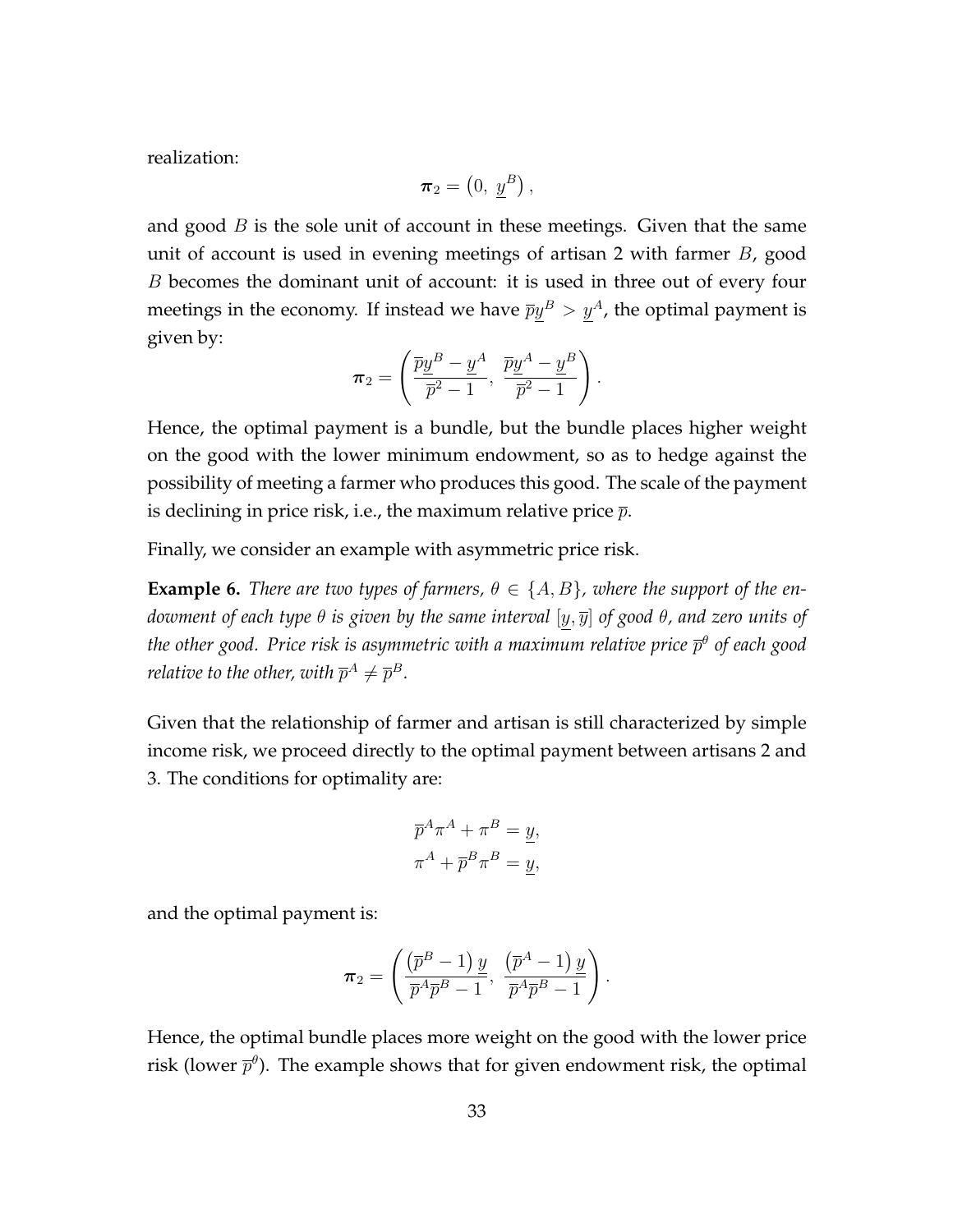realization:

$$\boldsymbol{\pi}_2 = \left(0,\ \underline{y}^B\right),$$

and good $B$ is the sole unit of account in these meetings. Given that the same unit of account is used in evening meetings of artisan 2 with farmer $B$, good $B$ becomes the dominant unit of account: it is used in three out of every four meetings in the economy. If instead we have $\overline{p}\underline{y}^B > \underline{y}^A$, the optimal payment is given by:

$$\boldsymbol{\pi}_2 = \left(\frac{\overline{p}\underline{y}^B - \underline{y}^A}{\overline{p}^2 - 1},\ \frac{\overline{p}\underline{y}^A - \underline{y}^B}{\overline{p}^2 - 1}\right).$$

Hence, the optimal payment is a bundle, but the bundle places higher weight on the good with the lower minimum endowment, so as to hedge against the possibility of meeting a farmer who produces this good. The scale of the payment is declining in price risk, i.e., the maximum relative price $\overline{p}$.

Finally, we consider an example with asymmetric price risk.

**Example 6.** *There are two types of farmers, $\theta \in \{A, B\}$, where the support of the endowment of each type $\theta$ is given by the same interval $[\underline{y}, \overline{y}]$ of good $\theta$, and zero units of the other good. Price risk is asymmetric with a maximum relative price $\overline{p}^\theta$ of each good relative to the other, with $\overline{p}^A \neq \overline{p}^B$.*

Given that the relationship of farmer and artisan is still characterized by simple income risk, we proceed directly to the optimal payment between artisans 2 and 3. The conditions for optimality are:

$$\overline{p}^A \pi^A + \pi^B = \underline{y},$$
$$\pi^A + \overline{p}^B \pi^B = \underline{y},$$

and the optimal payment is:

$$\boldsymbol{\pi}_2 = \left(\frac{\left(\overline{p}^B - 1\right)\underline{y}}{\overline{p}^A\overline{p}^B - 1},\ \frac{\left(\overline{p}^A - 1\right)\underline{y}}{\overline{p}^A\overline{p}^B - 1}\right).$$

Hence, the optimal bundle places more weight on the good with the lower price risk (lower $\overline{p}^\theta$). The example shows that for given endowment risk, the optimal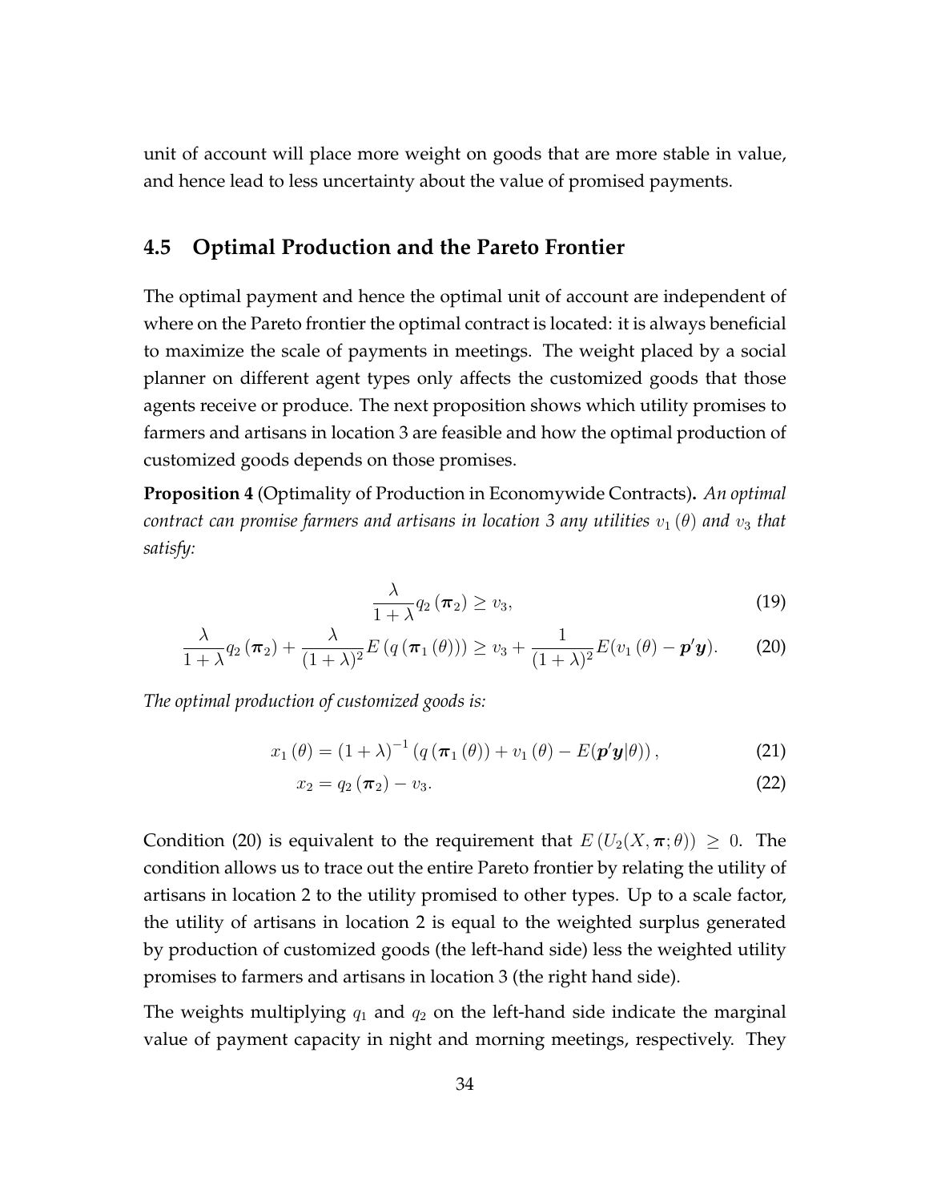unit of account will place more weight on goods that are more stable in value, and hence lead to less uncertainty about the value of promised payments.

## 4.5 Optimal Production and the Pareto Frontier

The optimal payment and hence the optimal unit of account are independent of where on the Pareto frontier the optimal contract is located: it is always beneficial to maximize the scale of payments in meetings. The weight placed by a social planner on different agent types only affects the customized goods that those agents receive or produce. The next proposition shows which utility promises to farmers and artisans in location 3 are feasible and how the optimal production of customized goods depends on those promises.

**Proposition 4** (Optimality of Production in Economywide Contracts)**.** *An optimal contract can promise farmers and artisans in location 3 any utilities $v_1(\theta)$ and $v_3$ that satisfy:*

$$\frac{\lambda}{1+\lambda} q_2(\boldsymbol{\pi}_2) \geq v_3, \tag{19}$$

$$\frac{\lambda}{1+\lambda} q_2(\boldsymbol{\pi}_2) + \frac{\lambda}{(1+\lambda)^2} E\left(q\left(\boldsymbol{\pi}_1(\theta)\right)\right) \geq v_3 + \frac{1}{(1+\lambda)^2} E(v_1(\theta) - \boldsymbol{p}'\boldsymbol{y}). \tag{20}$$

*The optimal production of customized goods is:*

$$x_1(\theta) = (1+\lambda)^{-1}\left(q\left(\boldsymbol{\pi}_1(\theta)\right) + v_1(\theta) - E(\boldsymbol{p}'\boldsymbol{y}|\theta)\right), \tag{21}$$

$$x_2 = q_2(\boldsymbol{\pi}_2) - v_3. \tag{22}$$

Condition (20) is equivalent to the requirement that $E\left(U_2(X, \boldsymbol{\pi}; \theta)\right) \geq 0$. The condition allows us to trace out the entire Pareto frontier by relating the utility of artisans in location 2 to the utility promised to other types. Up to a scale factor, the utility of artisans in location 2 is equal to the weighted surplus generated by production of customized goods (the left-hand side) less the weighted utility promises to farmers and artisans in location 3 (the right hand side).

The weights multiplying $q_1$ and $q_2$ on the left-hand side indicate the marginal value of payment capacity in night and morning meetings, respectively. They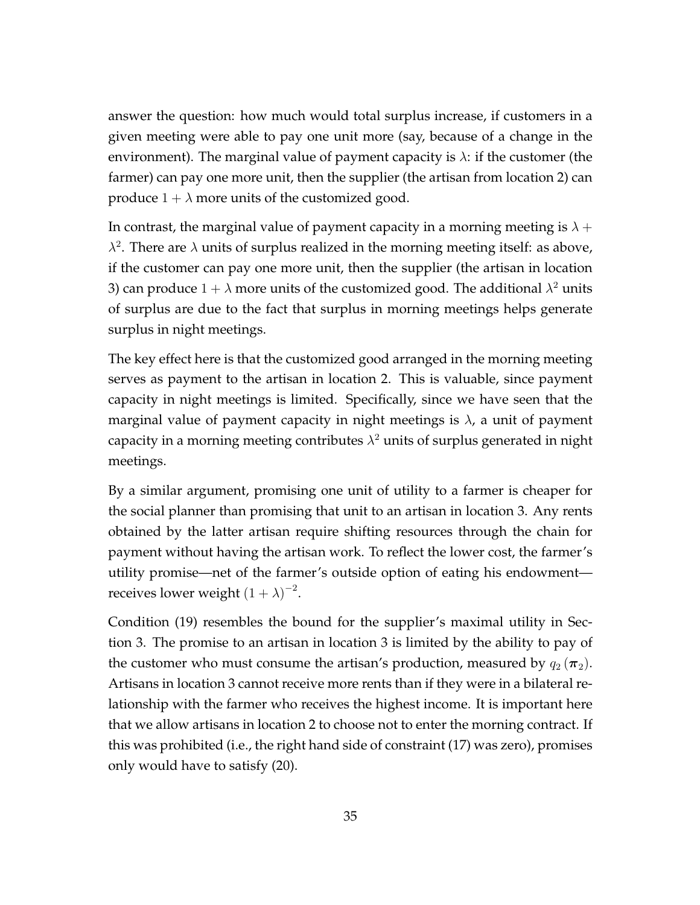answer the question: how much would total surplus increase, if customers in a given meeting were able to pay one unit more (say, because of a change in the environment). The marginal value of payment capacity is $\lambda$: if the customer (the farmer) can pay one more unit, then the supplier (the artisan from location 2) can produce $1 + \lambda$ more units of the customized good.

In contrast, the marginal value of payment capacity in a morning meeting is $\lambda + \lambda^2$. There are $\lambda$ units of surplus realized in the morning meeting itself: as above, if the customer can pay one more unit, then the supplier (the artisan in location 3) can produce $1 + \lambda$ more units of the customized good. The additional $\lambda^2$ units of surplus are due to the fact that surplus in morning meetings helps generate surplus in night meetings.

The key effect here is that the customized good arranged in the morning meeting serves as payment to the artisan in location 2. This is valuable, since payment capacity in night meetings is limited. Specifically, since we have seen that the marginal value of payment capacity in night meetings is $\lambda$, a unit of payment capacity in a morning meeting contributes $\lambda^2$ units of surplus generated in night meetings.

By a similar argument, promising one unit of utility to a farmer is cheaper for the social planner than promising that unit to an artisan in location 3. Any rents obtained by the latter artisan require shifting resources through the chain for payment without having the artisan work. To reflect the lower cost, the farmer's utility promise—net of the farmer's outside option of eating his endowment—receives lower weight $(1 + \lambda)^{-2}$.

Condition (19) resembles the bound for the supplier's maximal utility in Section 3. The promise to an artisan in location 3 is limited by the ability to pay of the customer who must consume the artisan's production, measured by $q_2(\boldsymbol{\pi}_2)$. Artisans in location 3 cannot receive more rents than if they were in a bilateral relationship with the farmer who receives the highest income. It is important here that we allow artisans in location 2 to choose not to enter the morning contract. If this was prohibited (i.e., the right hand side of constraint (17) was zero), promises only would have to satisfy (20).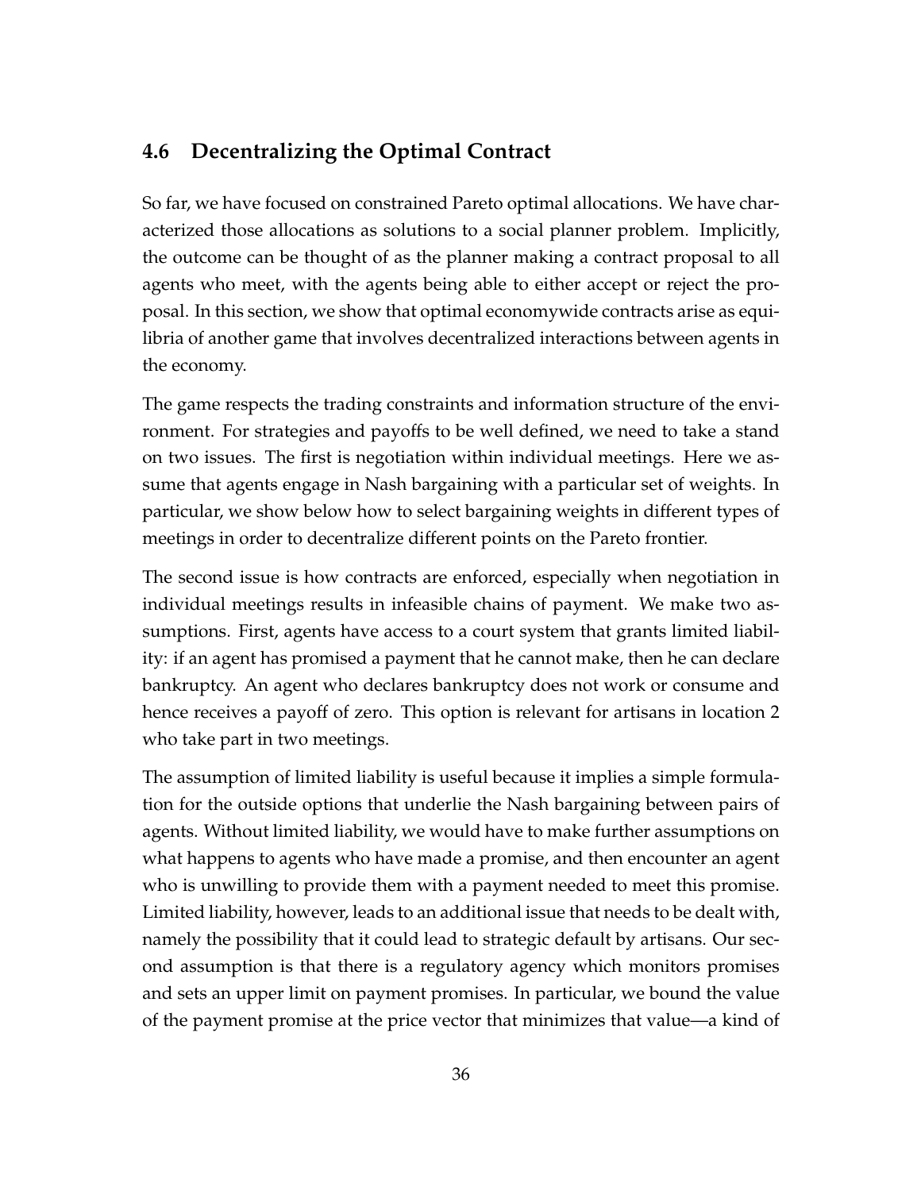## 4.6 Decentralizing the Optimal Contract

So far, we have focused on constrained Pareto optimal allocations. We have characterized those allocations as solutions to a social planner problem. Implicitly, the outcome can be thought of as the planner making a contract proposal to all agents who meet, with the agents being able to either accept or reject the proposal. In this section, we show that optimal economywide contracts arise as equilibria of another game that involves decentralized interactions between agents in the economy.

The game respects the trading constraints and information structure of the environment. For strategies and payoffs to be well defined, we need to take a stand on two issues. The first is negotiation within individual meetings. Here we assume that agents engage in Nash bargaining with a particular set of weights. In particular, we show below how to select bargaining weights in different types of meetings in order to decentralize different points on the Pareto frontier.

The second issue is how contracts are enforced, especially when negotiation in individual meetings results in infeasible chains of payment. We make two assumptions. First, agents have access to a court system that grants limited liability: if an agent has promised a payment that he cannot make, then he can declare bankruptcy. An agent who declares bankruptcy does not work or consume and hence receives a payoff of zero. This option is relevant for artisans in location 2 who take part in two meetings.

The assumption of limited liability is useful because it implies a simple formulation for the outside options that underlie the Nash bargaining between pairs of agents. Without limited liability, we would have to make further assumptions on what happens to agents who have made a promise, and then encounter an agent who is unwilling to provide them with a payment needed to meet this promise. Limited liability, however, leads to an additional issue that needs to be dealt with, namely the possibility that it could lead to strategic default by artisans. Our second assumption is that there is a regulatory agency which monitors promises and sets an upper limit on payment promises. In particular, we bound the value of the payment promise at the price vector that minimizes that value—a kind of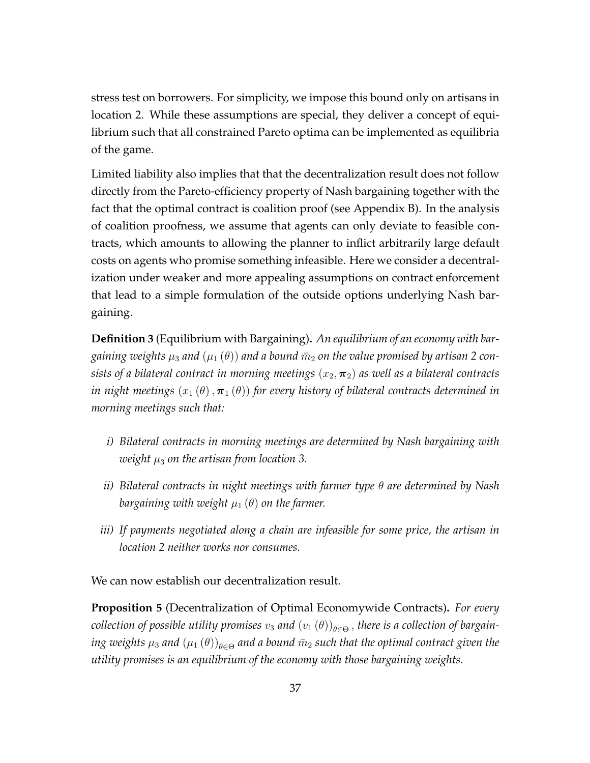stress test on borrowers. For simplicity, we impose this bound only on artisans in location 2. While these assumptions are special, they deliver a concept of equilibrium such that all constrained Pareto optima can be implemented as equilibria of the game.

Limited liability also implies that that the decentralization result does not follow directly from the Pareto-efficiency property of Nash bargaining together with the fact that the optimal contract is coalition proof (see Appendix B). In the analysis of coalition proofness, we assume that agents can only deviate to feasible contracts, which amounts to allowing the planner to inflict arbitrarily large default costs on agents who promise something infeasible. Here we consider a decentralization under weaker and more appealing assumptions on contract enforcement that lead to a simple formulation of the outside options underlying Nash bargaining.

**Definition 3** (Equilibrium with Bargaining)**.** *An equilibrium of an economy with bargaining weights $\mu_3$ and $(\mu_1(\theta))$ and a bound $\bar{m}_2$ on the value promised by artisan 2 consists of a bilateral contract in morning meetings $(x_2, \boldsymbol{\pi}_2)$ as well as a bilateral contracts in night meetings $(x_1(\theta), \boldsymbol{\pi}_1(\theta))$ for every history of bilateral contracts determined in morning meetings such that:*

*i) Bilateral contracts in morning meetings are determined by Nash bargaining with weight $\mu_3$ on the artisan from location 3.*

*ii) Bilateral contracts in night meetings with farmer type $\theta$ are determined by Nash bargaining with weight $\mu_1(\theta)$ on the farmer.*

*iii) If payments negotiated along a chain are infeasible for some price, the artisan in location 2 neither works nor consumes.*

We can now establish our decentralization result.

**Proposition 5** (Decentralization of Optimal Economywide Contracts)**.** *For every collection of possible utility promises $v_3$ and $(v_1(\theta))_{\theta\in\Theta}$, there is a collection of bargaining weights $\mu_3$ and $(\mu_1(\theta))_{\theta\in\Theta}$ and a bound $\bar{m}_2$ such that the optimal contract given the utility promises is an equilibrium of the economy with those bargaining weights.*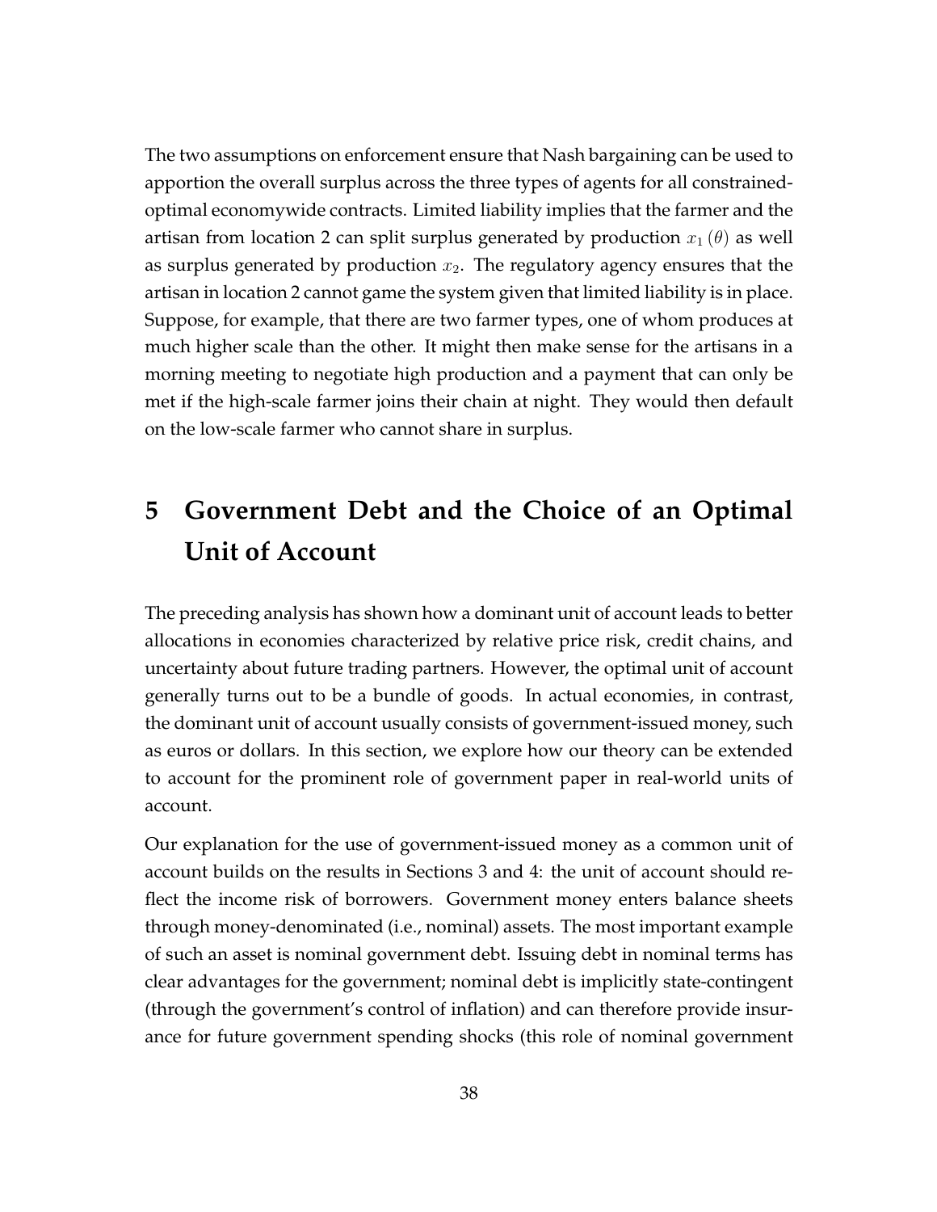The two assumptions on enforcement ensure that Nash bargaining can be used to apportion the overall surplus across the three types of agents for all constrained-optimal economywide contracts. Limited liability implies that the farmer and the artisan from location 2 can split surplus generated by production $x_1(\theta)$ as well as surplus generated by production $x_2$. The regulatory agency ensures that the artisan in location 2 cannot game the system given that limited liability is in place. Suppose, for example, that there are two farmer types, one of whom produces at much higher scale than the other. It might then make sense for the artisans in a morning meeting to negotiate high production and a payment that can only be met if the high-scale farmer joins their chain at night. They would then default on the low-scale farmer who cannot share in surplus.

# 5 Government Debt and the Choice of an Optimal Unit of Account

The preceding analysis has shown how a dominant unit of account leads to better allocations in economies characterized by relative price risk, credit chains, and uncertainty about future trading partners. However, the optimal unit of account generally turns out to be a bundle of goods. In actual economies, in contrast, the dominant unit of account usually consists of government-issued money, such as euros or dollars. In this section, we explore how our theory can be extended to account for the prominent role of government paper in real-world units of account.

Our explanation for the use of government-issued money as a common unit of account builds on the results in Sections 3 and 4: the unit of account should reflect the income risk of borrowers. Government money enters balance sheets through money-denominated (i.e., nominal) assets. The most important example of such an asset is nominal government debt. Issuing debt in nominal terms has clear advantages for the government; nominal debt is implicitly state-contingent (through the government's control of inflation) and can therefore provide insurance for future government spending shocks (this role of nominal government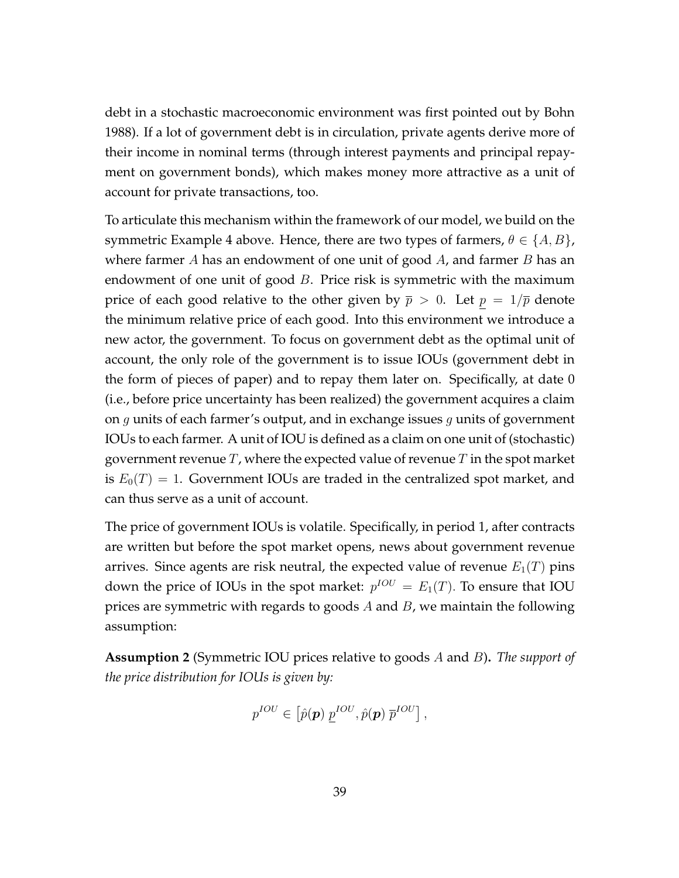debt in a stochastic macroeconomic environment was first pointed out by Bohn 1988). If a lot of government debt is in circulation, private agents derive more of their income in nominal terms (through interest payments and principal repayment on government bonds), which makes money more attractive as a unit of account for private transactions, too.

To articulate this mechanism within the framework of our model, we build on the symmetric Example 4 above. Hence, there are two types of farmers, $\theta \in \{A, B\}$, where farmer $A$ has an endowment of one unit of good $A$, and farmer $B$ has an endowment of one unit of good $B$. Price risk is symmetric with the maximum price of each good relative to the other given by $\overline{p} > 0$. Let $\underline{p} = 1/\overline{p}$ denote the minimum relative price of each good. Into this environment we introduce a new actor, the government. To focus on government debt as the optimal unit of account, the only role of the government is to issue IOUs (government debt in the form of pieces of paper) and to repay them later on. Specifically, at date 0 (i.e., before price uncertainty has been realized) the government acquires a claim on $g$ units of each farmer's output, and in exchange issues $g$ units of government IOUs to each farmer. A unit of IOU is defined as a claim on one unit of (stochastic) government revenue $T$, where the expected value of revenue $T$ in the spot market is $E_0(T) = 1$. Government IOUs are traded in the centralized spot market, and can thus serve as a unit of account.

The price of government IOUs is volatile. Specifically, in period 1, after contracts are written but before the spot market opens, news about government revenue arrives. Since agents are risk neutral, the expected value of revenue $E_1(T)$ pins down the price of IOUs in the spot market: $p^{IOU} = E_1(T)$. To ensure that IOU prices are symmetric with regards to goods $A$ and $B$, we maintain the following assumption:

**Assumption 2** (Symmetric IOU prices relative to goods $A$ and $B$)**.** *The support of the price distribution for IOUs is given by:*

$$p^{IOU} \in \left[\hat{p}(\boldsymbol{p})\, \underline{p}^{IOU}, \hat{p}(\boldsymbol{p})\, \overline{p}^{IOU}\right],$$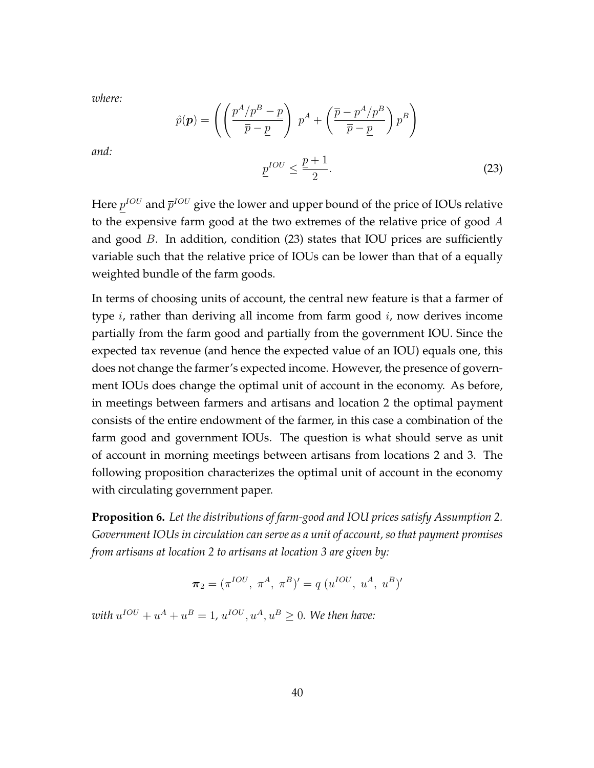*where:*

$$\hat{p}(\boldsymbol{p}) = \left( \left( \frac{p^A/p^B - \underline{p}}{\overline{p} - \underline{p}} \right) \, p^A + \left( \frac{\overline{p} - p^A/p^B}{\overline{p} - \underline{p}} \right) p^B \right)$$

*and:*

$$\underline{p}^{IOU} \leq \frac{\underline{p} + 1}{2}. \tag{23}$$

Here $\underline{p}^{IOU}$ and $\overline{p}^{IOU}$ give the lower and upper bound of the price of IOUs relative to the expensive farm good at the two extremes of the relative price of good $A$ and good $B$. In addition, condition (23) states that IOU prices are sufficiently variable such that the relative price of IOUs can be lower than that of a equally weighted bundle of the farm goods.

In terms of choosing units of account, the central new feature is that a farmer of type $i$, rather than deriving all income from farm good $i$, now derives income partially from the farm good and partially from the government IOU. Since the expected tax revenue (and hence the expected value of an IOU) equals one, this does not change the farmer's expected income. However, the presence of government IOUs does change the optimal unit of account in the economy. As before, in meetings between farmers and artisans and location 2 the optimal payment consists of the entire endowment of the farmer, in this case a combination of the farm good and government IOUs. The question is what should serve as unit of account in morning meetings between artisans from locations 2 and 3. The following proposition characterizes the optimal unit of account in the economy with circulating government paper.

**Proposition 6.** *Let the distributions of farm-good and IOU prices satisfy Assumption 2. Government IOUs in circulation can serve as a unit of account, so that payment promises from artisans at location 2 to artisans at location 3 are given by:*

$$\boldsymbol{\pi}_2 = (\pi^{IOU}, \ \pi^A, \ \pi^B)' = q \ (u^{IOU}, \ u^A, \ u^B)'$$

*with $u^{IOU} + u^A + u^B = 1$, $u^{IOU}, u^A, u^B \geq 0$. We then have:*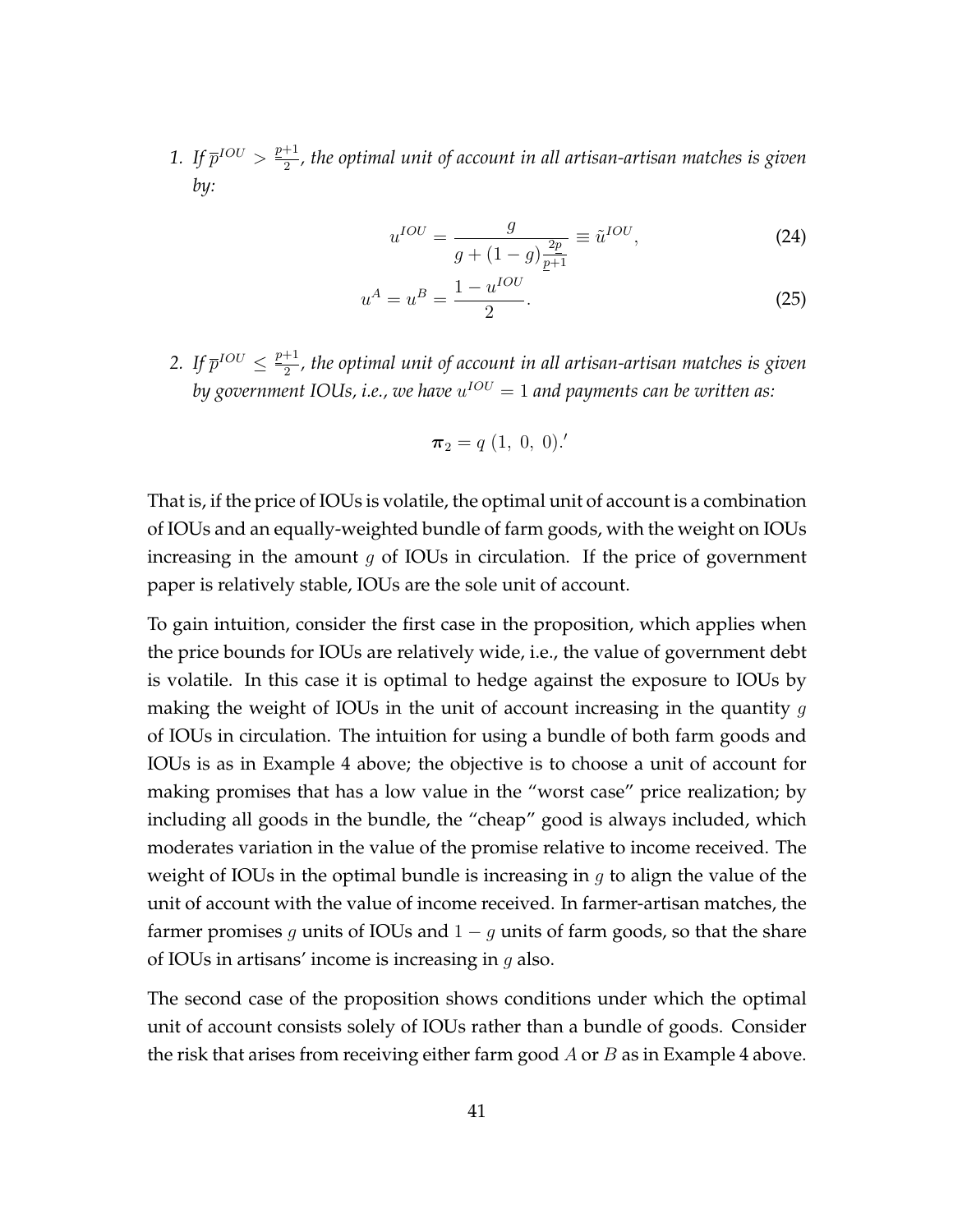1. *If $\overline{p}^{IOU} > \frac{\underline{p}+1}{2}$, the optimal unit of account in all artisan-artisan matches is given by:*

$$u^{IOU} = \frac{g}{g + (1-g)\frac{2\underline{p}}{\underline{p}+1}} \equiv \tilde{u}^{IOU}, \tag{24}$$

$$u^{A} = u^{B} = \frac{1 - u^{IOU}}{2}. \tag{25}$$

2. *If $\overline{p}^{IOU} \leq \frac{\underline{p}+1}{2}$, the optimal unit of account in all artisan-artisan matches is given by government IOUs, i.e., we have $u^{IOU} = 1$ and payments can be written as:*

$$\boldsymbol{\pi}_2 = q\ (1,\ 0,\ 0).'$$

That is, if the price of IOUs is volatile, the optimal unit of account is a combination of IOUs and an equally-weighted bundle of farm goods, with the weight on IOUs increasing in the amount $g$ of IOUs in circulation. If the price of government paper is relatively stable, IOUs are the sole unit of account.

To gain intuition, consider the first case in the proposition, which applies when the price bounds for IOUs are relatively wide, i.e., the value of government debt is volatile. In this case it is optimal to hedge against the exposure to IOUs by making the weight of IOUs in the unit of account increasing in the quantity $g$ of IOUs in circulation. The intuition for using a bundle of both farm goods and IOUs is as in Example 4 above; the objective is to choose a unit of account for making promises that has a low value in the "worst case" price realization; by including all goods in the bundle, the "cheap" good is always included, which moderates variation in the value of the promise relative to income received. The weight of IOUs in the optimal bundle is increasing in $g$ to align the value of the unit of account with the value of income received. In farmer-artisan matches, the farmer promises $g$ units of IOUs and $1-g$ units of farm goods, so that the share of IOUs in artisans' income is increasing in $g$ also.

The second case of the proposition shows conditions under which the optimal unit of account consists solely of IOUs rather than a bundle of goods. Consider the risk that arises from receiving either farm good $A$ or $B$ as in Example 4 above.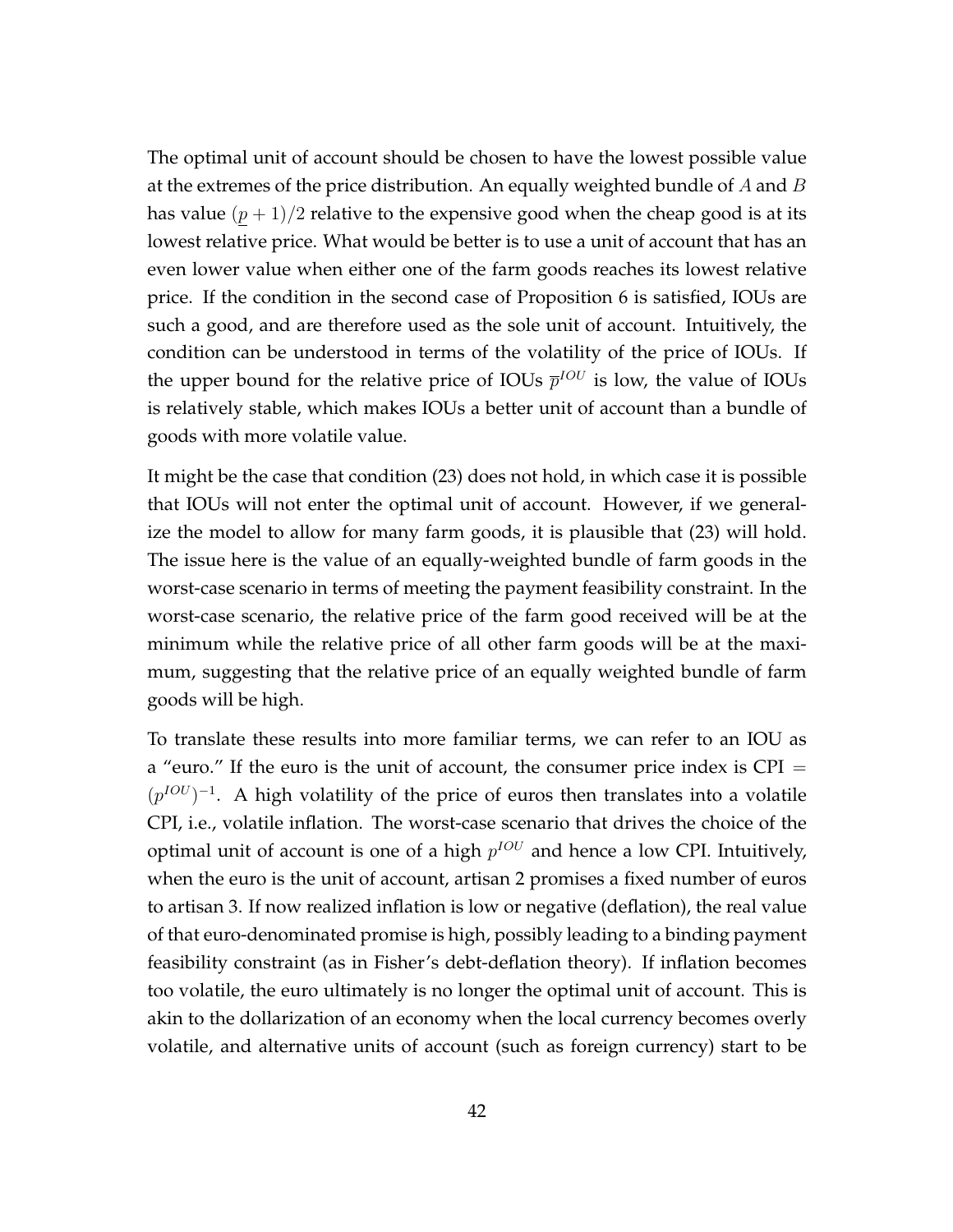The optimal unit of account should be chosen to have the lowest possible value at the extremes of the price distribution. An equally weighted bundle of $A$ and $B$ has value $(\underline{p}+1)/2$ relative to the expensive good when the cheap good is at its lowest relative price. What would be better is to use a unit of account that has an even lower value when either one of the farm goods reaches its lowest relative price. If the condition in the second case of Proposition 6 is satisfied, IOUs are such a good, and are therefore used as the sole unit of account. Intuitively, the condition can be understood in terms of the volatility of the price of IOUs. If the upper bound for the relative price of IOUs $\overline{p}^{IOU}$ is low, the value of IOUs is relatively stable, which makes IOUs a better unit of account than a bundle of goods with more volatile value.

It might be the case that condition (23) does not hold, in which case it is possible that IOUs will not enter the optimal unit of account. However, if we generalize the model to allow for many farm goods, it is plausible that (23) will hold. The issue here is the value of an equally-weighted bundle of farm goods in the worst-case scenario in terms of meeting the payment feasibility constraint. In the worst-case scenario, the relative price of the farm good received will be at the minimum while the relative price of all other farm goods will be at the maximum, suggesting that the relative price of an equally weighted bundle of farm goods will be high.

To translate these results into more familiar terms, we can refer to an IOU as a "euro." If the euro is the unit of account, the consumer price index is CPI $= (p^{IOU})^{-1}$. A high volatility of the price of euros then translates into a volatile CPI, i.e., volatile inflation. The worst-case scenario that drives the choice of the optimal unit of account is one of a high $p^{IOU}$ and hence a low CPI. Intuitively, when the euro is the unit of account, artisan 2 promises a fixed number of euros to artisan 3. If now realized inflation is low or negative (deflation), the real value of that euro-denominated promise is high, possibly leading to a binding payment feasibility constraint (as in Fisher's debt-deflation theory). If inflation becomes too volatile, the euro ultimately is no longer the optimal unit of account. This is akin to the dollarization of an economy when the local currency becomes overly volatile, and alternative units of account (such as foreign currency) start to be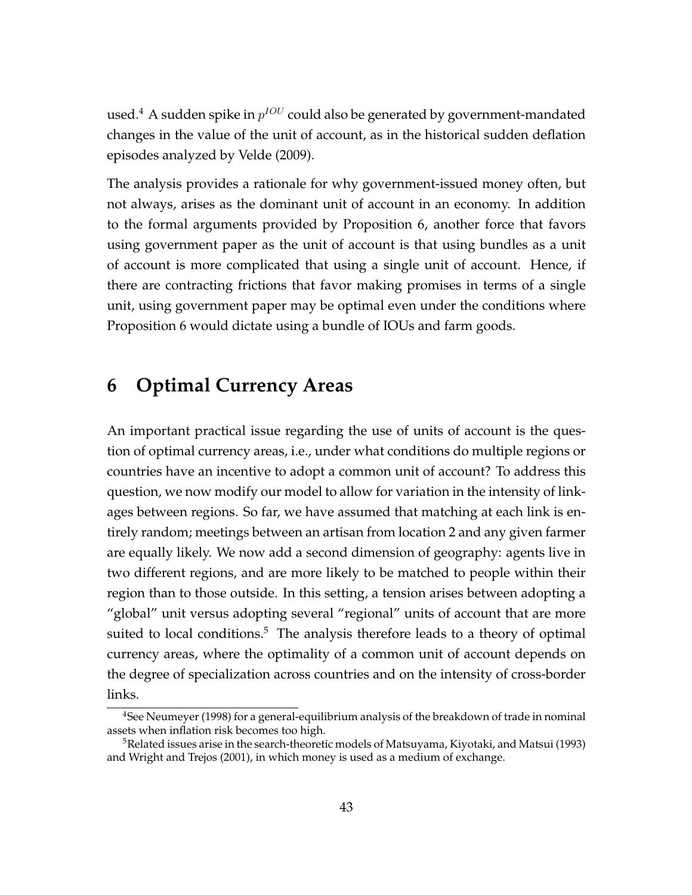used.[4] A sudden spike in $p^{IOU}$ could also be generated by government-mandated changes in the value of the unit of account, as in the historical sudden deflation episodes analyzed by Velde (2009).

The analysis provides a rationale for why government-issued money often, but not always, arises as the dominant unit of account in an economy. In addition to the formal arguments provided by Proposition 6, another force that favors using government paper as the unit of account is that using bundles as a unit of account is more complicated that using a single unit of account. Hence, if there are contracting frictions that favor making promises in terms of a single unit, using government paper may be optimal even under the conditions where Proposition 6 would dictate using a bundle of IOUs and farm goods.

# 6 Optimal Currency Areas

An important practical issue regarding the use of units of account is the question of optimal currency areas, i.e., under what conditions do multiple regions or countries have an incentive to adopt a common unit of account? To address this question, we now modify our model to allow for variation in the intensity of linkages between regions. So far, we have assumed that matching at each link is entirely random; meetings between an artisan from location 2 and any given farmer are equally likely. We now add a second dimension of geography: agents live in two different regions, and are more likely to be matched to people within their region than to those outside. In this setting, a tension arises between adopting a "global" unit versus adopting several "regional" units of account that are more suited to local conditions.[5] The analysis therefore leads to a theory of optimal currency areas, where the optimality of a common unit of account depends on the degree of specialization across countries and on the intensity of cross-border links.

[4]See Neumeyer (1998) for a general-equilibrium analysis of the breakdown of trade in nominal assets when inflation risk becomes too high.

[5]Related issues arise in the search-theoretic models of Matsuyama, Kiyotaki, and Matsui (1993) and Wright and Trejos (2001), in which money is used as a medium of exchange.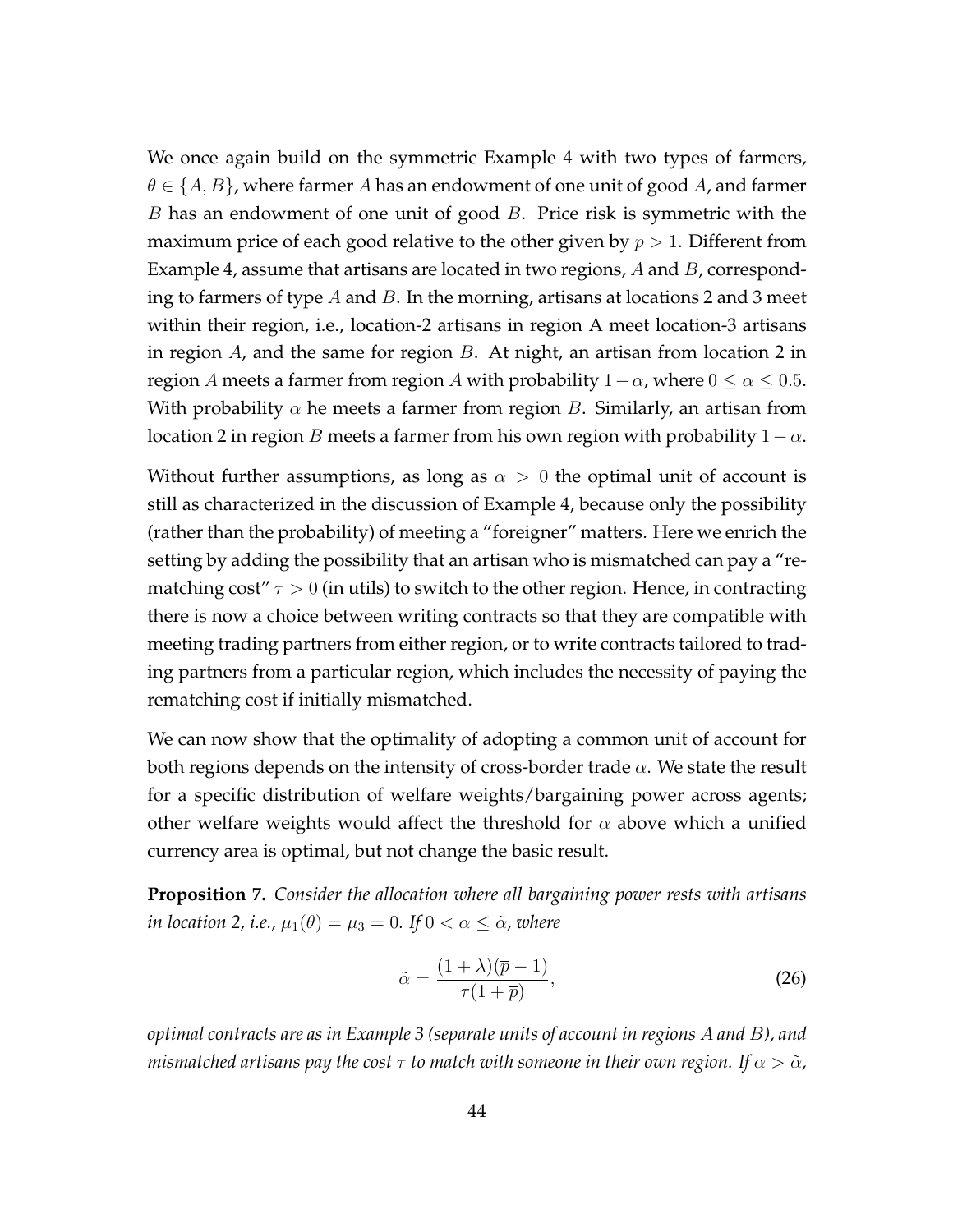We once again build on the symmetric Example 4 with two types of farmers, $\theta \in \{A, B\}$, where farmer $A$ has an endowment of one unit of good $A$, and farmer $B$ has an endowment of one unit of good $B$. Price risk is symmetric with the maximum price of each good relative to the other given by $\overline{p} > 1$. Different from Example 4, assume that artisans are located in two regions, $A$ and $B$, corresponding to farmers of type $A$ and $B$. In the morning, artisans at locations 2 and 3 meet within their region, i.e., location-2 artisans in region A meet location-3 artisans in region $A$, and the same for region $B$. At night, an artisan from location 2 in region $A$ meets a farmer from region $A$ with probability $1 - \alpha$, where $0 \leq \alpha \leq 0.5$. With probability $\alpha$ he meets a farmer from region $B$. Similarly, an artisan from location 2 in region $B$ meets a farmer from his own region with probability $1 - \alpha$.

Without further assumptions, as long as $\alpha > 0$ the optimal unit of account is still as characterized in the discussion of Example 4, because only the possibility (rather than the probability) of meeting a "foreigner" matters. Here we enrich the setting by adding the possibility that an artisan who is mismatched can pay a "rematching cost" $\tau > 0$ (in utils) to switch to the other region. Hence, in contracting there is now a choice between writing contracts so that they are compatible with meeting trading partners from either region, or to write contracts tailored to trading partners from a particular region, which includes the necessity of paying the rematching cost if initially mismatched.

We can now show that the optimality of adopting a common unit of account for both regions depends on the intensity of cross-border trade $\alpha$. We state the result for a specific distribution of welfare weights/bargaining power across agents; other welfare weights would affect the threshold for $\alpha$ above which a unified currency area is optimal, but not change the basic result.

**Proposition 7.** *Consider the allocation where all bargaining power rests with artisans in location 2, i.e.,* $\mu_1(\theta) = \mu_3 = 0$. *If* $0 < \alpha \leq \tilde{\alpha}$, *where*

$$\tilde{\alpha} = \frac{(1 + \lambda)(\overline{p} - 1)}{\tau(1 + \overline{p})}, \tag{26}$$

*optimal contracts are as in Example 3 (separate units of account in regions $A$ and $B$), and mismatched artisans pay the cost $\tau$ to match with someone in their own region. If* $\alpha > \tilde{\alpha}$,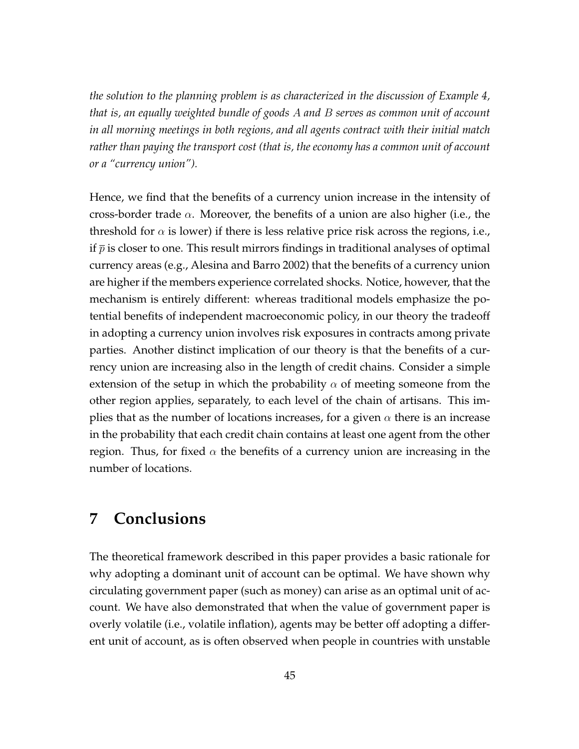*the solution to the planning problem is as characterized in the discussion of Example 4, that is, an equally weighted bundle of goods $A$ and $B$ serves as common unit of account in all morning meetings in both regions, and all agents contract with their initial match rather than paying the transport cost (that is, the economy has a common unit of account or a "currency union").*

Hence, we find that the benefits of a currency union increase in the intensity of cross-border trade $\alpha$. Moreover, the benefits of a union are also higher (i.e., the threshold for $\alpha$ is lower) if there is less relative price risk across the regions, i.e., if $\overline{p}$ is closer to one. This result mirrors findings in traditional analyses of optimal currency areas (e.g., Alesina and Barro 2002) that the benefits of a currency union are higher if the members experience correlated shocks. Notice, however, that the mechanism is entirely different: whereas traditional models emphasize the potential benefits of independent macroeconomic policy, in our theory the tradeoff in adopting a currency union involves risk exposures in contracts among private parties. Another distinct implication of our theory is that the benefits of a currency union are increasing also in the length of credit chains. Consider a simple extension of the setup in which the probability $\alpha$ of meeting someone from the other region applies, separately, to each level of the chain of artisans. This implies that as the number of locations increases, for a given $\alpha$ there is an increase in the probability that each credit chain contains at least one agent from the other region. Thus, for fixed $\alpha$ the benefits of a currency union are increasing in the number of locations.

# 7 Conclusions

The theoretical framework described in this paper provides a basic rationale for why adopting a dominant unit of account can be optimal. We have shown why circulating government paper (such as money) can arise as an optimal unit of account. We have also demonstrated that when the value of government paper is overly volatile (i.e., volatile inflation), agents may be better off adopting a different unit of account, as is often observed when people in countries with unstable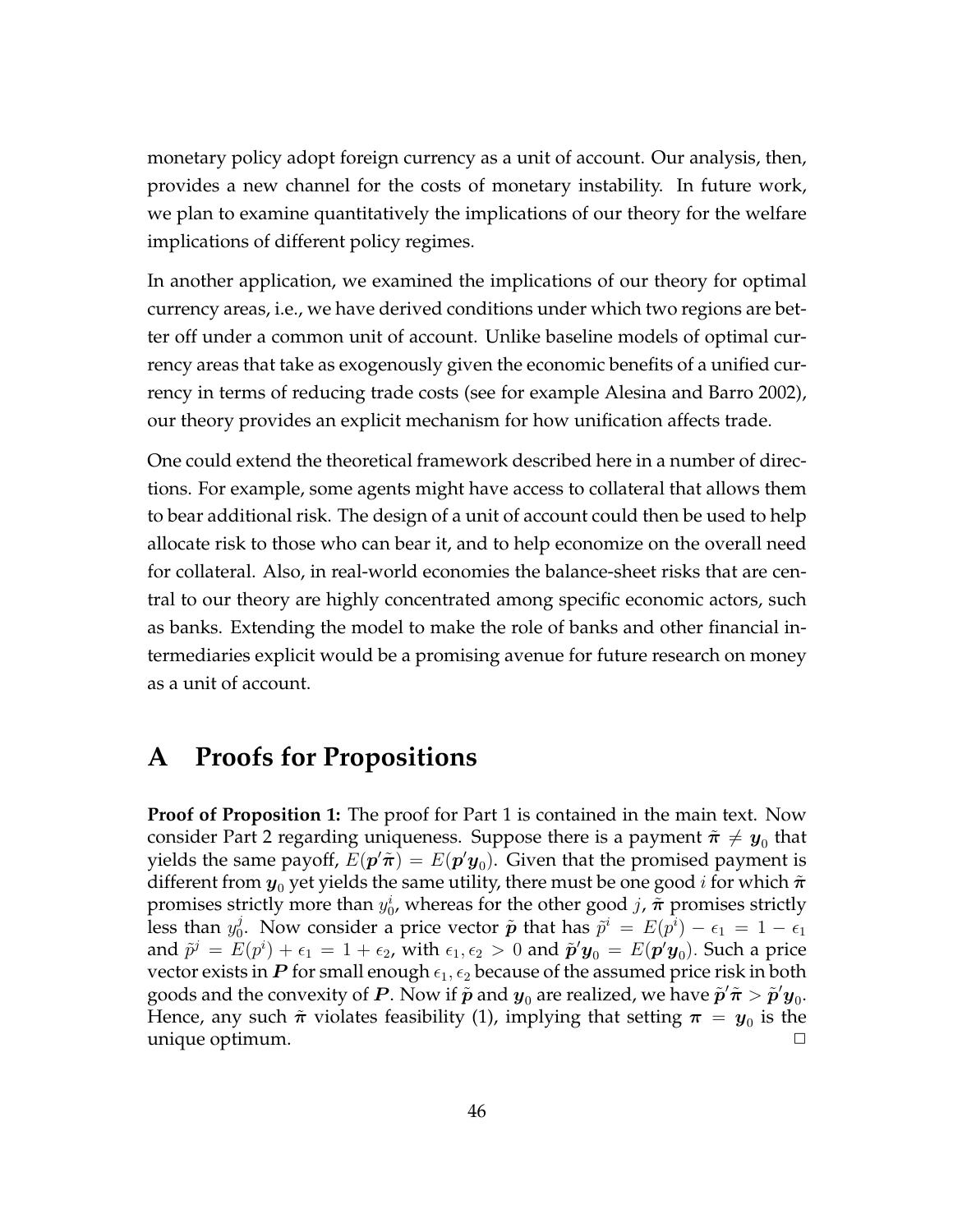monetary policy adopt foreign currency as a unit of account. Our analysis, then, provides a new channel for the costs of monetary instability. In future work, we plan to examine quantitatively the implications of our theory for the welfare implications of different policy regimes.

In another application, we examined the implications of our theory for optimal currency areas, i.e., we have derived conditions under which two regions are better off under a common unit of account. Unlike baseline models of optimal currency areas that take as exogenously given the economic benefits of a unified currency in terms of reducing trade costs (see for example Alesina and Barro 2002), our theory provides an explicit mechanism for how unification affects trade.

One could extend the theoretical framework described here in a number of directions. For example, some agents might have access to collateral that allows them to bear additional risk. The design of a unit of account could then be used to help allocate risk to those who can bear it, and to help economize on the overall need for collateral. Also, in real-world economies the balance-sheet risks that are central to our theory are highly concentrated among specific economic actors, such as banks. Extending the model to make the role of banks and other financial intermediaries explicit would be a promising avenue for future research on money as a unit of account.

# A Proofs for Propositions

**Proof of Proposition 1:** The proof for Part 1 is contained in the main text. Now consider Part 2 regarding uniqueness. Suppose there is a payment $\tilde{\boldsymbol{\pi}} \neq \boldsymbol{y}_0$ that yields the same payoff, $E(\boldsymbol{p}'\tilde{\boldsymbol{\pi}}) = E(\boldsymbol{p}'\boldsymbol{y}_0)$. Given that the promised payment is different from $\boldsymbol{y}_0$ yet yields the same utility, there must be one good $i$ for which $\tilde{\boldsymbol{\pi}}$ promises strictly more than $y_0^i$, whereas for the other good $j$, $\tilde{\boldsymbol{\pi}}$ promises strictly less than $y_0^j$. Now consider a price vector $\tilde{\boldsymbol{p}}$ that has $\tilde{p}^i = E(p^i) - \epsilon_1 = 1 - \epsilon_1$ and $\tilde{p}^j = E(p^i) + \epsilon_1 = 1 + \epsilon_2$, with $\epsilon_1, \epsilon_2 > 0$ and $\tilde{\boldsymbol{p}}'\boldsymbol{y}_0 = E(\boldsymbol{p}'\boldsymbol{y}_0)$. Such a price vector exists in $\boldsymbol{P}$ for small enough $\epsilon_1, \epsilon_2$ because of the assumed price risk in both goods and the convexity of $\boldsymbol{P}$. Now if $\tilde{\boldsymbol{p}}$ and $\boldsymbol{y}_0$ are realized, we have $\tilde{\boldsymbol{p}}'\tilde{\boldsymbol{\pi}} > \tilde{\boldsymbol{p}}'\boldsymbol{y}_0$. Hence, any such $\tilde{\boldsymbol{\pi}}$ violates feasibility (1), implying that setting $\boldsymbol{\pi} = \boldsymbol{y}_0$ is the unique optimum. □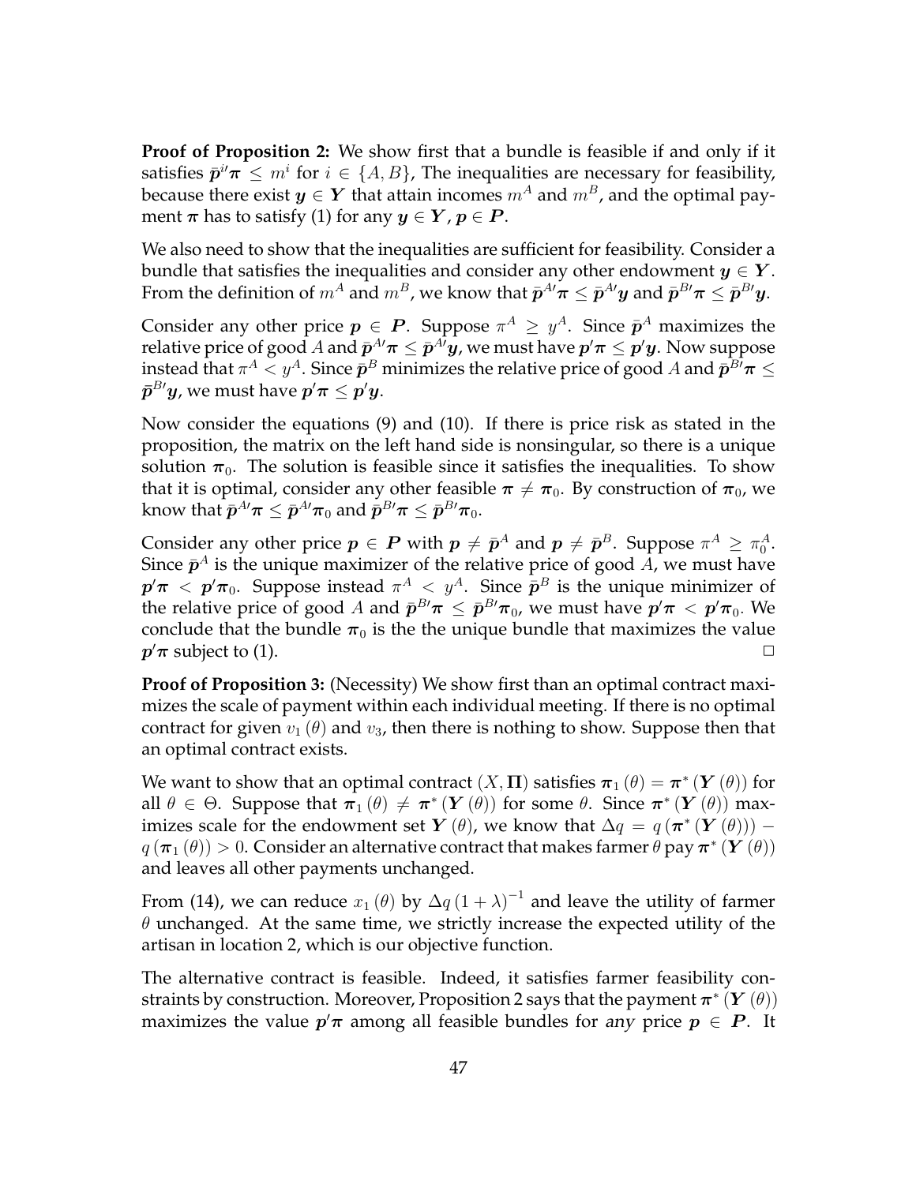**Proof of Proposition 2:** We show first that a bundle is feasible if and only if it satisfies $\bar{\boldsymbol{p}}^{i\prime}\boldsymbol{\pi} \leq m^i$ for $i \in \{A, B\}$, The inequalities are necessary for feasibility, because there exist $\boldsymbol{y} \in \boldsymbol{Y}$ that attain incomes $m^A$ and $m^B$, and the optimal payment $\boldsymbol{\pi}$ has to satisfy (1) for any $\boldsymbol{y} \in \boldsymbol{Y}$, $\boldsymbol{p} \in \boldsymbol{P}$.

We also need to show that the inequalities are sufficient for feasibility. Consider a bundle that satisfies the inequalities and consider any other endowment $\boldsymbol{y} \in \boldsymbol{Y}$. From the definition of $m^A$ and $m^B$, we know that $\bar{\boldsymbol{p}}^{A\prime}\boldsymbol{\pi} \leq \bar{\boldsymbol{p}}^{A\prime}\boldsymbol{y}$ and $\bar{\boldsymbol{p}}^{B\prime}\boldsymbol{\pi} \leq \bar{\boldsymbol{p}}^{B\prime}\boldsymbol{y}$.

Consider any other price $\boldsymbol{p} \in \boldsymbol{P}$. Suppose $\pi^A \geq y^A$. Since $\bar{\boldsymbol{p}}^A$ maximizes the relative price of good $A$ and $\bar{\boldsymbol{p}}^{A\prime}\boldsymbol{\pi} \leq \bar{\boldsymbol{p}}^{A\prime}\boldsymbol{y}$, we must have $\boldsymbol{p}'\boldsymbol{\pi} \leq \boldsymbol{p}'\boldsymbol{y}$. Now suppose instead that $\pi^A < y^A$. Since $\bar{\boldsymbol{p}}^B$ minimizes the relative price of good $A$ and $\bar{\boldsymbol{p}}^{B\prime}\boldsymbol{\pi} \leq \bar{\boldsymbol{p}}^{B\prime}\boldsymbol{y}$, we must have $\boldsymbol{p}'\boldsymbol{\pi} \leq \boldsymbol{p}'\boldsymbol{y}$.

Now consider the equations (9) and (10). If there is price risk as stated in the proposition, the matrix on the left hand side is nonsingular, so there is a unique solution $\boldsymbol{\pi}_0$. The solution is feasible since it satisfies the inequalities. To show that it is optimal, consider any other feasible $\boldsymbol{\pi} \neq \boldsymbol{\pi}_0$. By construction of $\boldsymbol{\pi}_0$, we know that $\bar{\boldsymbol{p}}^{A\prime}\boldsymbol{\pi} \leq \bar{\boldsymbol{p}}^{A\prime}\boldsymbol{\pi}_0$ and $\bar{\boldsymbol{p}}^{B\prime}\boldsymbol{\pi} \leq \bar{\boldsymbol{p}}^{B\prime}\boldsymbol{\pi}_0$.

Consider any other price $\boldsymbol{p} \in \boldsymbol{P}$ with $\boldsymbol{p} \neq \bar{\boldsymbol{p}}^A$ and $\boldsymbol{p} \neq \bar{\boldsymbol{p}}^B$. Suppose $\pi^A \geq \pi_0^A$. Since $\bar{\boldsymbol{p}}^A$ is the unique maximizer of the relative price of good $A$, we must have $\boldsymbol{p}'\boldsymbol{\pi} < \boldsymbol{p}'\boldsymbol{\pi}_0$. Suppose instead $\pi^A < y^A$. Since $\bar{\boldsymbol{p}}^B$ is the unique minimizer of the relative price of good $A$ and $\bar{\boldsymbol{p}}^{B\prime}\boldsymbol{\pi} \leq \bar{\boldsymbol{p}}^{B\prime}\boldsymbol{\pi}_0$, we must have $\boldsymbol{p}'\boldsymbol{\pi} < \boldsymbol{p}'\boldsymbol{\pi}_0$. We conclude that the bundle $\boldsymbol{\pi}_0$ is the the unique bundle that maximizes the value $\boldsymbol{p}'\boldsymbol{\pi}$ subject to (1). □

**Proof of Proposition 3:** (Necessity) We show first than an optimal contract maximizes the scale of payment within each individual meeting. If there is no optimal contract for given $v_1(\theta)$ and $v_3$, then there is nothing to show. Suppose then that an optimal contract exists.

We want to show that an optimal contract $(X, \boldsymbol{\Pi})$ satisfies $\boldsymbol{\pi}_1(\theta) = \boldsymbol{\pi}^*(\boldsymbol{Y}(\theta))$ for all $\theta \in \Theta$. Suppose that $\boldsymbol{\pi}_1(\theta) \neq \boldsymbol{\pi}^*(\boldsymbol{Y}(\theta))$ for some $\theta$. Since $\boldsymbol{\pi}^*(\boldsymbol{Y}(\theta))$ maximizes scale for the endowment set $\boldsymbol{Y}(\theta)$, we know that $\Delta q = q(\boldsymbol{\pi}^*(\boldsymbol{Y}(\theta))) - q(\boldsymbol{\pi}_1(\theta)) > 0$. Consider an alternative contract that makes farmer $\theta$ pay $\boldsymbol{\pi}^*(\boldsymbol{Y}(\theta))$ and leaves all other payments unchanged.

From (14), we can reduce $x_1(\theta)$ by $\Delta q(1+\lambda)^{-1}$ and leave the utility of farmer $\theta$ unchanged. At the same time, we strictly increase the expected utility of the artisan in location 2, which is our objective function.

The alternative contract is feasible. Indeed, it satisfies farmer feasibility constraints by construction. Moreover, Proposition 2 says that the payment $\boldsymbol{\pi}^*(\boldsymbol{Y}(\theta))$ maximizes the value $\boldsymbol{p}'\boldsymbol{\pi}$ among all feasible bundles for *any* price $\boldsymbol{p} \in \boldsymbol{P}$. It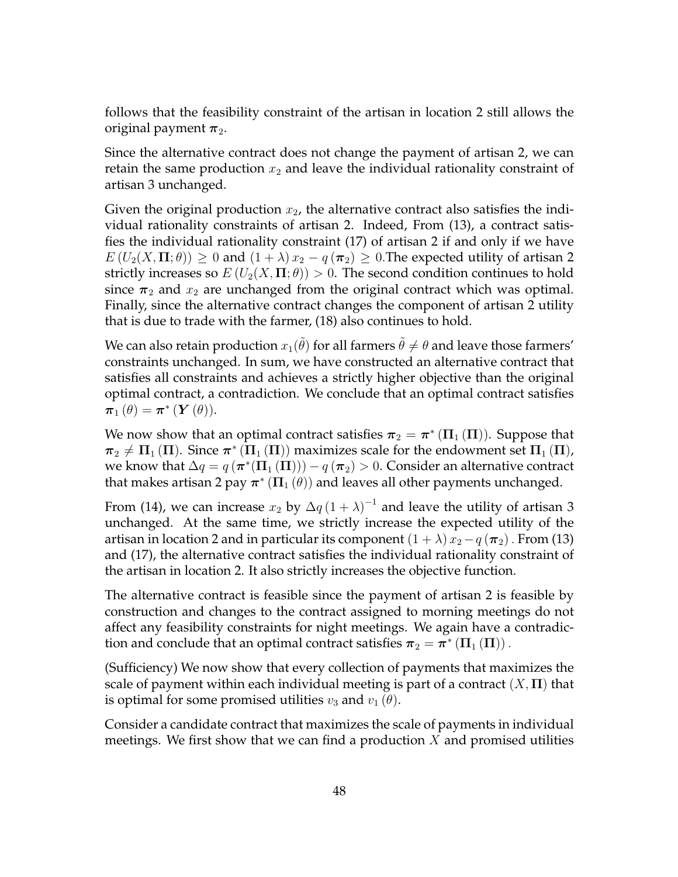follows that the feasibility constraint of the artisan in location 2 still allows the original payment $\boldsymbol{\pi}_2$.

Since the alternative contract does not change the payment of artisan 2, we can retain the same production $x_2$ and leave the individual rationality constraint of artisan 3 unchanged.

Given the original production $x_2$, the alternative contract also satisfies the individual rationality constraints of artisan 2. Indeed, From (13), a contract satisfies the individual rationality constraint (17) of artisan 2 if and only if we have $E\left(U_2(X, \boldsymbol{\Pi}; \theta)\right) \geq 0$ and $(1+\lambda)\, x_2 - q\left(\boldsymbol{\pi}_2\right) \geq 0$.The expected utility of artisan 2 strictly increases so $E\left(U_2(X, \boldsymbol{\Pi}; \theta)\right) > 0$. The second condition continues to hold since $\boldsymbol{\pi}_2$ and $x_2$ are unchanged from the original contract which was optimal. Finally, since the alternative contract changes the component of artisan 2 utility that is due to trade with the farmer, (18) also continues to hold.

We can also retain production $x_1(\tilde{\theta})$ for all farmers $\tilde{\theta} \neq \theta$ and leave those farmers' constraints unchanged. In sum, we have constructed an alternative contract that satisfies all constraints and achieves a strictly higher objective than the original optimal contract, a contradiction. We conclude that an optimal contract satisfies $\boldsymbol{\pi}_1(\theta) = \boldsymbol{\pi}^*\left(\boldsymbol{Y}(\theta)\right)$.

We now show that an optimal contract satisfies $\boldsymbol{\pi}_2 = \boldsymbol{\pi}^*\left(\boldsymbol{\Pi}_1(\boldsymbol{\Pi})\right)$. Suppose that $\boldsymbol{\pi}_2 \neq \boldsymbol{\Pi}_1(\boldsymbol{\Pi})$. Since $\boldsymbol{\pi}^*\left(\boldsymbol{\Pi}_1(\boldsymbol{\Pi})\right)$ maximizes scale for the endowment set $\boldsymbol{\Pi}_1(\boldsymbol{\Pi})$, we know that $\Delta q = q\left(\boldsymbol{\pi}^*(\boldsymbol{\Pi}_1(\boldsymbol{\Pi}))\right) - q\left(\boldsymbol{\pi}_2\right) > 0$. Consider an alternative contract that makes artisan 2 pay $\boldsymbol{\pi}^*\left(\boldsymbol{\Pi}_1(\theta)\right)$ and leaves all other payments unchanged.

From (14), we can increase $x_2$ by $\Delta q\,(1+\lambda)^{-1}$ and leave the utility of artisan 3 unchanged. At the same time, we strictly increase the expected utility of the artisan in location 2 and in particular its component $(1+\lambda)\, x_2 - q\left(\boldsymbol{\pi}_2\right)$. From (13) and (17), the alternative contract satisfies the individual rationality constraint of the artisan in location 2. It also strictly increases the objective function.

The alternative contract is feasible since the payment of artisan 2 is feasible by construction and changes to the contract assigned to morning meetings do not affect any feasibility constraints for night meetings. We again have a contradiction and conclude that an optimal contract satisfies $\boldsymbol{\pi}_2 = \boldsymbol{\pi}^*\left(\boldsymbol{\Pi}_1(\boldsymbol{\Pi})\right)$.

(Sufficiency) We now show that every collection of payments that maximizes the scale of payment within each individual meeting is part of a contract $(X, \boldsymbol{\Pi})$ that is optimal for some promised utilities $v_3$ and $v_1(\theta)$.

Consider a candidate contract that maximizes the scale of payments in individual meetings. We first show that we can find a production $X$ and promised utilities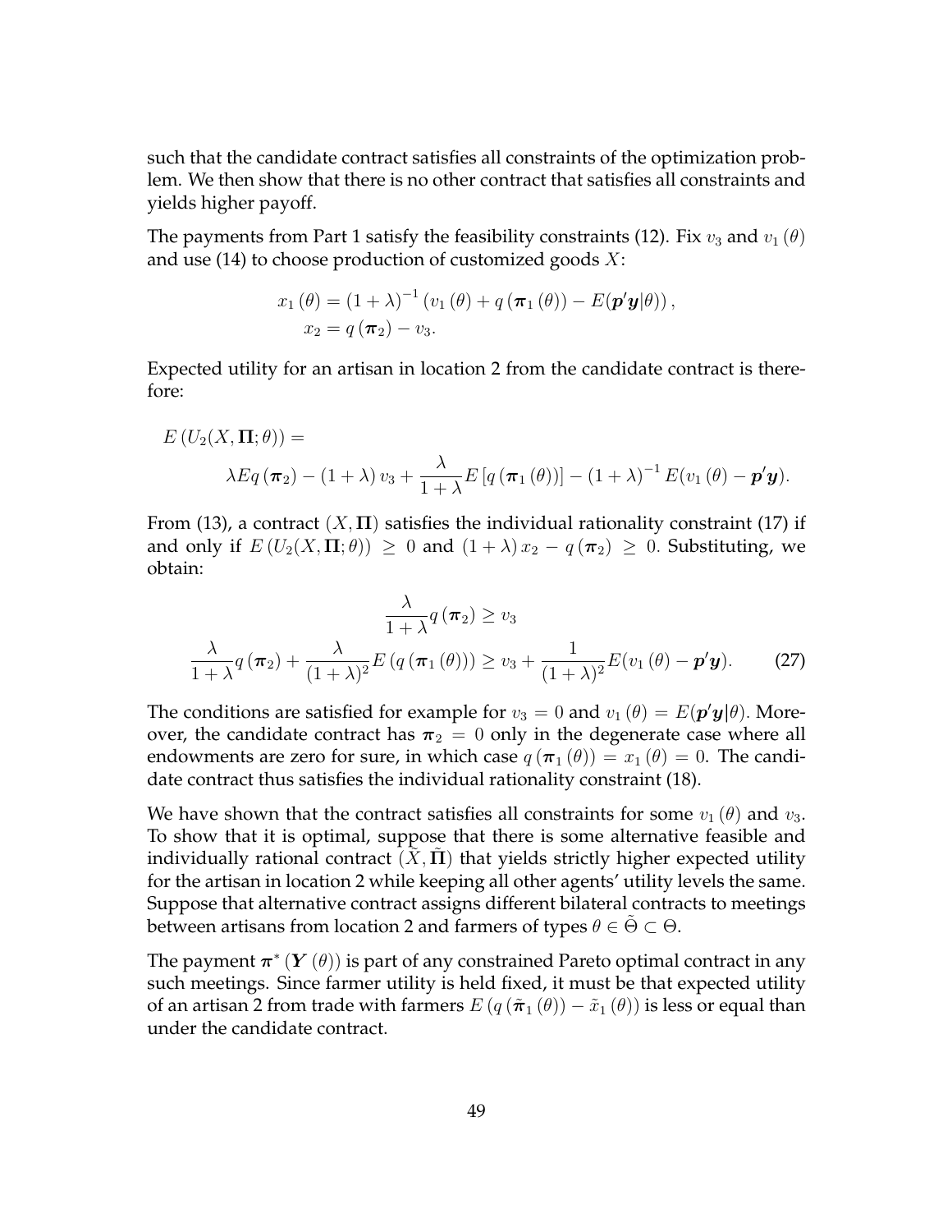such that the candidate contract satisfies all constraints of the optimization problem. We then show that there is no other contract that satisfies all constraints and yields higher payoff.

The payments from Part 1 satisfy the feasibility constraints (12). Fix $v_3$ and $v_1(\theta)$ and use (14) to choose production of customized goods $X$:

$$
\begin{aligned}
x_1(\theta) &= (1+\lambda)^{-1}\left(v_1(\theta) + q(\boldsymbol{\pi}_1(\theta)) - E(\boldsymbol{p}'\boldsymbol{y}|\theta)\right), \\
x_2 &= q(\boldsymbol{\pi}_2) - v_3.
\end{aligned}
$$

Expected utility for an artisan in location 2 from the candidate contract is therefore:

$$
E\left(U_2(X,\boldsymbol{\Pi};\theta)\right) = \lambda E q(\boldsymbol{\pi}_2) - (1+\lambda) v_3 + \frac{\lambda}{1+\lambda} E\left[q(\boldsymbol{\pi}_1(\theta))\right] - (1+\lambda)^{-1} E(v_1(\theta) - \boldsymbol{p}'\boldsymbol{y}).
$$

From (13), a contract $(X,\boldsymbol{\Pi})$ satisfies the individual rationality constraint (17) if and only if $E\left(U_2(X,\boldsymbol{\Pi};\theta)\right) \geq 0$ and $(1+\lambda)x_2 - q(\boldsymbol{\pi}_2) \geq 0$. Substituting, we obtain:

$$
\begin{aligned}
\frac{\lambda}{1+\lambda} q(\boldsymbol{\pi}_2) &\geq v_3 \\
\frac{\lambda}{1+\lambda} q(\boldsymbol{\pi}_2) + \frac{\lambda}{(1+\lambda)^2} E\left(q(\boldsymbol{\pi}_1(\theta))\right) &\geq v_3 + \frac{1}{(1+\lambda)^2} E(v_1(\theta) - \boldsymbol{p}'\boldsymbol{y}). \qquad (27)
\end{aligned}
$$

The conditions are satisfied for example for $v_3 = 0$ and $v_1(\theta) = E(\boldsymbol{p}'\boldsymbol{y}|\theta)$. Moreover, the candidate contract has $\boldsymbol{\pi}_2 = 0$ only in the degenerate case where all endowments are zero for sure, in which case $q(\boldsymbol{\pi}_1(\theta)) = x_1(\theta) = 0$. The candidate contract thus satisfies the individual rationality constraint (18).

We have shown that the contract satisfies all constraints for some $v_1(\theta)$ and $v_3$. To show that it is optimal, suppose that there is some alternative feasible and individually rational contract $(\tilde{X},\tilde{\boldsymbol{\Pi}})$ that yields strictly higher expected utility for the artisan in location 2 while keeping all other agents' utility levels the same. Suppose that alternative contract assigns different bilateral contracts to meetings between artisans from location 2 and farmers of types $\theta \in \tilde{\Theta} \subset \Theta$.

The payment $\boldsymbol{\pi}^*(\boldsymbol{Y}(\theta))$ is part of any constrained Pareto optimal contract in any such meetings. Since farmer utility is held fixed, it must be that expected utility of an artisan 2 from trade with farmers $E\left(q(\tilde{\boldsymbol{\pi}}_1(\theta)) - \tilde{x}_1(\theta)\right)$ is less or equal than under the candidate contract.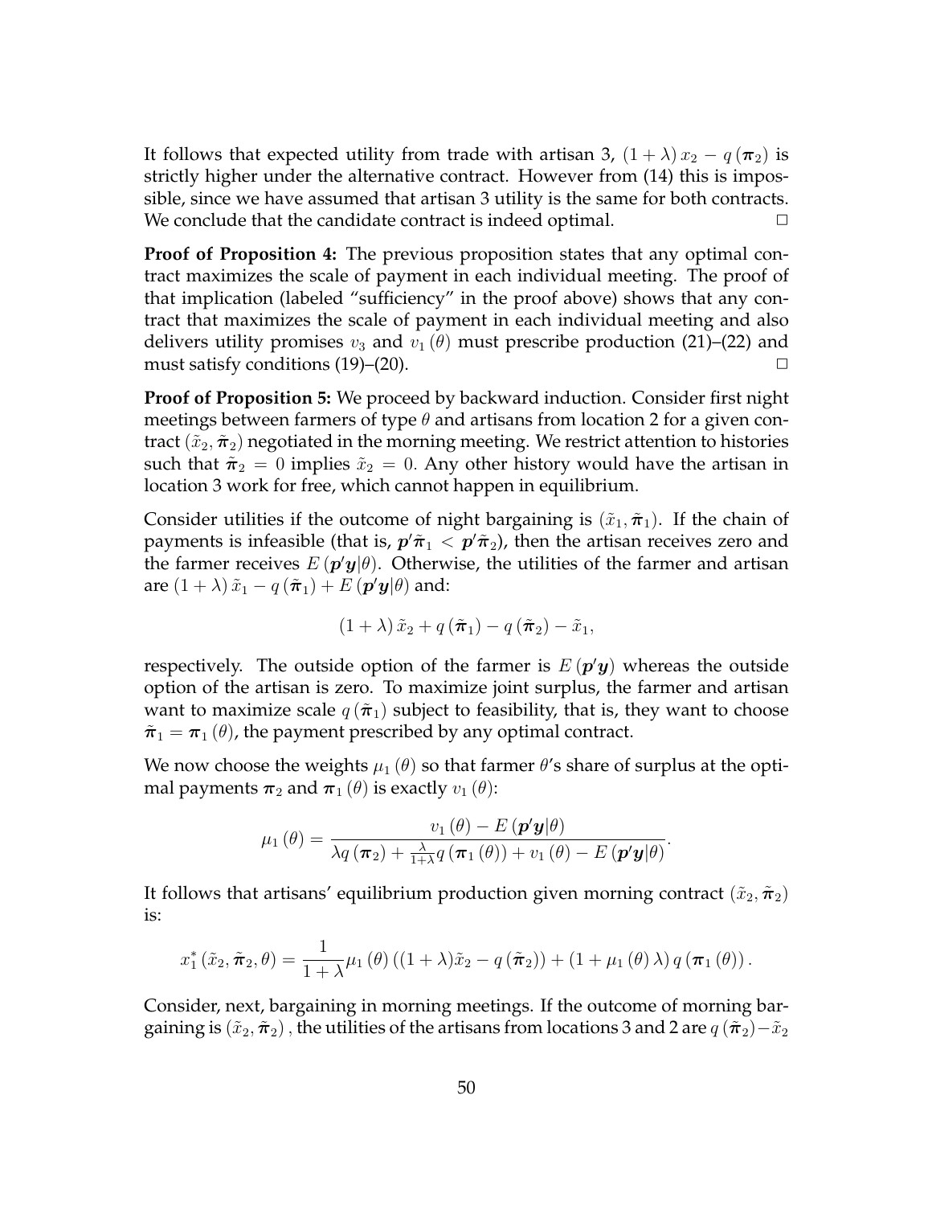It follows that expected utility from trade with artisan 3, $(1+\lambda)\,x_2 - q\,(\boldsymbol{\pi}_2)$ is strictly higher under the alternative contract. However from (14) this is impossible, since we have assumed that artisan 3 utility is the same for both contracts. We conclude that the candidate contract is indeed optimal. $\square$

**Proof of Proposition 4:** The previous proposition states that any optimal contract maximizes the scale of payment in each individual meeting. The proof of that implication (labeled "sufficiency" in the proof above) shows that any contract that maximizes the scale of payment in each individual meeting and also delivers utility promises $v_3$ and $v_1\,(\theta)$ must prescribe production (21)–(22) and must satisfy conditions (19)–(20). $\square$

**Proof of Proposition 5:** We proceed by backward induction. Consider first night meetings between farmers of type $\theta$ and artisans from location 2 for a given contract $(\tilde{x}_2, \tilde{\boldsymbol{\pi}}_2)$ negotiated in the morning meeting. We restrict attention to histories such that $\tilde{\boldsymbol{\pi}}_2 = 0$ implies $\tilde{x}_2 = 0$. Any other history would have the artisan in location 3 work for free, which cannot happen in equilibrium.

Consider utilities if the outcome of night bargaining is $(\tilde{x}_1, \tilde{\boldsymbol{\pi}}_1)$. If the chain of payments is infeasible (that is, $\boldsymbol{p}'\tilde{\boldsymbol{\pi}}_1 < \boldsymbol{p}'\tilde{\boldsymbol{\pi}}_2$), then the artisan receives zero and the farmer receives $E\,(\boldsymbol{p}'\boldsymbol{y}|\theta)$. Otherwise, the utilities of the farmer and artisan are $(1+\lambda)\,\tilde{x}_1 - q\,(\tilde{\boldsymbol{\pi}}_1) + E\,(\boldsymbol{p}'\boldsymbol{y}|\theta)$ and:

$$(1+\lambda)\,\tilde{x}_2 + q\,(\tilde{\boldsymbol{\pi}}_1) - q\,(\tilde{\boldsymbol{\pi}}_2) - \tilde{x}_1,$$

respectively. The outside option of the farmer is $E\,(\boldsymbol{p}'\boldsymbol{y})$ whereas the outside option of the artisan is zero. To maximize joint surplus, the farmer and artisan want to maximize scale $q\,(\tilde{\boldsymbol{\pi}}_1)$ subject to feasibility, that is, they want to choose $\tilde{\boldsymbol{\pi}}_1 = \boldsymbol{\pi}_1\,(\theta)$, the payment prescribed by any optimal contract.

We now choose the weights $\mu_1\,(\theta)$ so that farmer $\theta$'s share of surplus at the optimal payments $\boldsymbol{\pi}_2$ and $\boldsymbol{\pi}_1\,(\theta)$ is exactly $v_1\,(\theta)$:

$$\mu_1\,(\theta) = \frac{v_1\,(\theta) - E\,(\boldsymbol{p}'\boldsymbol{y}|\theta)}{\lambda q\,(\boldsymbol{\pi}_2) + \frac{\lambda}{1+\lambda} q\,(\boldsymbol{\pi}_1\,(\theta)) + v_1\,(\theta) - E\,(\boldsymbol{p}'\boldsymbol{y}|\theta)}.$$

It follows that artisans' equilibrium production given morning contract $(\tilde{x}_2, \tilde{\boldsymbol{\pi}}_2)$ is:

$$x_1^*\,(\tilde{x}_2, \tilde{\boldsymbol{\pi}}_2, \theta) = \frac{1}{1+\lambda}\mu_1\,(\theta)\,((1+\lambda)\tilde{x}_2 - q\,(\tilde{\boldsymbol{\pi}}_2)) + (1+\mu_1\,(\theta)\,\lambda)\,q\,(\boldsymbol{\pi}_1\,(\theta))\,.$$

Consider, next, bargaining in morning meetings. If the outcome of morning bargaining is $(\tilde{x}_2, \tilde{\boldsymbol{\pi}}_2)$, the utilities of the artisans from locations 3 and 2 are $q\,(\tilde{\boldsymbol{\pi}}_2) - \tilde{x}_2$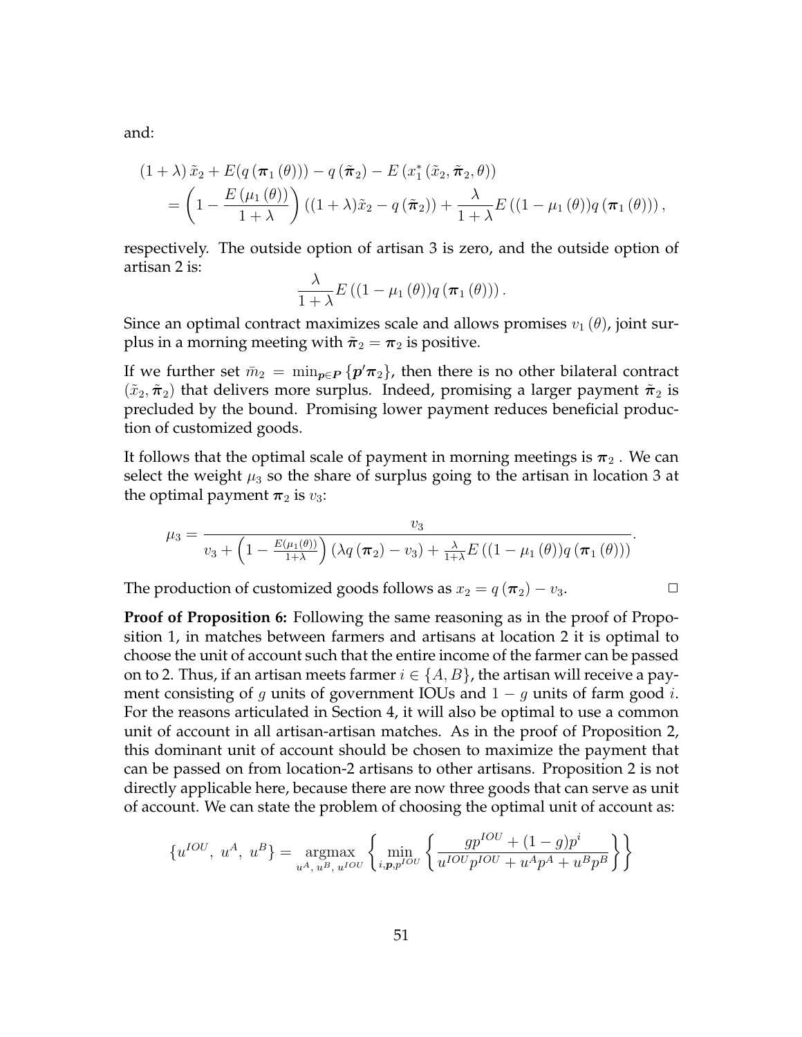and:

$$
\begin{aligned}
&(1+\lambda)\,\tilde{x}_2 + E(q(\boldsymbol{\pi}_1(\theta))) - q(\tilde{\boldsymbol{\pi}}_2) - E(x_1^*(\tilde{x}_2,\tilde{\boldsymbol{\pi}}_2,\theta)) \\
&\quad = \left(1 - \frac{E(\mu_1(\theta))}{1+\lambda}\right)((1+\lambda)\tilde{x}_2 - q(\tilde{\boldsymbol{\pi}}_2)) + \frac{\lambda}{1+\lambda}E((1-\mu_1(\theta))q(\boldsymbol{\pi}_1(\theta))),
\end{aligned}
$$

respectively. The outside option of artisan 3 is zero, and the outside option of artisan 2 is:

$$
\frac{\lambda}{1+\lambda}E((1-\mu_1(\theta))q(\boldsymbol{\pi}_1(\theta))).
$$

Since an optimal contract maximizes scale and allows promises $v_1(\theta)$, joint surplus in a morning meeting with $\tilde{\boldsymbol{\pi}}_2 = \boldsymbol{\pi}_2$ is positive.

If we further set $\bar{m}_2 = \min_{\boldsymbol{p}\in\boldsymbol{P}}\{\boldsymbol{p}'\boldsymbol{\pi}_2\}$, then there is no other bilateral contract $(\tilde{x}_2, \tilde{\boldsymbol{\pi}}_2)$ that delivers more surplus. Indeed, promising a larger payment $\tilde{\boldsymbol{\pi}}_2$ is precluded by the bound. Promising lower payment reduces beneficial production of customized goods.

It follows that the optimal scale of payment in morning meetings is $\boldsymbol{\pi}_2$. We can select the weight $\mu_3$ so the share of surplus going to the artisan in location 3 at the optimal payment $\boldsymbol{\pi}_2$ is $v_3$:

$$
\mu_3 = \frac{v_3}{v_3 + \left(1 - \frac{E(\mu_1(\theta))}{1+\lambda}\right)(\lambda q(\boldsymbol{\pi}_2) - v_3) + \frac{\lambda}{1+\lambda}E((1-\mu_1(\theta))q(\boldsymbol{\pi}_1(\theta)))}.
$$

The production of customized goods follows as $x_2 = q(\boldsymbol{\pi}_2) - v_3$. □

**Proof of Proposition 6:** Following the same reasoning as in the proof of Proposition 1, in matches between farmers and artisans at location 2 it is optimal to choose the unit of account such that the entire income of the farmer can be passed on to 2. Thus, if an artisan meets farmer $i \in \{A, B\}$, the artisan will receive a payment consisting of $g$ units of government IOUs and $1-g$ units of farm good $i$. For the reasons articulated in Section 4, it will also be optimal to use a common unit of account in all artisan-artisan matches. As in the proof of Proposition 2, this dominant unit of account should be chosen to maximize the payment that can be passed on from location-2 artisans to other artisans. Proposition 2 is not directly applicable here, because there are now three goods that can serve as unit of account. We can state the problem of choosing the optimal unit of account as:

$$
\{u^{IOU},\ u^A,\ u^B\} = \underset{u^A,\,u^B,\,u^{IOU}}{\operatorname{argmax}}\left\{\min_{i,\boldsymbol{p},p^{IOU}}\left\{\frac{gp^{IOU} + (1-g)p^i}{u^{IOU}p^{IOU} + u^A p^A + u^B p^B}\right\}\right\}
$$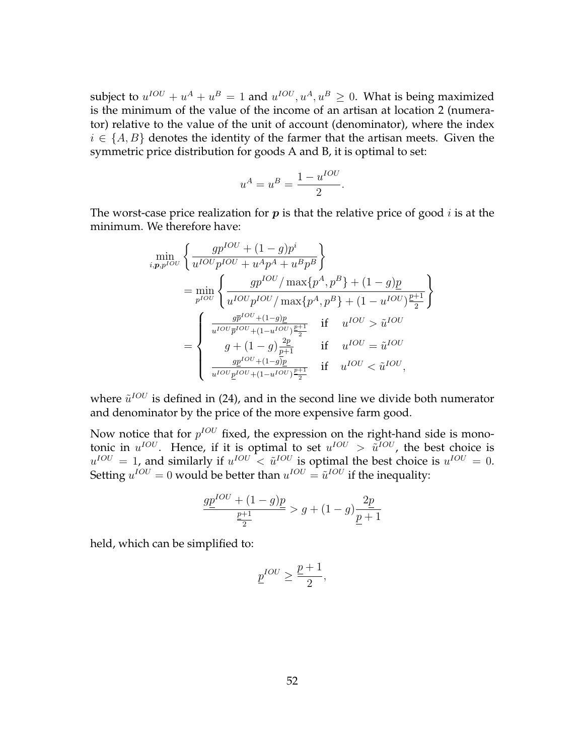subject to $u^{IOU} + u^A + u^B = 1$ and $u^{IOU}, u^A, u^B \geq 0$. What is being maximized is the minimum of the value of the income of an artisan at location 2 (numerator) relative to the value of the unit of account (denominator), where the index $i \in \{A, B\}$ denotes the identity of the farmer that the artisan meets. Given the symmetric price distribution for goods A and B, it is optimal to set:

$$u^A = u^B = \frac{1 - u^{IOU}}{2}.$$

The worst-case price realization for $\boldsymbol{p}$ is that the relative price of good $i$ is at the minimum. We therefore have:

$$\begin{aligned}
&\min_{i,\boldsymbol{p},p^{IOU}} \left\{ \frac{gp^{IOU} + (1-g)p^i}{u^{IOU}p^{IOU} + u^A p^A + u^B p^B} \right\} \\
&= \min_{p^{IOU}} \left\{ \frac{gp^{IOU}/\max\{p^A, p^B\} + (1-g)\underline{p}}{u^{IOU}p^{IOU}/\max\{p^A, p^B\} + (1-u^{IOU})\frac{\underline{p}+1}{2}} \right\} \\
&= \begin{cases} \frac{g\overline{p}^{IOU} + (1-g)\underline{p}}{u^{IOU}\overline{p}^{IOU} + (1-u^{IOU})\frac{\underline{p}+1}{2}} & \text{if} \quad u^{IOU} > \tilde{u}^{IOU} \\ g + (1-g)\frac{2\underline{p}}{\underline{p}+1} & \text{if} \quad u^{IOU} = \tilde{u}^{IOU} \\ \frac{g\underline{p}^{IOU} + (1-g)\underline{p}}{u^{IOU}\underline{p}^{IOU} + (1-u^{IOU})\frac{\underline{p}+1}{2}} & \text{if} \quad u^{IOU} < \tilde{u}^{IOU}, \end{cases}
\end{aligned}$$

where $\tilde{u}^{IOU}$ is defined in (24), and in the second line we divide both numerator and denominator by the price of the more expensive farm good.

Now notice that for $p^{IOU}$ fixed, the expression on the right-hand side is monotonic in $u^{IOU}$. Hence, if it is optimal to set $u^{IOU} > \tilde{u}^{IOU}$, the best choice is $u^{IOU} = 1$, and similarly if $u^{IOU} < \tilde{u}^{IOU}$ is optimal the best choice is $u^{IOU} = 0$. Setting $u^{IOU} = 0$ would be better than $u^{IOU} = \tilde{u}^{IOU}$ if the inequality:

$$\frac{g\underline{p}^{IOU} + (1-g)\underline{p}}{\frac{\underline{p}+1}{2}} > g + (1-g)\frac{2\underline{p}}{\underline{p}+1}$$

held, which can be simplified to:

$$\underline{p}^{IOU} \geq \frac{\underline{p}+1}{2},$$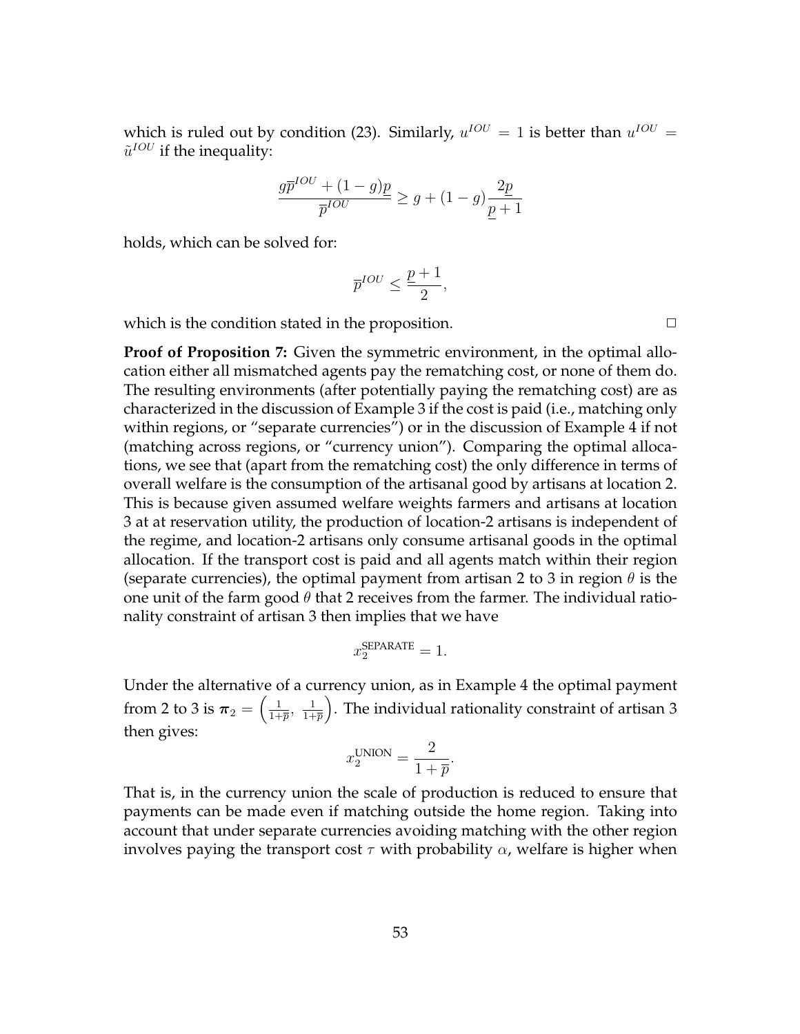which is ruled out by condition (23). Similarly, $u^{IOU} = 1$ is better than $u^{IOU} = \tilde{u}^{IOU}$ if the inequality:

$$\frac{g\overline{p}^{IOU} + (1-g)\underline{p}}{\overline{p}^{IOU}} \geq g + (1-g)\frac{2\underline{p}}{\underline{p}+1}$$

holds, which can be solved for:

$$\overline{p}^{IOU} \leq \frac{\underline{p}+1}{2},$$

which is the condition stated in the proposition. $\square$

**Proof of Proposition 7:** Given the symmetric environment, in the optimal allocation either all mismatched agents pay the rematching cost, or none of them do. The resulting environments (after potentially paying the rematching cost) are as characterized in the discussion of Example 3 if the cost is paid (i.e., matching only within regions, or "separate currencies") or in the discussion of Example 4 if not (matching across regions, or "currency union"). Comparing the optimal allocations, we see that (apart from the rematching cost) the only difference in terms of overall welfare is the consumption of the artisanal good by artisans at location 2. This is because given assumed welfare weights farmers and artisans at location 3 at at reservation utility, the production of location-2 artisans is independent of the regime, and location-2 artisans only consume artisanal goods in the optimal allocation. If the transport cost is paid and all agents match within their region (separate currencies), the optimal payment from artisan 2 to 3 in region $\theta$ is the one unit of the farm good $\theta$ that 2 receives from the farmer. The individual rationality constraint of artisan 3 then implies that we have

$$x_2^{\text{SEPARATE}} = 1.$$

Under the alternative of a currency union, as in Example 4 the optimal payment from 2 to 3 is $\boldsymbol{\pi}_2 = \left(\frac{1}{1+\overline{p}},\ \frac{1}{1+\overline{p}}\right)$. The individual rationality constraint of artisan 3 then gives:

$$x_2^{\text{UNION}} = \frac{2}{1+\overline{p}}.$$

That is, in the currency union the scale of production is reduced to ensure that payments can be made even if matching outside the home region. Taking into account that under separate currencies avoiding matching with the other region involves paying the transport cost $\tau$ with probability $\alpha$, welfare is higher when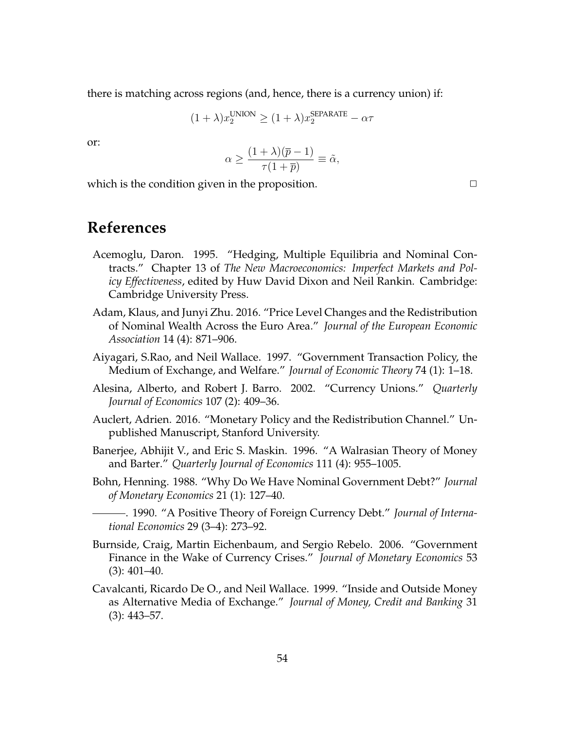there is matching across regions (and, hence, there is a currency union) if:

$$(1+\lambda)x_2^{\text{UNION}} \geq (1+\lambda)x_2^{\text{SEPARATE}} - \alpha\tau$$

or:

$$\alpha \geq \frac{(1+\lambda)(\overline{p}-1)}{\tau(1+\overline{p})} \equiv \tilde{\alpha},$$

which is the condition given in the proposition. □

# References

Acemoglu, Daron. 1995. "Hedging, Multiple Equilibria and Nominal Contracts." Chapter 13 of *The New Macroeconomics: Imperfect Markets and Policy Effectiveness*, edited by Huw David Dixon and Neil Rankin. Cambridge: Cambridge University Press.

Adam, Klaus, and Junyi Zhu. 2016. "Price Level Changes and the Redistribution of Nominal Wealth Across the Euro Area." *Journal of the European Economic Association* 14 (4): 871–906.

Aiyagari, S.Rao, and Neil Wallace. 1997. "Government Transaction Policy, the Medium of Exchange, and Welfare." *Journal of Economic Theory* 74 (1): 1–18.

Alesina, Alberto, and Robert J. Barro. 2002. "Currency Unions." *Quarterly Journal of Economics* 107 (2): 409–36.

Auclert, Adrien. 2016. "Monetary Policy and the Redistribution Channel." Unpublished Manuscript, Stanford University.

Banerjee, Abhijit V., and Eric S. Maskin. 1996. "A Walrasian Theory of Money and Barter." *Quarterly Journal of Economics* 111 (4): 955–1005.

Bohn, Henning. 1988. "Why Do We Have Nominal Government Debt?" *Journal of Monetary Economics* 21 (1): 127–40.

———. 1990. "A Positive Theory of Foreign Currency Debt." *Journal of International Economics* 29 (3–4): 273–92.

Burnside, Craig, Martin Eichenbaum, and Sergio Rebelo. 2006. "Government Finance in the Wake of Currency Crises." *Journal of Monetary Economics* 53 (3): 401–40.

Cavalcanti, Ricardo De O., and Neil Wallace. 1999. "Inside and Outside Money as Alternative Media of Exchange." *Journal of Money, Credit and Banking* 31 (3): 443–57.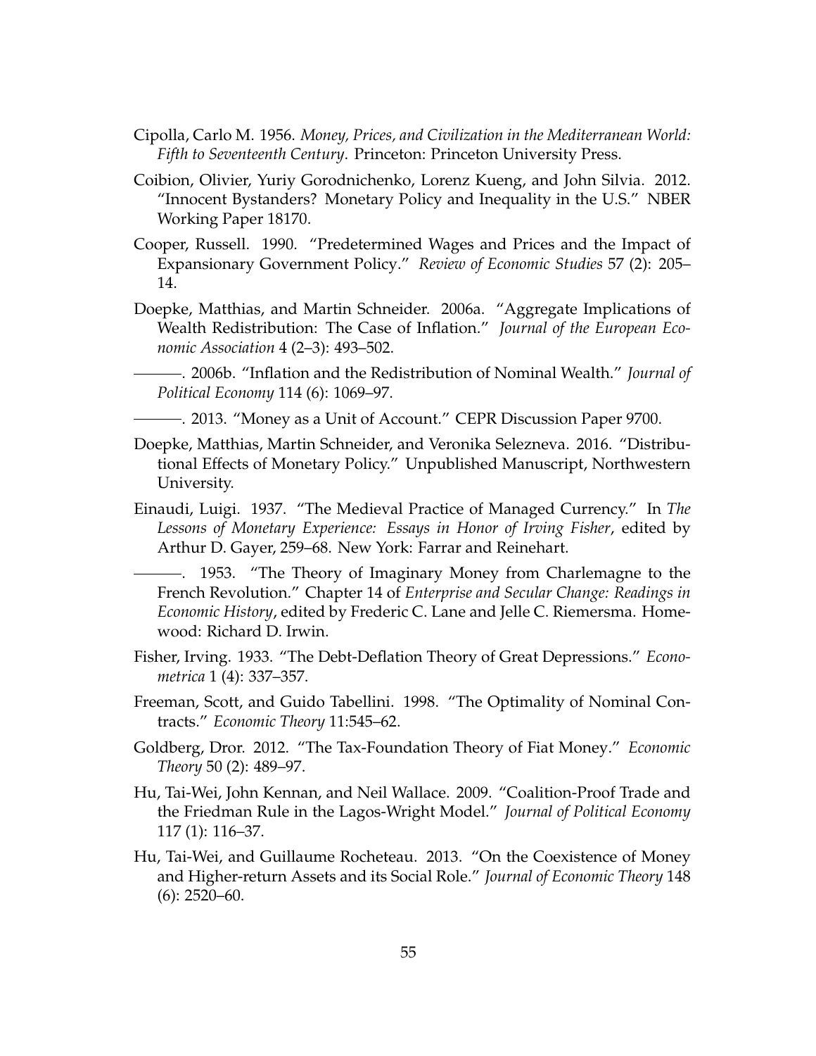Cipolla, Carlo M. 1956. *Money, Prices, and Civilization in the Mediterranean World: Fifth to Seventeenth Century*. Princeton: Princeton University Press.

Coibion, Olivier, Yuriy Gorodnichenko, Lorenz Kueng, and John Silvia. 2012. "Innocent Bystanders? Monetary Policy and Inequality in the U.S." NBER Working Paper 18170.

Cooper, Russell. 1990. "Predetermined Wages and Prices and the Impact of Expansionary Government Policy." *Review of Economic Studies* 57 (2): 205–14.

Doepke, Matthias, and Martin Schneider. 2006a. "Aggregate Implications of Wealth Redistribution: The Case of Inflation." *Journal of the European Economic Association* 4 (2–3): 493–502.

———. 2006b. "Inflation and the Redistribution of Nominal Wealth." *Journal of Political Economy* 114 (6): 1069–97.

———. 2013. "Money as a Unit of Account." CEPR Discussion Paper 9700.

Doepke, Matthias, Martin Schneider, and Veronika Selezneva. 2016. "Distributional Effects of Monetary Policy." Unpublished Manuscript, Northwestern University.

Einaudi, Luigi. 1937. "The Medieval Practice of Managed Currency." In *The Lessons of Monetary Experience: Essays in Honor of Irving Fisher*, edited by Arthur D. Gayer, 259–68. New York: Farrar and Reinehart.

———. 1953. "The Theory of Imaginary Money from Charlemagne to the French Revolution." Chapter 14 of *Enterprise and Secular Change: Readings in Economic History*, edited by Frederic C. Lane and Jelle C. Riemersma. Homewood: Richard D. Irwin.

Fisher, Irving. 1933. "The Debt-Deflation Theory of Great Depressions." *Econometrica* 1 (4): 337–357.

Freeman, Scott, and Guido Tabellini. 1998. "The Optimality of Nominal Contracts." *Economic Theory* 11:545–62.

Goldberg, Dror. 2012. "The Tax-Foundation Theory of Fiat Money." *Economic Theory* 50 (2): 489–97.

Hu, Tai-Wei, John Kennan, and Neil Wallace. 2009. "Coalition-Proof Trade and the Friedman Rule in the Lagos-Wright Model." *Journal of Political Economy* 117 (1): 116–37.

Hu, Tai-Wei, and Guillaume Rocheteau. 2013. "On the Coexistence of Money and Higher-return Assets and its Social Role." *Journal of Economic Theory* 148 (6): 2520–60.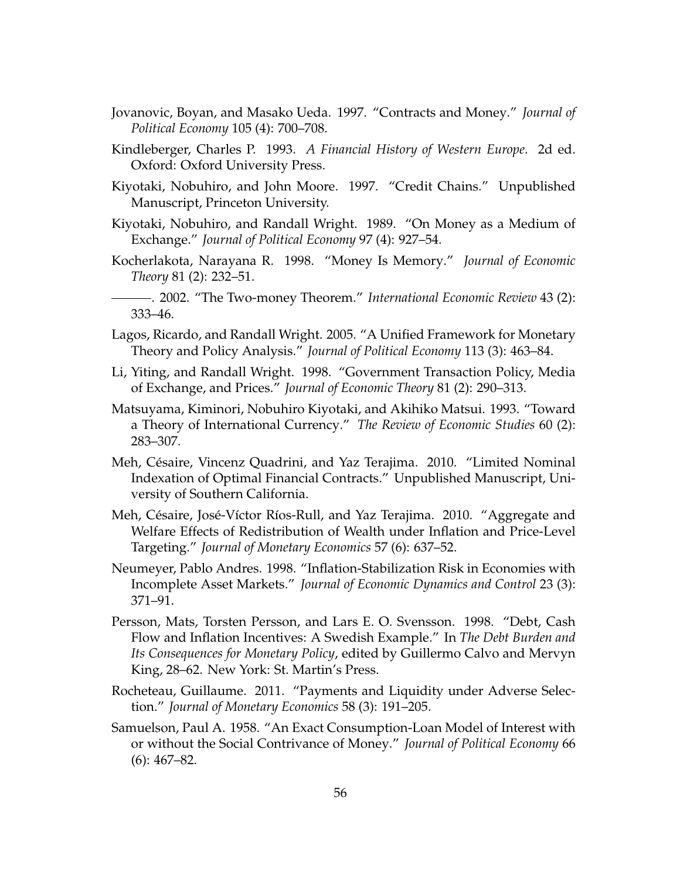Jovanovic, Boyan, and Masako Ueda. 1997. "Contracts and Money." *Journal of Political Economy* 105 (4): 700–708.

Kindleberger, Charles P. 1993. *A Financial History of Western Europe*. 2d ed. Oxford: Oxford University Press.

Kiyotaki, Nobuhiro, and John Moore. 1997. "Credit Chains." Unpublished Manuscript, Princeton University.

Kiyotaki, Nobuhiro, and Randall Wright. 1989. "On Money as a Medium of Exchange." *Journal of Political Economy* 97 (4): 927–54.

Kocherlakota, Narayana R. 1998. "Money Is Memory." *Journal of Economic Theory* 81 (2): 232–51.

———. 2002. "The Two-money Theorem." *International Economic Review* 43 (2): 333–46.

Lagos, Ricardo, and Randall Wright. 2005. "A Unified Framework for Monetary Theory and Policy Analysis." *Journal of Political Economy* 113 (3): 463–84.

Li, Yiting, and Randall Wright. 1998. "Government Transaction Policy, Media of Exchange, and Prices." *Journal of Economic Theory* 81 (2): 290–313.

Matsuyama, Kiminori, Nobuhiro Kiyotaki, and Akihiko Matsui. 1993. "Toward a Theory of International Currency." *The Review of Economic Studies* 60 (2): 283–307.

Meh, Césaire, Vincenz Quadrini, and Yaz Terajima. 2010. "Limited Nominal Indexation of Optimal Financial Contracts." Unpublished Manuscript, University of Southern California.

Meh, Césaire, José-Víctor Ríos-Rull, and Yaz Terajima. 2010. "Aggregate and Welfare Effects of Redistribution of Wealth under Inflation and Price-Level Targeting." *Journal of Monetary Economics* 57 (6): 637–52.

Neumeyer, Pablo Andres. 1998. "Inflation-Stabilization Risk in Economies with Incomplete Asset Markets." *Journal of Economic Dynamics and Control* 23 (3): 371–91.

Persson, Mats, Torsten Persson, and Lars E. O. Svensson. 1998. "Debt, Cash Flow and Inflation Incentives: A Swedish Example." In *The Debt Burden and Its Consequences for Monetary Policy*, edited by Guillermo Calvo and Mervyn King, 28–62. New York: St. Martin's Press.

Rocheteau, Guillaume. 2011. "Payments and Liquidity under Adverse Selection." *Journal of Monetary Economics* 58 (3): 191–205.

Samuelson, Paul A. 1958. "An Exact Consumption-Loan Model of Interest with or without the Social Contrivance of Money." *Journal of Political Economy* 66 (6): 467–82.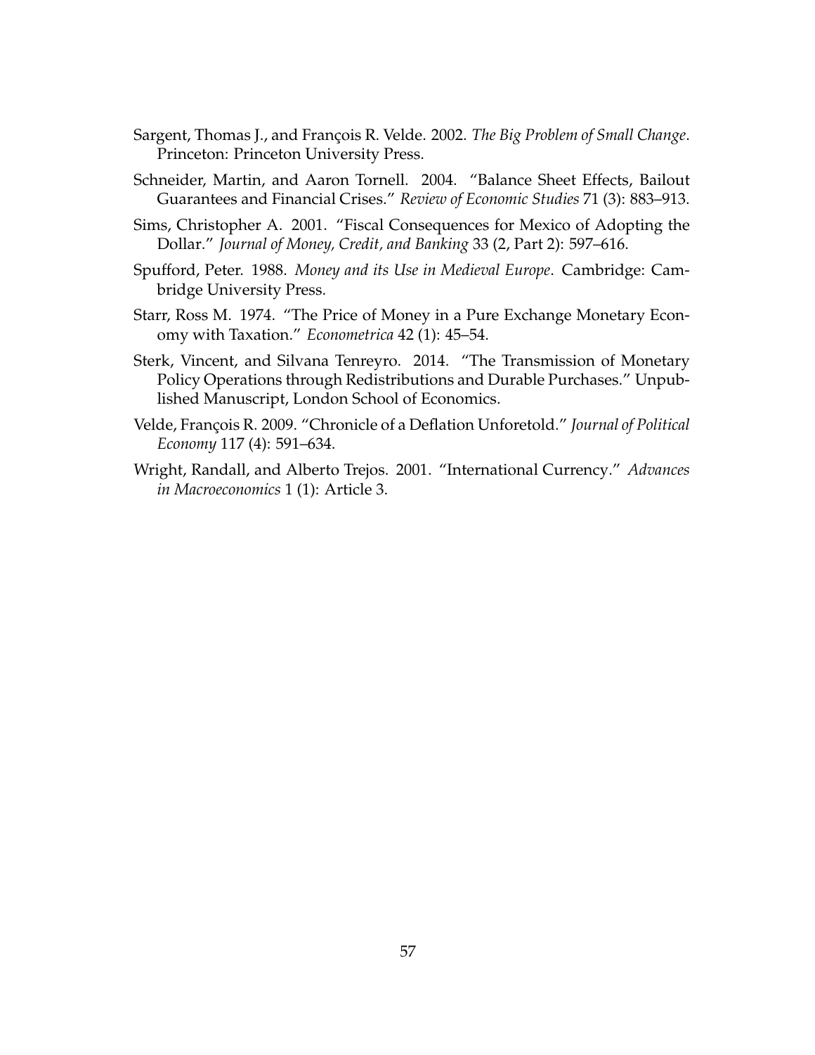Sargent, Thomas J., and François R. Velde. 2002. *The Big Problem of Small Change*. Princeton: Princeton University Press.

Schneider, Martin, and Aaron Tornell. 2004. "Balance Sheet Effects, Bailout Guarantees and Financial Crises." *Review of Economic Studies* 71 (3): 883–913.

Sims, Christopher A. 2001. "Fiscal Consequences for Mexico of Adopting the Dollar." *Journal of Money, Credit, and Banking* 33 (2, Part 2): 597–616.

Spufford, Peter. 1988. *Money and its Use in Medieval Europe*. Cambridge: Cambridge University Press.

Starr, Ross M. 1974. "The Price of Money in a Pure Exchange Monetary Economy with Taxation." *Econometrica* 42 (1): 45–54.

Sterk, Vincent, and Silvana Tenreyro. 2014. "The Transmission of Monetary Policy Operations through Redistributions and Durable Purchases." Unpublished Manuscript, London School of Economics.

Velde, François R. 2009. "Chronicle of a Deflation Unforetold." *Journal of Political Economy* 117 (4): 591–634.

Wright, Randall, and Alberto Trejos. 2001. "International Currency." *Advances in Macroeconomics* 1 (1): Article 3.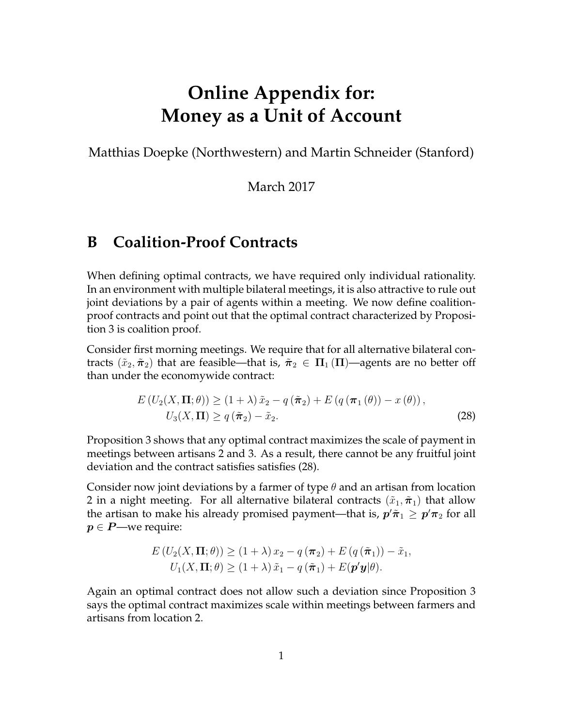# Online Appendix for: Money as a Unit of Account

Matthias Doepke (Northwestern) and Martin Schneider (Stanford)

March 2017

## B Coalition-Proof Contracts

When defining optimal contracts, we have required only individual rationality. In an environment with multiple bilateral meetings, it is also attractive to rule out joint deviations by a pair of agents within a meeting. We now define coalition-proof contracts and point out that the optimal contract characterized by Proposition 3 is coalition proof.

Consider first morning meetings. We require that for all alternative bilateral contracts $(\tilde{x}_2, \tilde{\boldsymbol{\pi}}_2)$ that are feasible—that is, $\tilde{\boldsymbol{\pi}}_2 \in \boldsymbol{\Pi}_1(\boldsymbol{\Pi})$—agents are no better off than under the economywide contract:

$$
\begin{aligned}
E\left(U_2(X, \boldsymbol{\Pi}; \theta)\right) &\geq (1+\lambda)\, \tilde{x}_2 - q\left(\tilde{\boldsymbol{\pi}}_2\right) + E\left(q\left(\boldsymbol{\pi}_1(\theta)\right) - x(\theta)\right), \\
U_3(X, \boldsymbol{\Pi}) &\geq q\left(\tilde{\boldsymbol{\pi}}_2\right) - \tilde{x}_2.
\end{aligned} \tag{28}
$$

Proposition 3 shows that any optimal contract maximizes the scale of payment in meetings between artisans 2 and 3. As a result, there cannot be any fruitful joint deviation and the contract satisfies satisfies (28).

Consider now joint deviations by a farmer of type $\theta$ and an artisan from location 2 in a night meeting. For all alternative bilateral contracts $(\tilde{x}_1, \tilde{\boldsymbol{\pi}}_1)$ that allow the artisan to make his already promised payment—that is, $\boldsymbol{p}'\tilde{\boldsymbol{\pi}}_1 \geq \boldsymbol{p}'\boldsymbol{\pi}_2$ for all $\boldsymbol{p} \in \boldsymbol{P}$—we require:

$$
\begin{aligned}
E\left(U_2(X, \boldsymbol{\Pi}; \theta)\right) &\geq (1+\lambda)\, x_2 - q\left(\boldsymbol{\pi}_2\right) + E\left(q\left(\tilde{\boldsymbol{\pi}}_1\right)\right) - \tilde{x}_1, \\
U_1(X, \boldsymbol{\Pi}; \theta) &\geq (1+\lambda)\, \tilde{x}_1 - q\left(\tilde{\boldsymbol{\pi}}_1\right) + E(\boldsymbol{p}'\boldsymbol{y}|\theta).
\end{aligned}
$$

Again an optimal contract does not allow such a deviation since Proposition 3 says the optimal contract maximizes scale within meetings between farmers and artisans from location 2.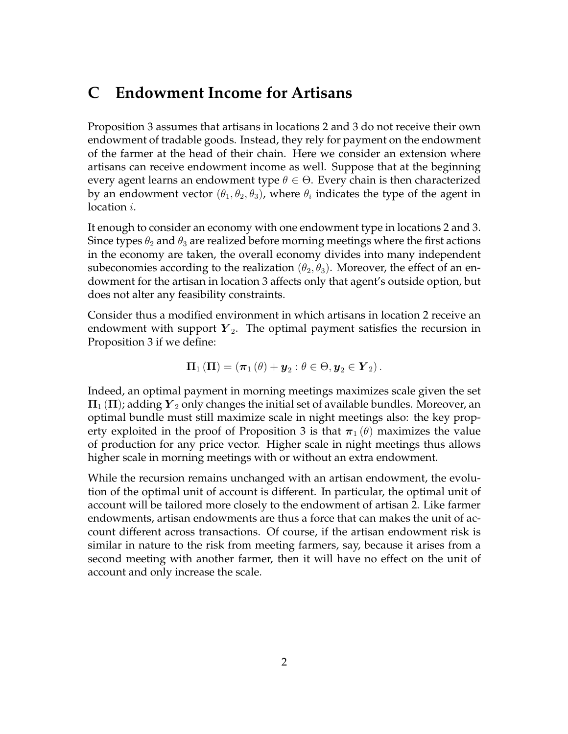## C Endowment Income for Artisans

Proposition 3 assumes that artisans in locations 2 and 3 do not receive their own endowment of tradable goods. Instead, they rely for payment on the endowment of the farmer at the head of their chain. Here we consider an extension where artisans can receive endowment income as well. Suppose that at the beginning every agent learns an endowment type $\theta \in \Theta$. Every chain is then characterized by an endowment vector $(\theta_1, \theta_2, \theta_3)$, where $\theta_i$ indicates the type of the agent in location $i$.

It enough to consider an economy with one endowment type in locations 2 and 3. Since types $\theta_2$ and $\theta_3$ are realized before morning meetings where the first actions in the economy are taken, the overall economy divides into many independent subeconomies according to the realization $(\theta_2, \theta_3)$. Moreover, the effect of an endowment for the artisan in location 3 affects only that agent's outside option, but does not alter any feasibility constraints.

Consider thus a modified environment in which artisans in location 2 receive an endowment with support $\boldsymbol{Y}_2$. The optimal payment satisfies the recursion in Proposition 3 if we define:

$$\boldsymbol{\Pi}_1(\boldsymbol{\Pi}) = (\boldsymbol{\pi}_1(\theta) + \boldsymbol{y}_2 : \theta \in \Theta, \boldsymbol{y}_2 \in \boldsymbol{Y}_2).$$

Indeed, an optimal payment in morning meetings maximizes scale given the set $\boldsymbol{\Pi}_1(\boldsymbol{\Pi})$; adding $\boldsymbol{Y}_2$ only changes the initial set of available bundles. Moreover, an optimal bundle must still maximize scale in night meetings also: the key property exploited in the proof of Proposition 3 is that $\boldsymbol{\pi}_1(\theta)$ maximizes the value of production for any price vector. Higher scale in night meetings thus allows higher scale in morning meetings with or without an extra endowment.

While the recursion remains unchanged with an artisan endowment, the evolution of the optimal unit of account is different. In particular, the optimal unit of account will be tailored more closely to the endowment of artisan 2. Like farmer endowments, artisan endowments are thus a force that can makes the unit of account different across transactions. Of course, if the artisan endowment risk is similar in nature to the risk from meeting farmers, say, because it arises from a second meeting with another farmer, then it will have no effect on the unit of account and only increase the scale.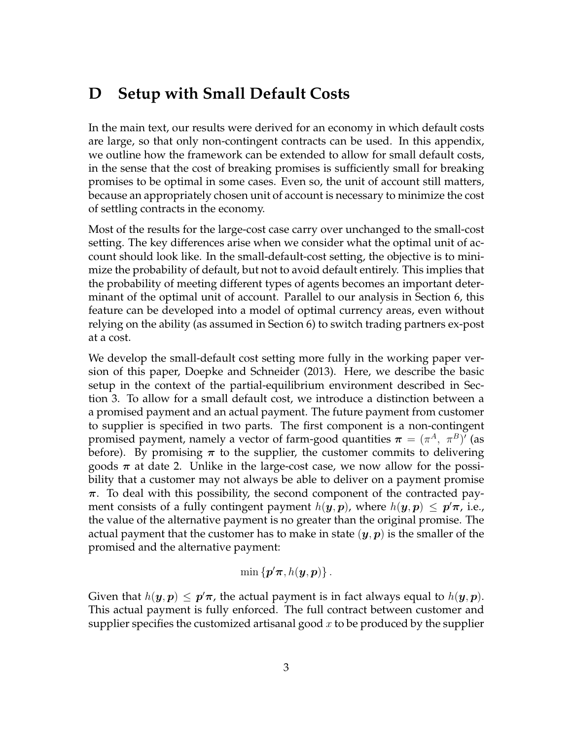# D Setup with Small Default Costs

In the main text, our results were derived for an economy in which default costs are large, so that only non-contingent contracts can be used. In this appendix, we outline how the framework can be extended to allow for small default costs, in the sense that the cost of breaking promises is sufficiently small for breaking promises to be optimal in some cases. Even so, the unit of account still matters, because an appropriately chosen unit of account is necessary to minimize the cost of settling contracts in the economy.

Most of the results for the large-cost case carry over unchanged to the small-cost setting. The key differences arise when we consider what the optimal unit of account should look like. In the small-default-cost setting, the objective is to minimize the probability of default, but not to avoid default entirely. This implies that the probability of meeting different types of agents becomes an important determinant of the optimal unit of account. Parallel to our analysis in Section 6, this feature can be developed into a model of optimal currency areas, even without relying on the ability (as assumed in Section 6) to switch trading partners ex-post at a cost.

We develop the small-default cost setting more fully in the working paper version of this paper, Doepke and Schneider (2013). Here, we describe the basic setup in the context of the partial-equilibrium environment described in Section 3. To allow for a small default cost, we introduce a distinction between a a promised payment and an actual payment. The future payment from customer to supplier is specified in two parts. The first component is a non-contingent promised payment, namely a vector of farm-good quantities $\boldsymbol{\pi} = (\pi^A,\ \pi^B)'$ (as before). By promising $\boldsymbol{\pi}$ to the supplier, the customer commits to delivering goods $\boldsymbol{\pi}$ at date 2. Unlike in the large-cost case, we now allow for the possibility that a customer may not always be able to deliver on a payment promise $\boldsymbol{\pi}$. To deal with this possibility, the second component of the contracted payment consists of a fully contingent payment $h(\boldsymbol{y}, \boldsymbol{p})$, where $h(\boldsymbol{y}, \boldsymbol{p}) \leq \boldsymbol{p}'\boldsymbol{\pi}$, i.e., the value of the alternative payment is no greater than the original promise. The actual payment that the customer has to make in state $(\boldsymbol{y}, \boldsymbol{p})$ is the smaller of the promised and the alternative payment:

$$\min \{\boldsymbol{p}'\boldsymbol{\pi}, h(\boldsymbol{y}, \boldsymbol{p})\}\,.$$

Given that $h(\boldsymbol{y}, \boldsymbol{p}) \leq \boldsymbol{p}'\boldsymbol{\pi}$, the actual payment is in fact always equal to $h(\boldsymbol{y}, \boldsymbol{p})$. This actual payment is fully enforced. The full contract between customer and supplier specifies the customized artisanal good $x$ to be produced by the supplier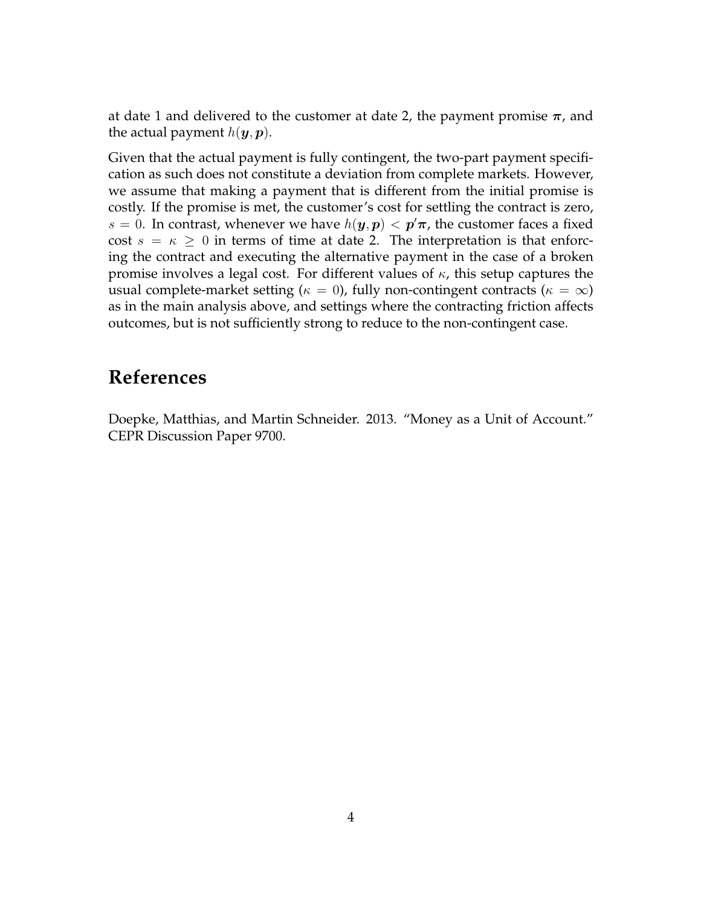at date 1 and delivered to the customer at date 2, the payment promise $\boldsymbol{\pi}$, and the actual payment $h(\boldsymbol{y}, \boldsymbol{p})$.

Given that the actual payment is fully contingent, the two-part payment specification as such does not constitute a deviation from complete markets. However, we assume that making a payment that is different from the initial promise is costly. If the promise is met, the customer's cost for settling the contract is zero, $s = 0$. In contrast, whenever we have $h(\boldsymbol{y}, \boldsymbol{p}) < \boldsymbol{p}'\boldsymbol{\pi}$, the customer faces a fixed cost $s = \kappa \geq 0$ in terms of time at date 2. The interpretation is that enforcing the contract and executing the alternative payment in the case of a broken promise involves a legal cost. For different values of $\kappa$, this setup captures the usual complete-market setting ($\kappa = 0$), fully non-contingent contracts ($\kappa = \infty$) as in the main analysis above, and settings where the contracting friction affects outcomes, but is not sufficiently strong to reduce to the non-contingent case.

## References

Doepke, Matthias, and Martin Schneider. 2013. "Money as a Unit of Account." CEPR Discussion Paper 9700.